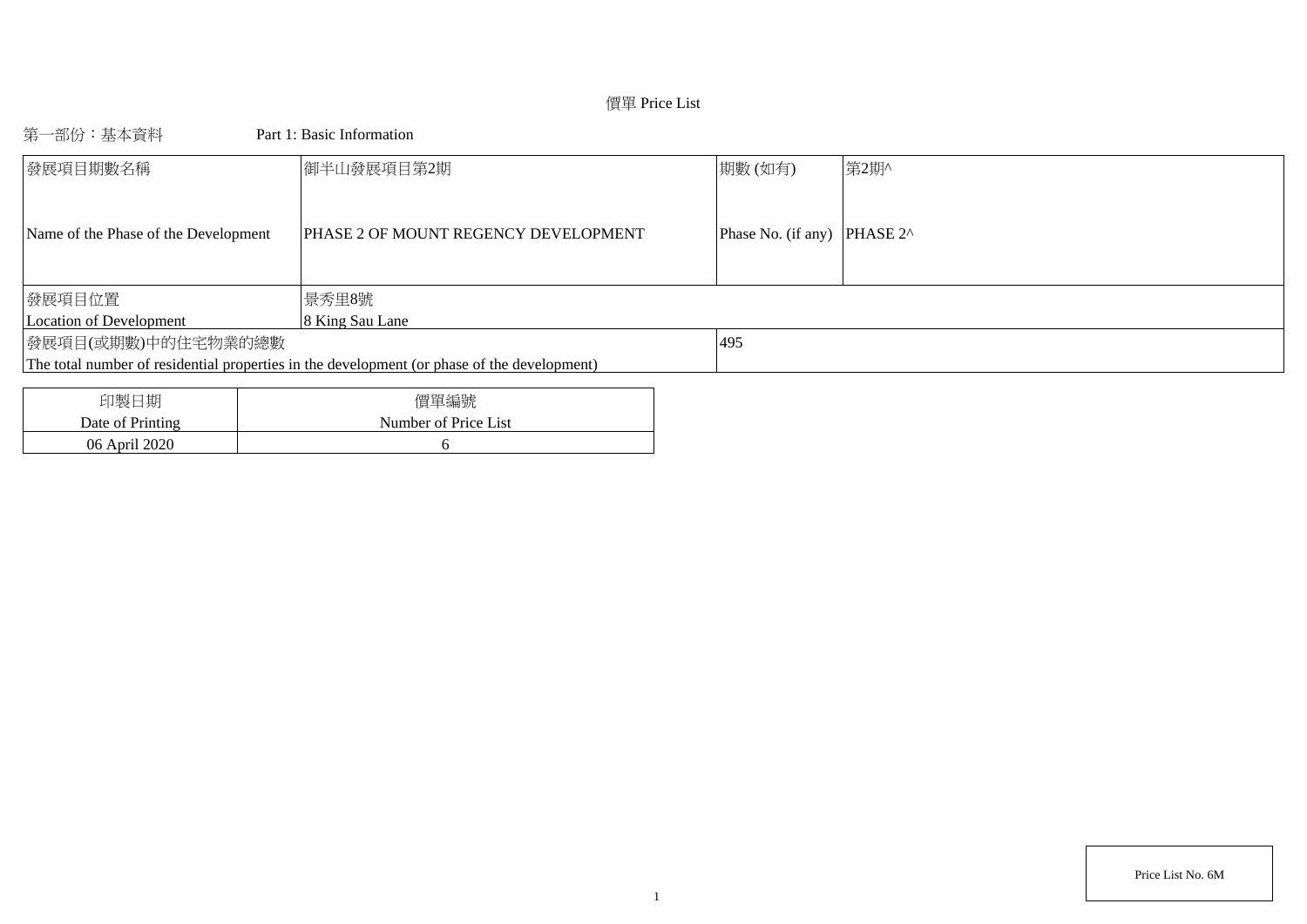# 價單 Price List

## 第一部份：基本資料　　Part 1: Basic Information

| 發展項目期數名稱<br>Name of the Phase of the Development | 御半山發展項目第2期<br>PHASE 2 OF MOUNT REGENCY DEVELOPMENT | 期數 (如有)<br>Phase No. (if any) | 第2期^<br>PHASE 2^ |
|---|---|---|---|
| 發展項目位置<br>Location of Development | 景秀里8號<br>8 King Sau Lane | | |
| 發展項目(或期數)中的住宅物業的總數<br>The total number of residential properties in the development (or phase of the development) | | 495 | |

| 印製日期<br>Date of Printing | 價單編號<br>Number of Price List |
|---|---|
| 06 April 2020 | 6 |

Price List No. 6M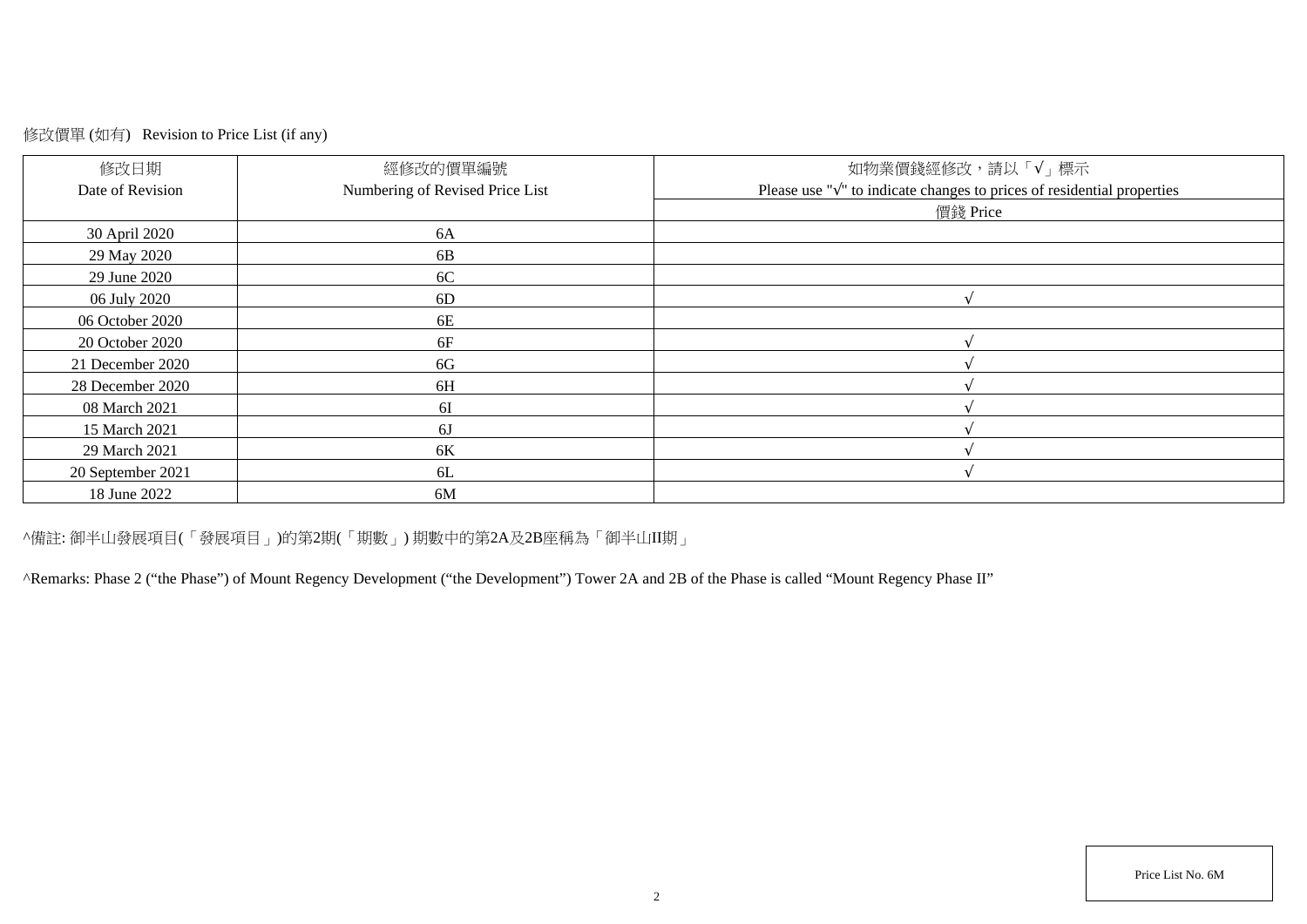修改價單 (如有) Revision to Price List (if any)

| 修改日期<br>Date of Revision | 經修改的價單編號<br>Numbering of Revised Price List | 如物業價錢經修改，請以「√」標示<br>Please use "√" to indicate changes to prices of residential properties |
|---|---|---|
| | | 價錢 Price |
| 30 April 2020 | 6A | |
| 29 May 2020 | 6B | |
| 29 June 2020 | 6C | |
| 06 July 2020 | 6D | √ |
| 06 October 2020 | 6E | |
| 20 October 2020 | 6F | √ |
| 21 December 2020 | 6G | √ |
| 28 December 2020 | 6H | √ |
| 08 March 2021 | 6I | √ |
| 15 March 2021 | 6J | √ |
| 29 March 2021 | 6K | √ |
| 20 September 2021 | 6L | √ |
| 18 June 2022 | 6M | |

^備註: 御半山發展項目(「發展項目」)的第2期(「期數」) 期數中的第2A及2B座稱為「御半山II期」

^Remarks: Phase 2 ("the Phase") of Mount Regency Development ("the Development") Tower 2A and 2B of the Phase is called "Mount Regency Phase II"

Price List No. 6M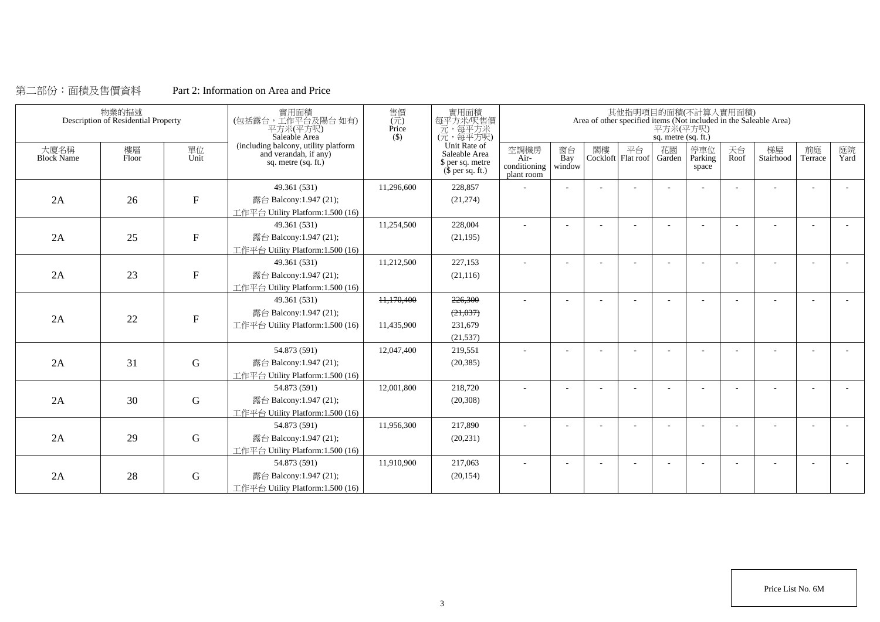第二部份：面積及售價資料　　　Part 2: Information on Area and Price

| 物業的描述 Description of Residential Property | | | 實用面積 (包括露台，工作平台及陽台 如有) 平方米(平方呎) Saleable Area (including balcony, utility platform and verandah, if any) sq. metre (sq. ft.) | 售價 (元) Price ($) | 實用面積 每平方米/呎售價 元，每平方米 (元，每平方呎) Unit Rate of Saleable Area $ per sq. metre ($ per sq. ft.) | 其他指明項目的面積(不計算入實用面積) Area of other specified items (Not included in the Saleable Area) 平方米(平方呎) sq. metre (sq. ft.) | | | | | | | | | |
|---|---|---|---|---|---|---|---|---|---|---|---|---|---|---|---|
| 大廈名稱 Block Name | 樓層 Floor | 單位 Unit | | | | 空調機房 Air-conditioning plant room | 窗台 Bay window | 閣樓 Cockloft | 平台 Flat roof | 花園 Garden | 停車位 Parking space | 天台 Roof | 梯屋 Stairhood | 前庭 Terrace | 庭院 Yard |
| 2A | 26 | F | 49.361 (531) 露台 Balcony:1.947 (21); 工作平台 Utility Platform:1.500 (16) | 11,296,600 | 228,857 (21,274) | - | - | - | - | - | - | - | - | - | - |
| 2A | 25 | F | 49.361 (531) 露台 Balcony:1.947 (21); 工作平台 Utility Platform:1.500 (16) | 11,254,500 | 228,004 (21,195) | - | - | - | - | - | - | - | - | - | - |
| 2A | 23 | F | 49.361 (531) 露台 Balcony:1.947 (21); 工作平台 Utility Platform:1.500 (16) | 11,212,500 | 227,153 (21,116) | - | - | - | - | - | - | - | - | - | - |
| 2A | 22 | F | 49.361 (531) 露台 Balcony:1.947 (21); 工作平台 Utility Platform:1.500 (16) | ~~11,170,400~~ 11,435,900 | ~~226,300~~ ~~(21,037)~~ 231,679 (21,537) | - | - | - | - | - | - | - | - | - | - |
| 2A | 31 | G | 54.873 (591) 露台 Balcony:1.947 (21); 工作平台 Utility Platform:1.500 (16) | 12,047,400 | 219,551 (20,385) | - | - | - | - | - | - | - | - | - | - |
| 2A | 30 | G | 54.873 (591) 露台 Balcony:1.947 (21); 工作平台 Utility Platform:1.500 (16) | 12,001,800 | 218,720 (20,308) | - | - | - | - | - | - | - | - | - | - |
| 2A | 29 | G | 54.873 (591) 露台 Balcony:1.947 (21); 工作平台 Utility Platform:1.500 (16) | 11,956,300 | 217,890 (20,231) | - | - | - | - | - | - | - | - | - | - |
| 2A | 28 | G | 54.873 (591) 露台 Balcony:1.947 (21); 工作平台 Utility Platform:1.500 (16) | 11,910,900 | 217,063 (20,154) | - | - | - | - | - | - | - | - | - | - |

Price List No. 6M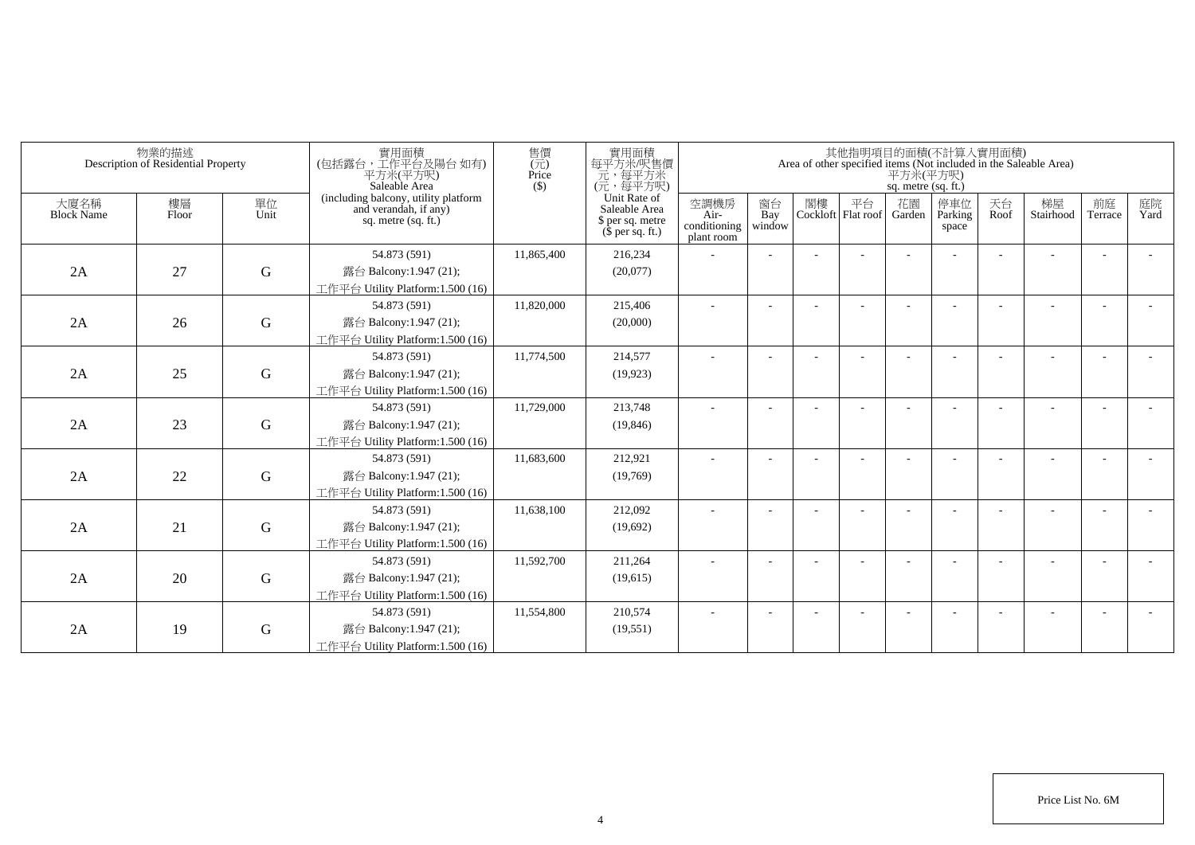| 物業的描述 Description of Residential Property | | | 實用面積 (包括露台，工作平台及陽台 如有) 平方米(平方呎) Saleable Area (including balcony, utility platform and verandah, if any) sq. metre (sq. ft.) | 售價 (元) Price ($) | 實用面積 每平方米/呎售價 元，每平方米 (元，每平方呎) Unit Rate of Saleable Area $ per sq. metre ($ per sq. ft.) | 其他指明項目的面積(不計算入實用面積) Area of other specified items (Not included in the Saleable Area) 平方米(平方呎) sq. metre (sq. ft.) | | | | | | | | | |
|---|---|---|---|---|---|---|---|---|---|---|---|---|---|---|---|
| 大廈名稱 Block Name | 樓層 Floor | 單位 Unit | | | | 空調機房 Air-conditioning plant room | 窗台 Bay window | 閣樓 Cockloft | 平台 Flat roof | 花園 Garden | 停車位 Parking space | 天台 Roof | 梯屋 Stairhood | 前庭 Terrace | 庭院 Yard |
| 2A | 27 | G | 54.873 (591) 露台 Balcony:1.947 (21); 工作平台 Utility Platform:1.500 (16) | 11,865,400 | 216,234 (20,077) | - | - | - | - | - | - | - | - | - | - |
| 2A | 26 | G | 54.873 (591) 露台 Balcony:1.947 (21); 工作平台 Utility Platform:1.500 (16) | 11,820,000 | 215,406 (20,000) | - | - | - | - | - | - | - | - | - | - |
| 2A | 25 | G | 54.873 (591) 露台 Balcony:1.947 (21); 工作平台 Utility Platform:1.500 (16) | 11,774,500 | 214,577 (19,923) | - | - | - | - | - | - | - | - | - | - |
| 2A | 23 | G | 54.873 (591) 露台 Balcony:1.947 (21); 工作平台 Utility Platform:1.500 (16) | 11,729,000 | 213,748 (19,846) | - | - | - | - | - | - | - | - | - | - |
| 2A | 22 | G | 54.873 (591) 露台 Balcony:1.947 (21); 工作平台 Utility Platform:1.500 (16) | 11,683,600 | 212,921 (19,769) | - | - | - | - | - | - | - | - | - | - |
| 2A | 21 | G | 54.873 (591) 露台 Balcony:1.947 (21); 工作平台 Utility Platform:1.500 (16) | 11,638,100 | 212,092 (19,692) | - | - | - | - | - | - | - | - | - | - |
| 2A | 20 | G | 54.873 (591) 露台 Balcony:1.947 (21); 工作平台 Utility Platform:1.500 (16) | 11,592,700 | 211,264 (19,615) | - | - | - | - | - | - | - | - | - | - |
| 2A | 19 | G | 54.873 (591) 露台 Balcony:1.947 (21); 工作平台 Utility Platform:1.500 (16) | 11,554,800 | 210,574 (19,551) | - | - | - | - | - | - | - | - | - | - |

Price List No. 6M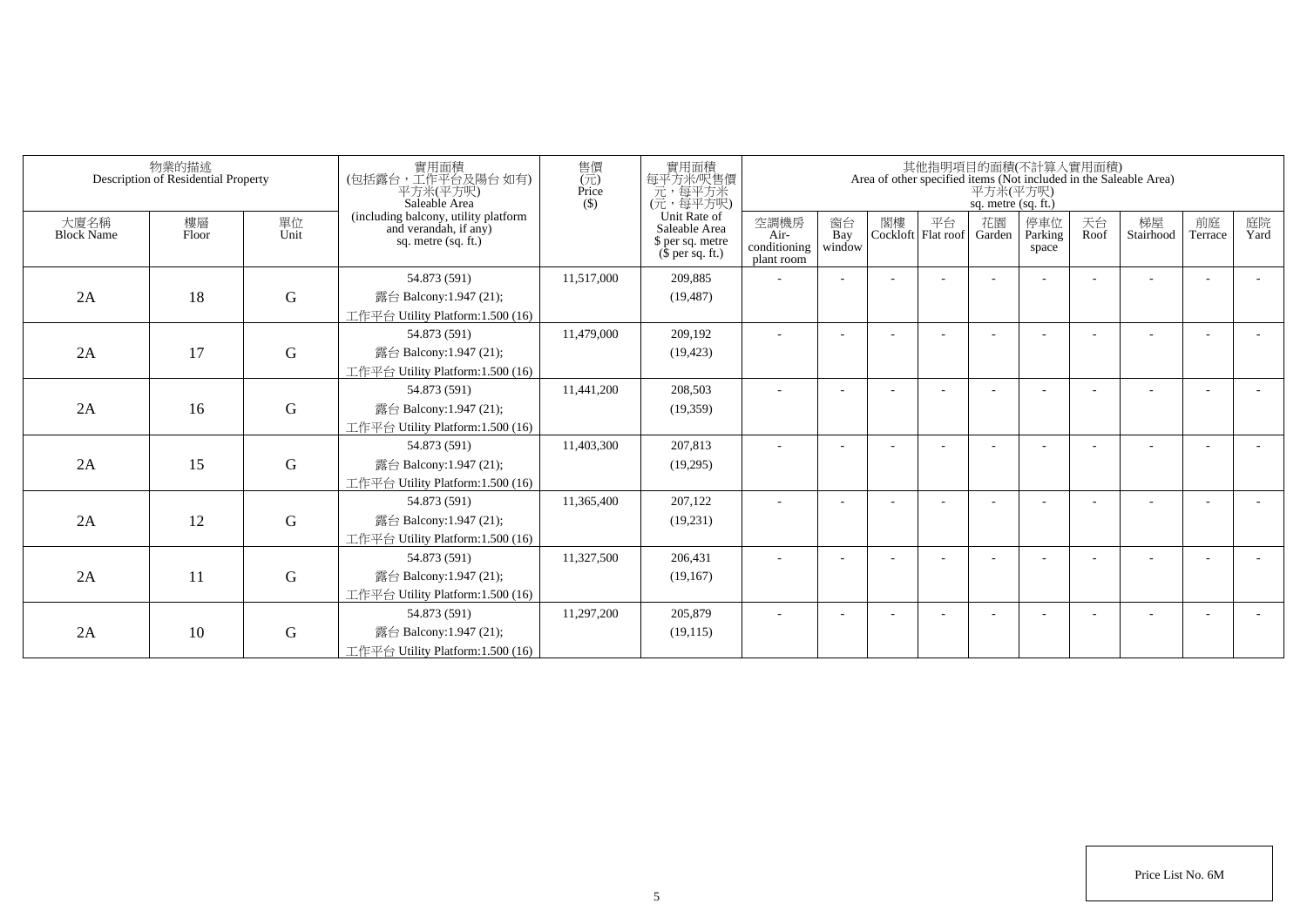| 物業的描述 Description of Residential Property | | | 實用面積 (包括露台，工作平台及陽台 如有) 平方米(平方呎) Saleable Area (including balcony, utility platform and verandah, if any) sq. metre (sq. ft.) | 售價 (元) Price ($) | 實用面積 每平方米/呎售價 元，每平方米 (元，每平方呎) Unit Rate of Saleable Area $ per sq. metre ($ per sq. ft.) | 其他指明項目的面積(不計算入實用面積) Area of other specified items (Not included in the Saleable Area) 平方米(平方呎) sq. metre (sq. ft.) | | | | | | | | | |
|---|---|---|---|---|---|---|---|---|---|---|---|---|---|---|---|
| 大廈名稱 Block Name | 樓層 Floor | 單位 Unit | | | | 空調機房 Air-conditioning plant room | 窗台 Bay window | 閣樓 Cockloft | 平台 Flat roof | 花園 Garden | 停車位 Parking space | 天台 Roof | 梯屋 Stairhood | 前庭 Terrace | 庭院 Yard |
| 2A | 18 | G | 54.873 (591) 露台 Balcony:1.947 (21); 工作平台 Utility Platform:1.500 (16) | 11,517,000 | 209,885 (19,487) | - | - | - | - | - | - | - | - | - | - |
| 2A | 17 | G | 54.873 (591) 露台 Balcony:1.947 (21); 工作平台 Utility Platform:1.500 (16) | 11,479,000 | 209,192 (19,423) | - | - | - | - | - | - | - | - | - | - |
| 2A | 16 | G | 54.873 (591) 露台 Balcony:1.947 (21); 工作平台 Utility Platform:1.500 (16) | 11,441,200 | 208,503 (19,359) | - | - | - | - | - | - | - | - | - | - |
| 2A | 15 | G | 54.873 (591) 露台 Balcony:1.947 (21); 工作平台 Utility Platform:1.500 (16) | 11,403,300 | 207,813 (19,295) | - | - | - | - | - | - | - | - | - | - |
| 2A | 12 | G | 54.873 (591) 露台 Balcony:1.947 (21); 工作平台 Utility Platform:1.500 (16) | 11,365,400 | 207,122 (19,231) | - | - | - | - | - | - | - | - | - | - |
| 2A | 11 | G | 54.873 (591) 露台 Balcony:1.947 (21); 工作平台 Utility Platform:1.500 (16) | 11,327,500 | 206,431 (19,167) | - | - | - | - | - | - | - | - | - | - |
| 2A | 10 | G | 54.873 (591) 露台 Balcony:1.947 (21); 工作平台 Utility Platform:1.500 (16) | 11,297,200 | 205,879 (19,115) | - | - | - | - | - | - | - | - | - | - |

Price List No. 6M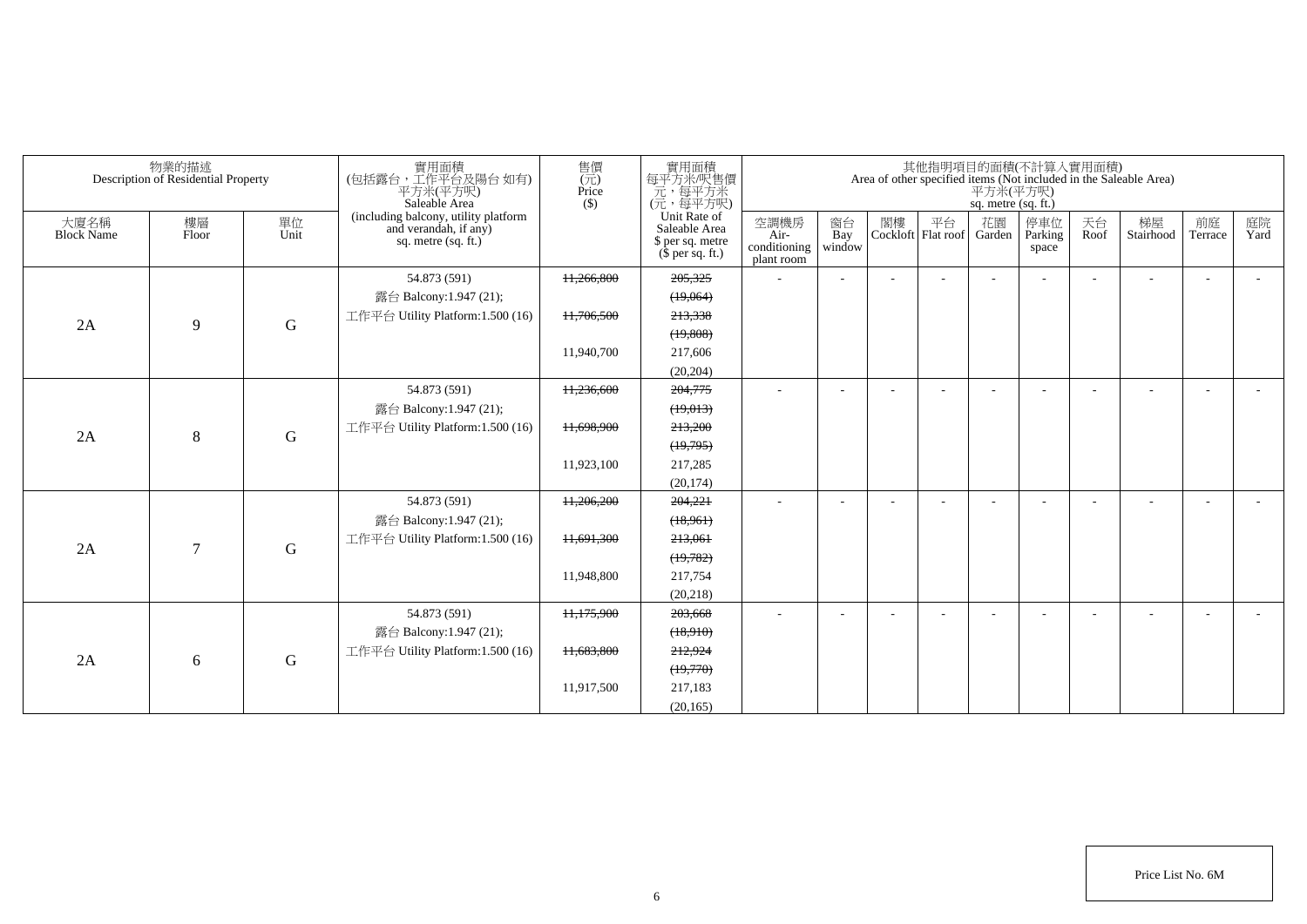| 物業的描述 Description of Residential Property | | | 實用面積 (包括露台，工作平台及陽台 如有) 平方米(平方呎) Saleable Area (including balcony, utility platform and verandah, if any) sq. metre (sq. ft.) | 售價 (元) Price ($) | 實用面積 每平方米/呎售價 元，每平方米 (元，每平方呎) Unit Rate of Saleable Area $ per sq. metre ($ per sq. ft.) | 其他指明項目的面積(不計算入實用面積) Area of other specified items (Not included in the Saleable Area) 平方米(平方呎) sq. metre (sq. ft.) | | | | | | | | | |
|---|---|---|---|---|---|---|---|---|---|---|---|---|---|---|---|
| 大廈名稱 Block Name | 樓層 Floor | 單位 Unit | | | | 空調機房 Air-conditioning plant room | 窗台 Bay window | 閣樓 Cockloft | 平台 Flat roof | 花園 Garden | 停車位 Parking space | 天台 Roof | 梯屋 Stairhood | 前庭 Terrace | 庭院 Yard |
| 2A | 9 | G | 54.873 (591) 露台 Balcony:1.947 (21); 工作平台 Utility Platform:1.500 (16) | ~~11,266,800~~ ~~11,706,500~~ 11,940,700 | ~~205,325~~ ~~(19,064)~~ ~~213,338~~ ~~(19,808)~~ 217,606 (20,204) | - | - | - | - | - | - | - | - | - | - |
| 2A | 8 | G | 54.873 (591) 露台 Balcony:1.947 (21); 工作平台 Utility Platform:1.500 (16) | ~~11,236,600~~ ~~11,698,900~~ 11,923,100 | ~~204,775~~ ~~(19,013)~~ ~~213,200~~ ~~(19,795)~~ 217,285 (20,174) | - | - | - | - | - | - | - | - | - | - |
| 2A | 7 | G | 54.873 (591) 露台 Balcony:1.947 (21); 工作平台 Utility Platform:1.500 (16) | ~~11,206,200~~ ~~11,691,300~~ 11,948,800 | ~~204,221~~ ~~(18,961)~~ ~~213,061~~ ~~(19,782)~~ 217,754 (20,218) | - | - | - | - | - | - | - | - | - | - |
| 2A | 6 | G | 54.873 (591) 露台 Balcony:1.947 (21); 工作平台 Utility Platform:1.500 (16) | ~~11,175,900~~ ~~11,683,800~~ 11,917,500 | ~~203,668~~ ~~(18,910)~~ ~~212,924~~ ~~(19,770)~~ 217,183 (20,165) | - | - | - | - | - | - | - | - | - | - |

Price List No. 6M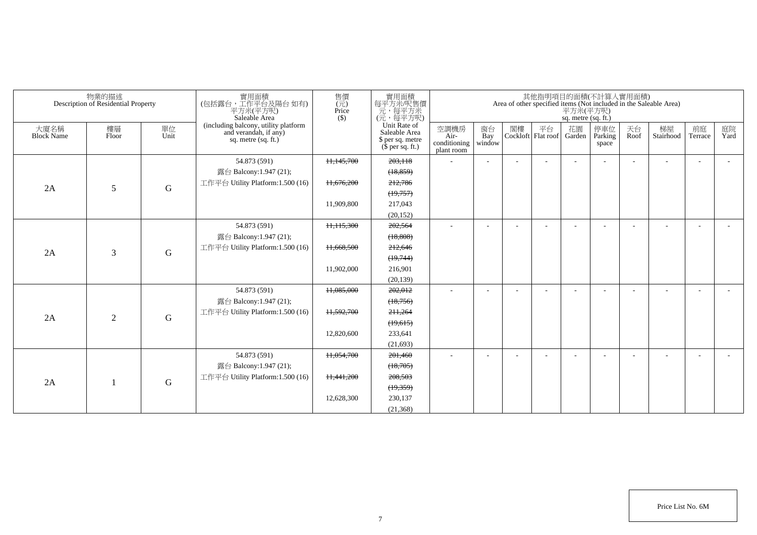| 物業的描述 Description of Residential Property | | | 實用面積 (包括露台，工作平台及陽台 如有) 平方米(平方呎) Saleable Area (including balcony, utility platform and verandah, if any) sq. metre (sq. ft.) | 售價 (元) Price ($) | 實用面積 每平方米/呎售價 元，每平方米 (元，每平方呎) Unit Rate of Saleable Area $ per sq. metre ($ per sq. ft.) | 其他指明項目的面積(不計算入實用面積) Area of other specified items (Not included in the Saleable Area) 平方米(平方呎) sq. metre (sq. ft.) | | | | | | | | | |
|---|---|---|---|---|---|---|---|---|---|---|---|---|---|---|---|
| 大廈名稱 Block Name | 樓層 Floor | 單位 Unit | | | | 空調機房 Air-conditioning plant room | 窗台 Bay window | 閣樓 Cockloft | 平台 Flat roof | 花園 Garden | 停車位 Parking space | 天台 Roof | 梯屋 Stairhood | 前庭 Terrace | 庭院 Yard |
| 2A | 5 | G | 54.873 (591)<br>露台 Balcony:1.947 (21);<br>工作平台 Utility Platform:1.500 (16) | ~~11,145,700~~<br>~~11,676,200~~<br>11,909,800 | ~~203,118~~<br>~~(18,859)~~<br>~~212,786~~<br>~~(19,757)~~<br>217,043<br>(20,152) | - | - | - | - | - | - | - | - | - | - |
| 2A | 3 | G | 54.873 (591)<br>露台 Balcony:1.947 (21);<br>工作平台 Utility Platform:1.500 (16) | ~~11,115,300~~<br>~~11,668,500~~<br>11,902,000 | ~~202,564~~<br>~~(18,808)~~<br>~~212,646~~<br>~~(19,744)~~<br>216,901<br>(20,139) | - | - | - | - | - | - | - | - | - | - |
| 2A | 2 | G | 54.873 (591)<br>露台 Balcony:1.947 (21);<br>工作平台 Utility Platform:1.500 (16) | ~~11,085,000~~<br>~~11,592,700~~<br>12,820,600 | ~~202,012~~<br>~~(18,756)~~<br>~~211,264~~<br>~~(19,615)~~<br>233,641<br>(21,693) | - | - | - | - | - | - | - | - | - | - |
| 2A | 1 | G | 54.873 (591)<br>露台 Balcony:1.947 (21);<br>工作平台 Utility Platform:1.500 (16) | ~~11,054,700~~<br>~~11,441,200~~<br>12,628,300 | ~~201,460~~<br>~~(18,705)~~<br>~~208,503~~<br>~~(19,359)~~<br>230,137<br>(21,368) | - | - | - | - | - | - | - | - | - | - |

Price List No. 6M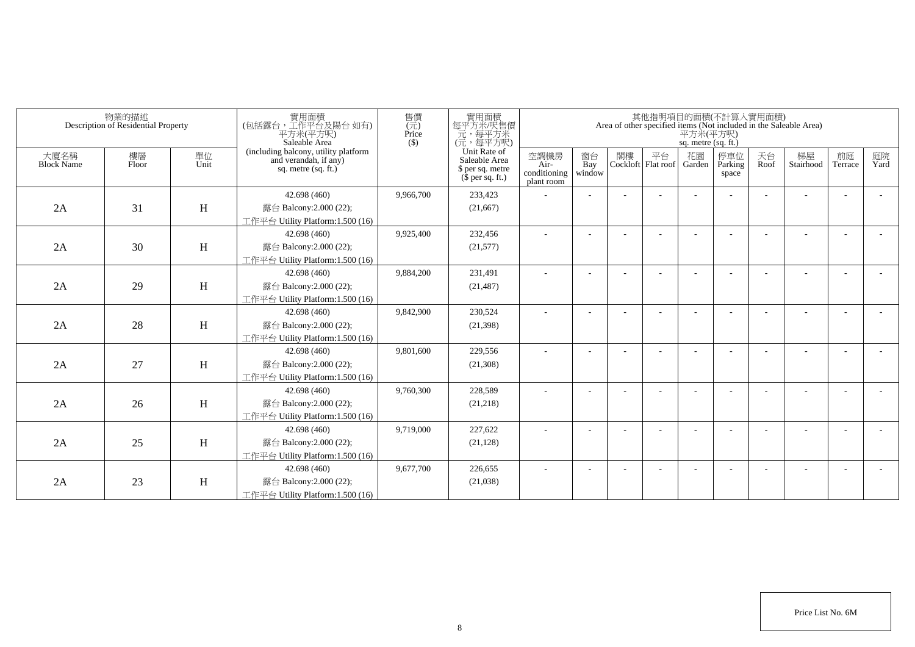| 物業的描述 Description of Residential Property | | | 實用面積 (包括露台，工作平台及陽台 如有) 平方米(平方呎) Saleable Area (including balcony, utility platform and verandah, if any) sq. metre (sq. ft.) | 售價 (元) Price ($) | 實用面積 每平方米/呎售價 元，每平方米 (元，每平方呎) Unit Rate of Saleable Area $ per sq. metre ($ per sq. ft.) | 其他指明項目的面積(不計算入實用面積) Area of other specified items (Not included in the Saleable Area) 平方米(平方呎) sq. metre (sq. ft.) | | | | | | | | | |
|---|---|---|---|---|---|---|---|---|---|---|---|---|---|---|---|
| 大廈名稱 Block Name | 樓層 Floor | 單位 Unit | | | | 空調機房 Air-conditioning plant room | 窗台 Bay window | 閣樓 Cockloft | 平台 Flat roof | 花園 Garden | 停車位 Parking space | 天台 Roof | 梯屋 Stairhood | 前庭 Terrace | 庭院 Yard |
| 2A | 31 | H | 42.698 (460)<br>露台 Balcony:2.000 (22);<br>工作平台 Utility Platform:1.500 (16) | 9,966,700 | 233,423<br>(21,667) | - | - | - | - | - | - | - | - | - | - |
| 2A | 30 | H | 42.698 (460)<br>露台 Balcony:2.000 (22);<br>工作平台 Utility Platform:1.500 (16) | 9,925,400 | 232,456<br>(21,577) | - | - | - | - | - | - | - | - | - | - |
| 2A | 29 | H | 42.698 (460)<br>露台 Balcony:2.000 (22);<br>工作平台 Utility Platform:1.500 (16) | 9,884,200 | 231,491<br>(21,487) | - | - | - | - | - | - | - | - | - | - |
| 2A | 28 | H | 42.698 (460)<br>露台 Balcony:2.000 (22);<br>工作平台 Utility Platform:1.500 (16) | 9,842,900 | 230,524<br>(21,398) | - | - | - | - | - | - | - | - | - | - |
| 2A | 27 | H | 42.698 (460)<br>露台 Balcony:2.000 (22);<br>工作平台 Utility Platform:1.500 (16) | 9,801,600 | 229,556<br>(21,308) | - | - | - | - | - | - | - | - | - | - |
| 2A | 26 | H | 42.698 (460)<br>露台 Balcony:2.000 (22);<br>工作平台 Utility Platform:1.500 (16) | 9,760,300 | 228,589<br>(21,218) | - | - | - | - | - | - | - | - | - | - |
| 2A | 25 | H | 42.698 (460)<br>露台 Balcony:2.000 (22);<br>工作平台 Utility Platform:1.500 (16) | 9,719,000 | 227,622<br>(21,128) | - | - | - | - | - | - | - | - | - | - |
| 2A | 23 | H | 42.698 (460)<br>露台 Balcony:2.000 (22);<br>工作平台 Utility Platform:1.500 (16) | 9,677,700 | 226,655<br>(21,038) | - | - | - | - | - | - | - | - | - | - |

Price List No. 6M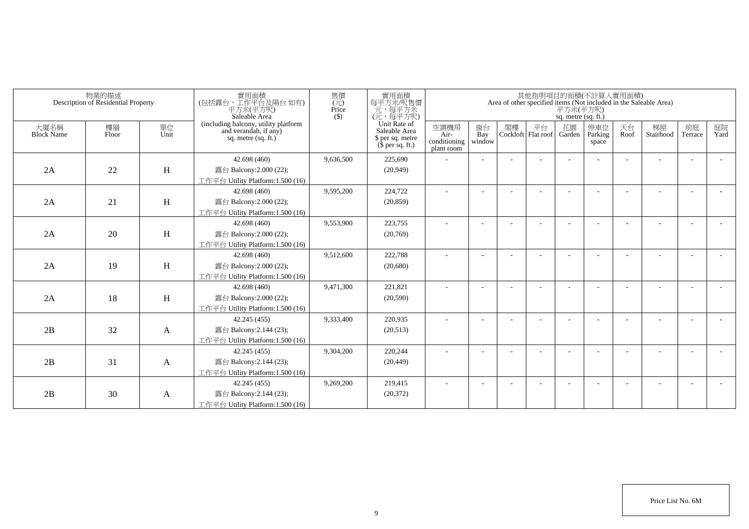| 物業的描述 Description of Residential Property | | | 實用面積 (包括露台，工作平台及陽台 如有) 平方米(平方呎) Saleable Area (including balcony, utility platform and verandah, if any) sq. metre (sq. ft.) | 售價 (元) Price ($) | 實用面積 每平方米/呎售價 元，每平方米 (元，每平方呎) Unit Rate of Saleable Area $ per sq. metre ($ per sq. ft.) | 其他指明項目的面積(不計算入實用面積) Area of other specified items (Not included in the Saleable Area) 平方米(平方呎) sq. metre (sq. ft.) | | | | | | | | | |
|---|---|---|---|---|---|---|---|---|---|---|---|---|---|---|---|
| 大廈名稱 Block Name | 樓層 Floor | 單位 Unit | | | | 空調機房 Air-conditioning plant room | 窗台 Bay window | 閣樓 Cockloft | 平台 Flat roof | 花園 Garden | 停車位 Parking space | 天台 Roof | 梯屋 Stairhood | 前庭 Terrace | 庭院 Yard |
| 2A | 22 | H | 42.698 (460) 露台 Balcony:2.000 (22); 工作平台 Utility Platform:1.500 (16) | 9,636,500 | 225,690 (20,949) | - | - | - | - | - | - | - | - | - | - |
| 2A | 21 | H | 42.698 (460) 露台 Balcony:2.000 (22); 工作平台 Utility Platform:1.500 (16) | 9,595,200 | 224,722 (20,859) | - | - | - | - | - | - | - | - | - | - |
| 2A | 20 | H | 42.698 (460) 露台 Balcony:2.000 (22); 工作平台 Utility Platform:1.500 (16) | 9,553,900 | 223,755 (20,769) | - | - | - | - | - | - | - | - | - | - |
| 2A | 19 | H | 42.698 (460) 露台 Balcony:2.000 (22); 工作平台 Utility Platform:1.500 (16) | 9,512,600 | 222,788 (20,680) | - | - | - | - | - | - | - | - | - | - |
| 2A | 18 | H | 42.698 (460) 露台 Balcony:2.000 (22); 工作平台 Utility Platform:1.500 (16) | 9,471,300 | 221,821 (20,590) | - | - | - | - | - | - | - | - | - | - |
| 2B | 32 | A | 42.245 (455) 露台 Balcony:2.144 (23); 工作平台 Utility Platform:1.500 (16) | 9,333,400 | 220,935 (20,513) | - | - | - | - | - | - | - | - | - | - |
| 2B | 31 | A | 42.245 (455) 露台 Balcony:2.144 (23); 工作平台 Utility Platform:1.500 (16) | 9,304,200 | 220,244 (20,449) | - | - | - | - | - | - | - | - | - | - |
| 2B | 30 | A | 42.245 (455) 露台 Balcony:2.144 (23); 工作平台 Utility Platform:1.500 (16) | 9,269,200 | 219,415 (20,372) | - | - | - | - | - | - | - | - | - | - |

Price List No. 6M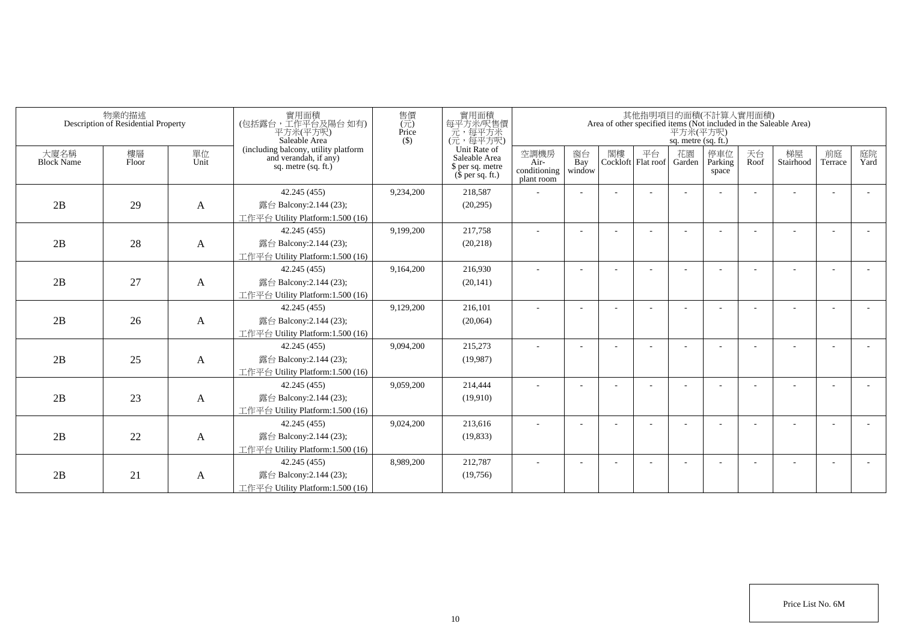| 物業的描述 Description of Residential Property | | | 實用面積 (包括露台，工作平台及陽台 如有) 平方米(平方呎) Saleable Area (including balcony, utility platform and verandah, if any) sq. metre (sq. ft.) | 售價 (元) Price ($) | 實用面積 每平方米/呎售價 元，每平方米 (元，每平方呎) Unit Rate of Saleable Area $ per sq. metre ($ per sq. ft.) | 其他指明項目的面積(不計算入實用面積) Area of other specified items (Not included in the Saleable Area) 平方米(平方呎) sq. metre (sq. ft.) | | | | | | | | | |
|---|---|---|---|---|---|---|---|---|---|---|---|---|---|---|---|
| 大廈名稱 Block Name | 樓層 Floor | 單位 Unit | | | | 空調機房 Air-conditioning plant room | 窗台 Bay window | 閣樓 Cockloft | 平台 Flat roof | 花園 Garden | 停車位 Parking space | 天台 Roof | 梯屋 Stairhood | 前庭 Terrace | 庭院 Yard |
| 2B | 29 | A | 42.245 (455) 露台 Balcony:2.144 (23); 工作平台 Utility Platform:1.500 (16) | 9,234,200 | 218,587 (20,295) | - | - | - | - | - | - | - | - | - | - |
| 2B | 28 | A | 42.245 (455) 露台 Balcony:2.144 (23); 工作平台 Utility Platform:1.500 (16) | 9,199,200 | 217,758 (20,218) | - | - | - | - | - | - | - | - | - | - |
| 2B | 27 | A | 42.245 (455) 露台 Balcony:2.144 (23); 工作平台 Utility Platform:1.500 (16) | 9,164,200 | 216,930 (20,141) | - | - | - | - | - | - | - | - | - | - |
| 2B | 26 | A | 42.245 (455) 露台 Balcony:2.144 (23); 工作平台 Utility Platform:1.500 (16) | 9,129,200 | 216,101 (20,064) | - | - | - | - | - | - | - | - | - | - |
| 2B | 25 | A | 42.245 (455) 露台 Balcony:2.144 (23); 工作平台 Utility Platform:1.500 (16) | 9,094,200 | 215,273 (19,987) | - | - | - | - | - | - | - | - | - | - |
| 2B | 23 | A | 42.245 (455) 露台 Balcony:2.144 (23); 工作平台 Utility Platform:1.500 (16) | 9,059,200 | 214,444 (19,910) | - | - | - | - | - | - | - | - | - | - |
| 2B | 22 | A | 42.245 (455) 露台 Balcony:2.144 (23); 工作平台 Utility Platform:1.500 (16) | 9,024,200 | 213,616 (19,833) | - | - | - | - | - | - | - | - | - | - |
| 2B | 21 | A | 42.245 (455) 露台 Balcony:2.144 (23); 工作平台 Utility Platform:1.500 (16) | 8,989,200 | 212,787 (19,756) | - | - | - | - | - | - | - | - | - | - |

Price List No. 6M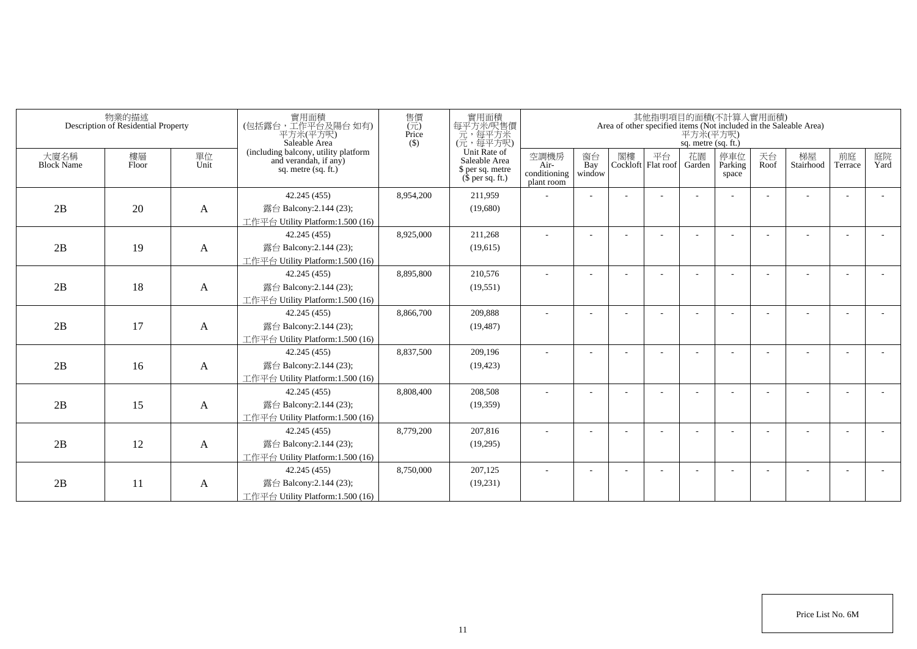| 物業的描述 Description of Residential Property | | | 實用面積 (包括露台，工作平台及陽台 如有) 平方米(平方呎) Saleable Area (including balcony, utility platform and verandah, if any) sq. metre (sq. ft.) | 售價 (元) Price ($) | 實用面積 每平方米/呎售價 元，每平方米 (元，每平方呎) Unit Rate of Saleable Area $ per sq. metre ($ per sq. ft.) | 其他指明項目的面積(不計算入實用面積) Area of other specified items (Not included in the Saleable Area) 平方米(平方呎) sq. metre (sq. ft.) | | | | | | | | | |
|---|---|---|---|---|---|---|---|---|---|---|---|---|---|---|---|
| 大廈名稱 Block Name | 樓層 Floor | 單位 Unit | | | | 空調機房 Air-conditioning plant room | 窗台 Bay window | 閣樓 Cockloft | 平台 Flat roof | 花園 Garden | 停車位 Parking space | 天台 Roof | 梯屋 Stairhood | 前庭 Terrace | 庭院 Yard |
| 2B | 20 | A | 42.245 (455) 露台 Balcony:2.144 (23); 工作平台 Utility Platform:1.500 (16) | 8,954,200 | 211,959 (19,680) | - | - | - | - | - | - | - | - | - | - |
| 2B | 19 | A | 42.245 (455) 露台 Balcony:2.144 (23); 工作平台 Utility Platform:1.500 (16) | 8,925,000 | 211,268 (19,615) | - | - | - | - | - | - | - | - | - | - |
| 2B | 18 | A | 42.245 (455) 露台 Balcony:2.144 (23); 工作平台 Utility Platform:1.500 (16) | 8,895,800 | 210,576 (19,551) | - | - | - | - | - | - | - | - | - | - |
| 2B | 17 | A | 42.245 (455) 露台 Balcony:2.144 (23); 工作平台 Utility Platform:1.500 (16) | 8,866,700 | 209,888 (19,487) | - | - | - | - | - | - | - | - | - | - |
| 2B | 16 | A | 42.245 (455) 露台 Balcony:2.144 (23); 工作平台 Utility Platform:1.500 (16) | 8,837,500 | 209,196 (19,423) | - | - | - | - | - | - | - | - | - | - |
| 2B | 15 | A | 42.245 (455) 露台 Balcony:2.144 (23); 工作平台 Utility Platform:1.500 (16) | 8,808,400 | 208,508 (19,359) | - | - | - | - | - | - | - | - | - | - |
| 2B | 12 | A | 42.245 (455) 露台 Balcony:2.144 (23); 工作平台 Utility Platform:1.500 (16) | 8,779,200 | 207,816 (19,295) | - | - | - | - | - | - | - | - | - | - |
| 2B | 11 | A | 42.245 (455) 露台 Balcony:2.144 (23); 工作平台 Utility Platform:1.500 (16) | 8,750,000 | 207,125 (19,231) | - | - | - | - | - | - | - | - | - | - |

Price List No. 6M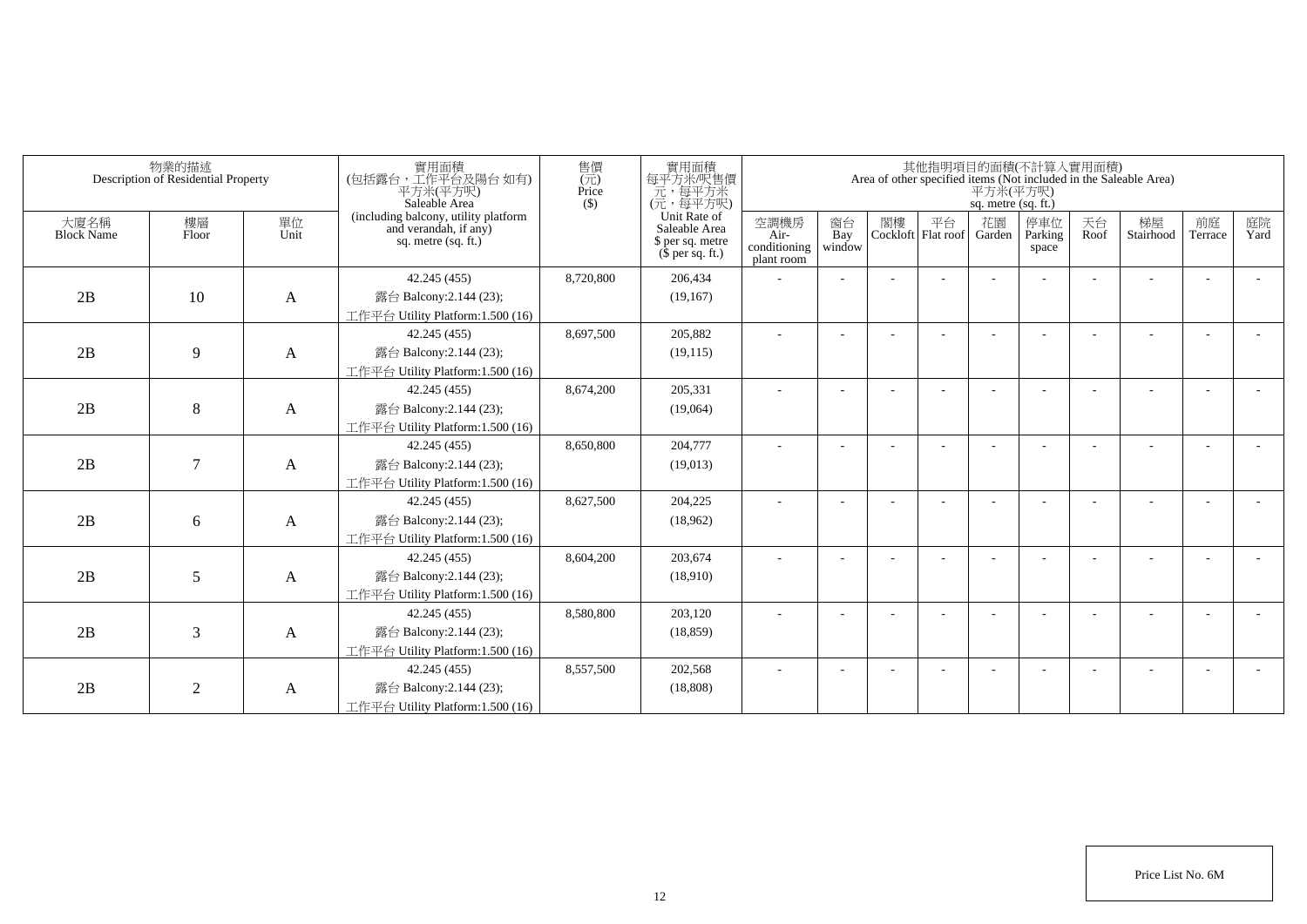| 物業的描述 Description of Residential Property | | | 實用面積 (包括露台，工作平台及陽台 如有) 平方米(平方呎) Saleable Area (including balcony, utility platform and verandah, if any) sq. metre (sq. ft.) | 售價 (元) Price ($) | 實用面積 每平方米/呎售價 元，每平方米 (元，每平方呎) Unit Rate of Saleable Area $ per sq. metre ($ per sq. ft.) | 其他指明項目的面積(不計算入實用面積) Area of other specified items (Not included in the Saleable Area) 平方米(平方呎) sq. metre (sq. ft.) | | | | | | | | | |
|---|---|---|---|---|---|---|---|---|---|---|---|---|---|---|---|
| 大廈名稱 Block Name | 樓層 Floor | 單位 Unit | | | | 空調機房 Air-conditioning plant room | 窗台 Bay window | 閣樓 Cockloft | 平台 Flat roof | 花園 Garden | 停車位 Parking space | 天台 Roof | 梯屋 Stairhood | 前庭 Terrace | 庭院 Yard |
| 2B | 10 | A | 42.245 (455) 露台 Balcony:2.144 (23); 工作平台 Utility Platform:1.500 (16) | 8,720,800 | 206,434 (19,167) | - | - | - | - | - | - | - | - | - | - |
| 2B | 9 | A | 42.245 (455) 露台 Balcony:2.144 (23); 工作平台 Utility Platform:1.500 (16) | 8,697,500 | 205,882 (19,115) | - | - | - | - | - | - | - | - | - | - |
| 2B | 8 | A | 42.245 (455) 露台 Balcony:2.144 (23); 工作平台 Utility Platform:1.500 (16) | 8,674,200 | 205,331 (19,064) | - | - | - | - | - | - | - | - | - | - |
| 2B | 7 | A | 42.245 (455) 露台 Balcony:2.144 (23); 工作平台 Utility Platform:1.500 (16) | 8,650,800 | 204,777 (19,013) | - | - | - | - | - | - | - | - | - | - |
| 2B | 6 | A | 42.245 (455) 露台 Balcony:2.144 (23); 工作平台 Utility Platform:1.500 (16) | 8,627,500 | 204,225 (18,962) | - | - | - | - | - | - | - | - | - | - |
| 2B | 5 | A | 42.245 (455) 露台 Balcony:2.144 (23); 工作平台 Utility Platform:1.500 (16) | 8,604,200 | 203,674 (18,910) | - | - | - | - | - | - | - | - | - | - |
| 2B | 3 | A | 42.245 (455) 露台 Balcony:2.144 (23); 工作平台 Utility Platform:1.500 (16) | 8,580,800 | 203,120 (18,859) | - | - | - | - | - | - | - | - | - | - |
| 2B | 2 | A | 42.245 (455) 露台 Balcony:2.144 (23); 工作平台 Utility Platform:1.500 (16) | 8,557,500 | 202,568 (18,808) | - | - | - | - | - | - | - | - | - | - |

Price List No. 6M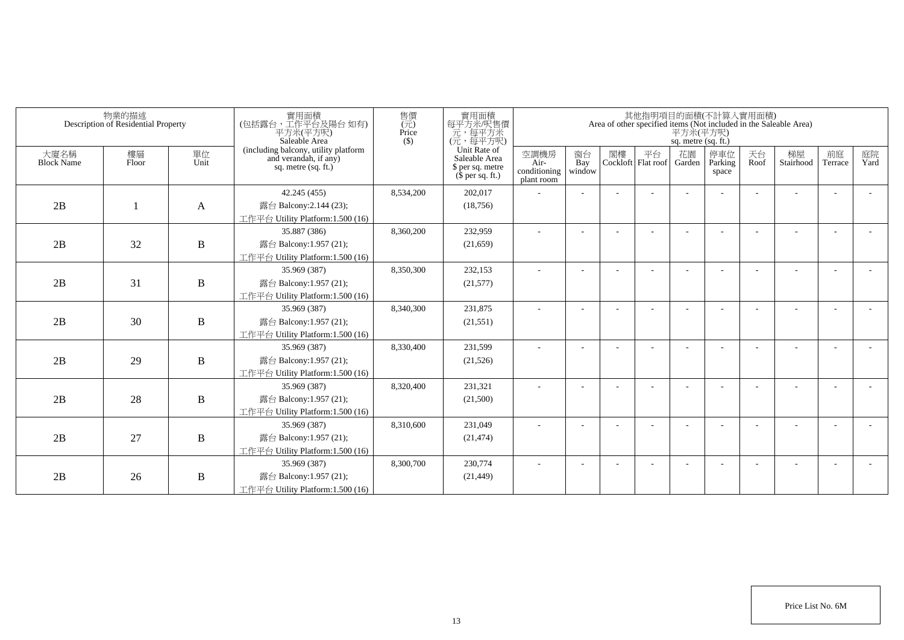| 物業的描述 Description of Residential Property | | | 實用面積 (包括露台，工作平台及陽台 如有) 平方米(平方呎) Saleable Area (including balcony, utility platform and verandah, if any) sq. metre (sq. ft.) | 售價 (元) Price ($) | 實用面積 每平方米/呎售價 元，每平方米 (元，每平方呎) Unit Rate of Saleable Area $ per sq. metre ($ per sq. ft.) | 其他指明項目的面積(不計算入實用面積) Area of other specified items (Not included in the Saleable Area) 平方米(平方呎) sq. metre (sq. ft.) | | | | | | | | | |
|---|---|---|---|---|---|---|---|---|---|---|---|---|---|---|---|
| 大廈名稱 Block Name | 樓層 Floor | 單位 Unit | | | | 空調機房 Air-conditioning plant room | 窗台 Bay window | 閣樓 Cockloft | 平台 Flat roof | 花園 Garden | 停車位 Parking space | 天台 Roof | 梯屋 Stairhood | 前庭 Terrace | 庭院 Yard |
| 2B | 1 | A | 42.245 (455) 露台 Balcony:2.144 (23); 工作平台 Utility Platform:1.500 (16) | 8,534,200 | 202,017 (18,756) | - | - | - | - | - | - | - | - | - | - |
| 2B | 32 | B | 35.887 (386) 露台 Balcony:1.957 (21); 工作平台 Utility Platform:1.500 (16) | 8,360,200 | 232,959 (21,659) | - | - | - | - | - | - | - | - | - | - |
| 2B | 31 | B | 35.969 (387) 露台 Balcony:1.957 (21); 工作平台 Utility Platform:1.500 (16) | 8,350,300 | 232,153 (21,577) | - | - | - | - | - | - | - | - | - | - |
| 2B | 30 | B | 35.969 (387) 露台 Balcony:1.957 (21); 工作平台 Utility Platform:1.500 (16) | 8,340,300 | 231,875 (21,551) | - | - | - | - | - | - | - | - | - | - |
| 2B | 29 | B | 35.969 (387) 露台 Balcony:1.957 (21); 工作平台 Utility Platform:1.500 (16) | 8,330,400 | 231,599 (21,526) | - | - | - | - | - | - | - | - | - | - |
| 2B | 28 | B | 35.969 (387) 露台 Balcony:1.957 (21); 工作平台 Utility Platform:1.500 (16) | 8,320,400 | 231,321 (21,500) | - | - | - | - | - | - | - | - | - | - |
| 2B | 27 | B | 35.969 (387) 露台 Balcony:1.957 (21); 工作平台 Utility Platform:1.500 (16) | 8,310,600 | 231,049 (21,474) | - | - | - | - | - | - | - | - | - | - |
| 2B | 26 | B | 35.969 (387) 露台 Balcony:1.957 (21); 工作平台 Utility Platform:1.500 (16) | 8,300,700 | 230,774 (21,449) | - | - | - | - | - | - | - | - | - | - |

Price List No. 6M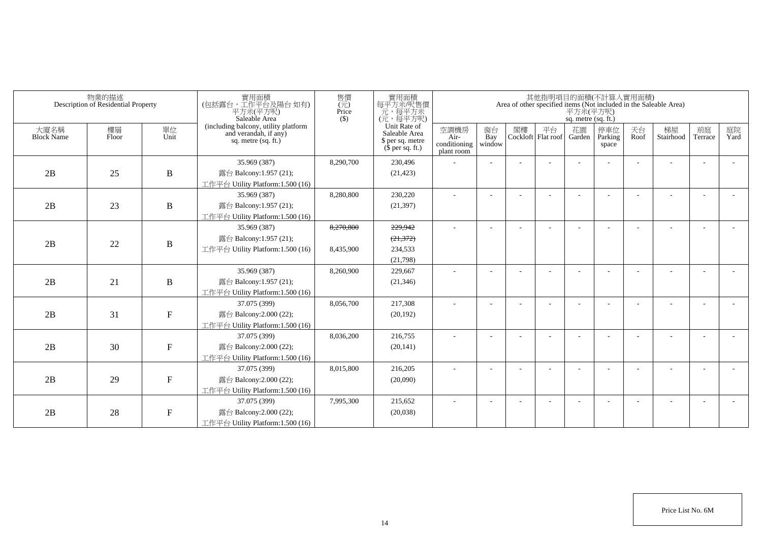| 物業的描述 Description of Residential Property | | | 實用面積 (包括露台，工作平台及陽台 如有) 平方米(平方呎) Saleable Area (including balcony, utility platform and verandah, if any) sq. metre (sq. ft.) | 售價 (元) Price ($) | 實用面積 每平方米/呎售價 元，每平方米 (元，每平方呎) Unit Rate of Saleable Area $ per sq. metre ($ per sq. ft.) | 其他指明項目的面積(不計算入實用面積) Area of other specified items (Not included in the Saleable Area) 平方米(平方呎) sq. metre (sq. ft.) | | | | | | | | | |
|---|---|---|---|---|---|---|---|---|---|---|---|---|---|---|---|
| 大廈名稱 Block Name | 樓層 Floor | 單位 Unit | | | | 空調機房 Air-conditioning plant room | 窗台 Bay window | 閣樓 Cockloft | 平台 Flat roof | 花園 Garden | 停車位 Parking space | 天台 Roof | 梯屋 Stairhood | 前庭 Terrace | 庭院 Yard |
| 2B | 25 | B | 35.969 (387) 露台 Balcony:1.957 (21); 工作平台 Utility Platform:1.500 (16) | 8,290,700 | 230,496 (21,423) | - | - | - | - | - | - | - | - | - | - |
| 2B | 23 | B | 35.969 (387) 露台 Balcony:1.957 (21); 工作平台 Utility Platform:1.500 (16) | 8,280,800 | 230,220 (21,397) | - | - | - | - | - | - | - | - | - | - |
| 2B | 22 | B | 35.969 (387) 露台 Balcony:1.957 (21); 工作平台 Utility Platform:1.500 (16) | ~~8,270,800~~ 8,435,900 | ~~229,942~~ ~~(21,372)~~ 234,533 (21,798) | - | - | - | - | - | - | - | - | - | - |
| 2B | 21 | B | 35.969 (387) 露台 Balcony:1.957 (21); 工作平台 Utility Platform:1.500 (16) | 8,260,900 | 229,667 (21,346) | - | - | - | - | - | - | - | - | - | - |
| 2B | 31 | F | 37.075 (399) 露台 Balcony:2.000 (22); 工作平台 Utility Platform:1.500 (16) | 8,056,700 | 217,308 (20,192) | - | - | - | - | - | - | - | - | - | - |
| 2B | 30 | F | 37.075 (399) 露台 Balcony:2.000 (22); 工作平台 Utility Platform:1.500 (16) | 8,036,200 | 216,755 (20,141) | - | - | - | - | - | - | - | - | - | - |
| 2B | 29 | F | 37.075 (399) 露台 Balcony:2.000 (22); 工作平台 Utility Platform:1.500 (16) | 8,015,800 | 216,205 (20,090) | - | - | - | - | - | - | - | - | - | - |
| 2B | 28 | F | 37.075 (399) 露台 Balcony:2.000 (22); 工作平台 Utility Platform:1.500 (16) | 7,995,300 | 215,652 (20,038) | - | - | - | - | - | - | - | - | - | - |

Price List No. 6M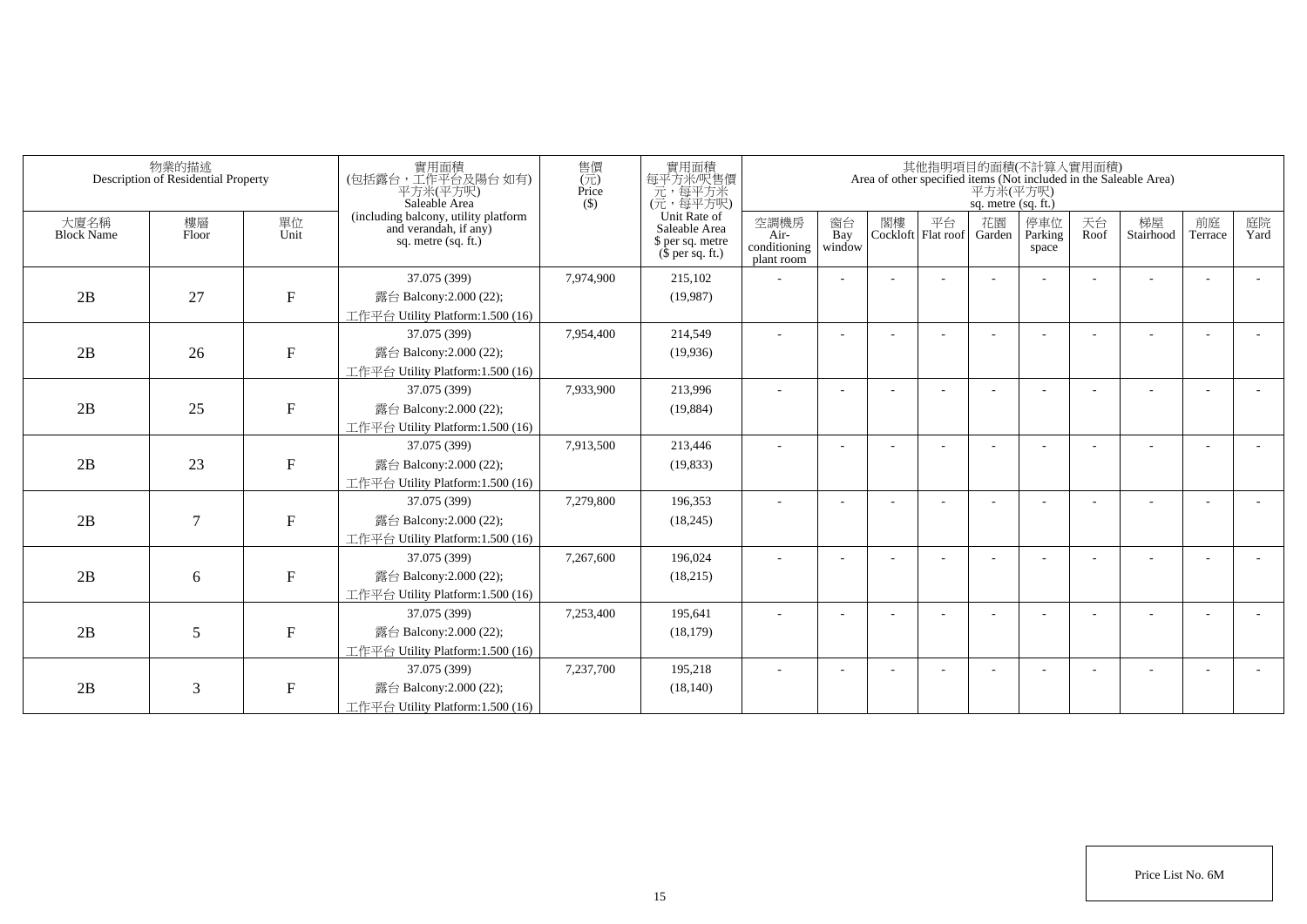| 物業的描述 Description of Residential Property | | | 實用面積 (包括露台，工作平台及陽台 如有) 平方米(平方呎) Saleable Area (including balcony, utility platform and verandah, if any) sq. metre (sq. ft.) | 售價 (元) Price ($) | 實用面積 每平方米/呎售價 元，每平方米 (元，每平方呎) Unit Rate of Saleable Area $ per sq. metre ($ per sq. ft.) | 其他指明項目的面積(不計算入實用面積) Area of other specified items (Not included in the Saleable Area) 平方米(平方呎) sq. metre (sq. ft.) | | | | | | | | | |
|---|---|---|---|---|---|---|---|---|---|---|---|---|---|---|---|
| 大廈名稱 Block Name | 樓層 Floor | 單位 Unit | | | | 空調機房 Air-conditioning plant room | 窗台 Bay window | 閣樓 Cockloft | 平台 Flat roof | 花園 Garden | 停車位 Parking space | 天台 Roof | 梯屋 Stairhood | 前庭 Terrace | 庭院 Yard |
| 2B | 27 | F | 37.075 (399) 露台 Balcony:2.000 (22); 工作平台 Utility Platform:1.500 (16) | 7,974,900 | 215,102 (19,987) | - | - | - | - | - | - | - | - | - | - |
| 2B | 26 | F | 37.075 (399) 露台 Balcony:2.000 (22); 工作平台 Utility Platform:1.500 (16) | 7,954,400 | 214,549 (19,936) | - | - | - | - | - | - | - | - | - | - |
| 2B | 25 | F | 37.075 (399) 露台 Balcony:2.000 (22); 工作平台 Utility Platform:1.500 (16) | 7,933,900 | 213,996 (19,884) | - | - | - | - | - | - | - | - | - | - |
| 2B | 23 | F | 37.075 (399) 露台 Balcony:2.000 (22); 工作平台 Utility Platform:1.500 (16) | 7,913,500 | 213,446 (19,833) | - | - | - | - | - | - | - | - | - | - |
| 2B | 7 | F | 37.075 (399) 露台 Balcony:2.000 (22); 工作平台 Utility Platform:1.500 (16) | 7,279,800 | 196,353 (18,245) | - | - | - | - | - | - | - | - | - | - |
| 2B | 6 | F | 37.075 (399) 露台 Balcony:2.000 (22); 工作平台 Utility Platform:1.500 (16) | 7,267,600 | 196,024 (18,215) | - | - | - | - | - | - | - | - | - | - |
| 2B | 5 | F | 37.075 (399) 露台 Balcony:2.000 (22); 工作平台 Utility Platform:1.500 (16) | 7,253,400 | 195,641 (18,179) | - | - | - | - | - | - | - | - | - | - |
| 2B | 3 | F | 37.075 (399) 露台 Balcony:2.000 (22); 工作平台 Utility Platform:1.500 (16) | 7,237,700 | 195,218 (18,140) | - | - | - | - | - | - | - | - | - | - |

Price List No. 6M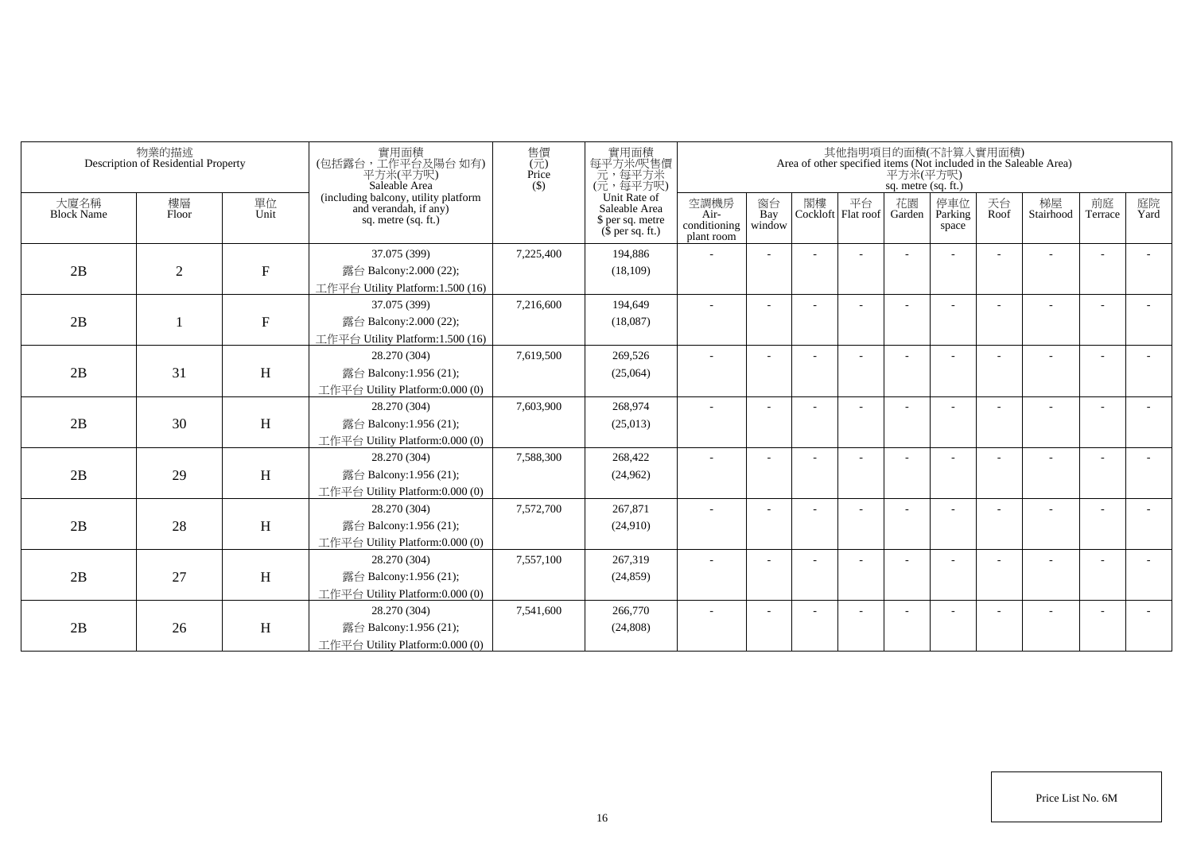| 物業的描述 Description of Residential Property | | | 實用面積 (包括露台，工作平台及陽台 如有) 平方米(平方呎) Saleable Area (including balcony, utility platform and verandah, if any) sq. metre (sq. ft.) | 售價 (元) Price ($) | 實用面積 每平方米/呎售價 元，每平方米 (元，每平方呎) Unit Rate of Saleable Area $ per sq. metre ($ per sq. ft.) | 其他指明項目的面積(不計算入實用面積) Area of other specified items (Not included in the Saleable Area) 平方米(平方呎) sq. metre (sq. ft.) | | | | | | | | | |
|---|---|---|---|---|---|---|---|---|---|---|---|---|---|---|---|
| 大廈名稱 Block Name | 樓層 Floor | 單位 Unit | | | | 空調機房 Air-conditioning plant room | 窗台 Bay window | 閣樓 Cockloft | 平台 Flat roof | 花園 Garden | 停車位 Parking space | 天台 Roof | 梯屋 Stairhood | 前庭 Terrace | 庭院 Yard |
| 2B | 2 | F | 37.075 (399) 露台 Balcony:2.000 (22); 工作平台 Utility Platform:1.500 (16) | 7,225,400 | 194,886 (18,109) | - | - | - | - | - | - | - | - | - | - |
| 2B | 1 | F | 37.075 (399) 露台 Balcony:2.000 (22); 工作平台 Utility Platform:1.500 (16) | 7,216,600 | 194,649 (18,087) | - | - | - | - | - | - | - | - | - | - |
| 2B | 31 | H | 28.270 (304) 露台 Balcony:1.956 (21); 工作平台 Utility Platform:0.000 (0) | 7,619,500 | 269,526 (25,064) | - | - | - | - | - | - | - | - | - | - |
| 2B | 30 | H | 28.270 (304) 露台 Balcony:1.956 (21); 工作平台 Utility Platform:0.000 (0) | 7,603,900 | 268,974 (25,013) | - | - | - | - | - | - | - | - | - | - |
| 2B | 29 | H | 28.270 (304) 露台 Balcony:1.956 (21); 工作平台 Utility Platform:0.000 (0) | 7,588,300 | 268,422 (24,962) | - | - | - | - | - | - | - | - | - | - |
| 2B | 28 | H | 28.270 (304) 露台 Balcony:1.956 (21); 工作平台 Utility Platform:0.000 (0) | 7,572,700 | 267,871 (24,910) | - | - | - | - | - | - | - | - | - | - |
| 2B | 27 | H | 28.270 (304) 露台 Balcony:1.956 (21); 工作平台 Utility Platform:0.000 (0) | 7,557,100 | 267,319 (24,859) | - | - | - | - | - | - | - | - | - | - |
| 2B | 26 | H | 28.270 (304) 露台 Balcony:1.956 (21); 工作平台 Utility Platform:0.000 (0) | 7,541,600 | 266,770 (24,808) | - | - | - | - | - | - | - | - | - | - |

Price List No. 6M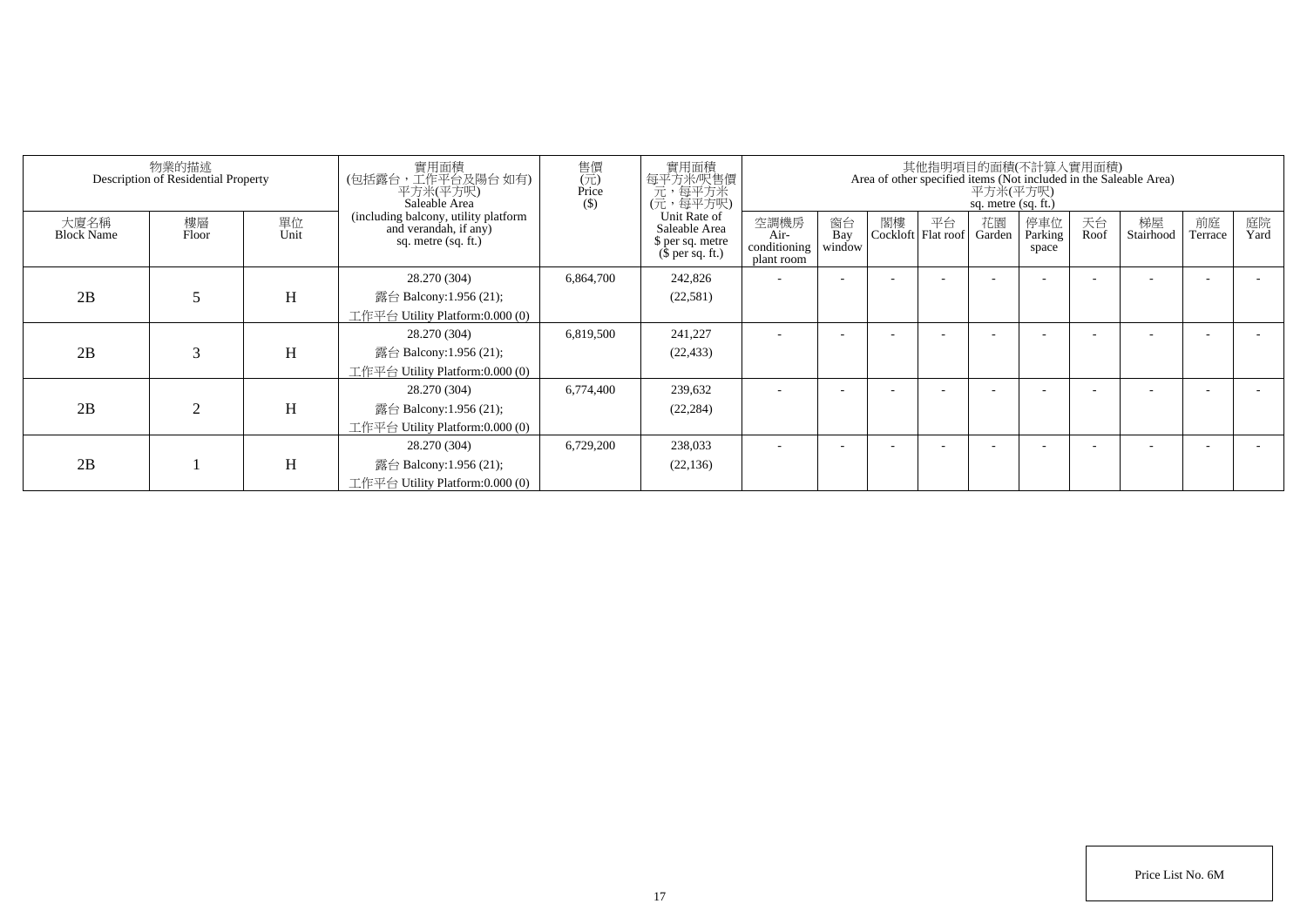| 物業的描述 Description of Residential Property | | | 實用面積 (包括露台，工作平台及陽台 如有) 平方米(平方呎) Saleable Area (including balcony, utility platform and verandah, if any) sq. metre (sq. ft.) | 售價 (元) Price ($) | 實用面積 每平方米/呎售價 元，每平方米 (元，每平方呎) Unit Rate of Saleable Area $ per sq. metre ($ per sq. ft.) | 其他指明項目的面積(不計算入實用面積) Area of other specified items (Not included in the Saleable Area) 平方米(平方呎) sq. metre (sq. ft.) | | | | | | | | | |
|---|---|---|---|---|---|---|---|---|---|---|---|---|---|---|---|
| 大廈名稱 Block Name | 樓層 Floor | 單位 Unit | | | | 空調機房 Air-conditioning plant room | 窗台 Bay window | 閣樓 Cockloft | 平台 Flat roof | 花園 Garden | 停車位 Parking space | 天台 Roof | 梯屋 Stairhood | 前庭 Terrace | 庭院 Yard |
| 2B | 5 | H | 28.270 (304) 露台 Balcony:1.956 (21); 工作平台 Utility Platform:0.000 (0) | 6,864,700 | 242,826 (22,581) | - | - | - | - | - | - | - | - | - | - |
| 2B | 3 | H | 28.270 (304) 露台 Balcony:1.956 (21); 工作平台 Utility Platform:0.000 (0) | 6,819,500 | 241,227 (22,433) | - | - | - | - | - | - | - | - | - | - |
| 2B | 2 | H | 28.270 (304) 露台 Balcony:1.956 (21); 工作平台 Utility Platform:0.000 (0) | 6,774,400 | 239,632 (22,284) | - | - | - | - | - | - | - | - | - | - |
| 2B | 1 | H | 28.270 (304) 露台 Balcony:1.956 (21); 工作平台 Utility Platform:0.000 (0) | 6,729,200 | 238,033 (22,136) | - | - | - | - | - | - | - | - | - | - |

Price List No. 6M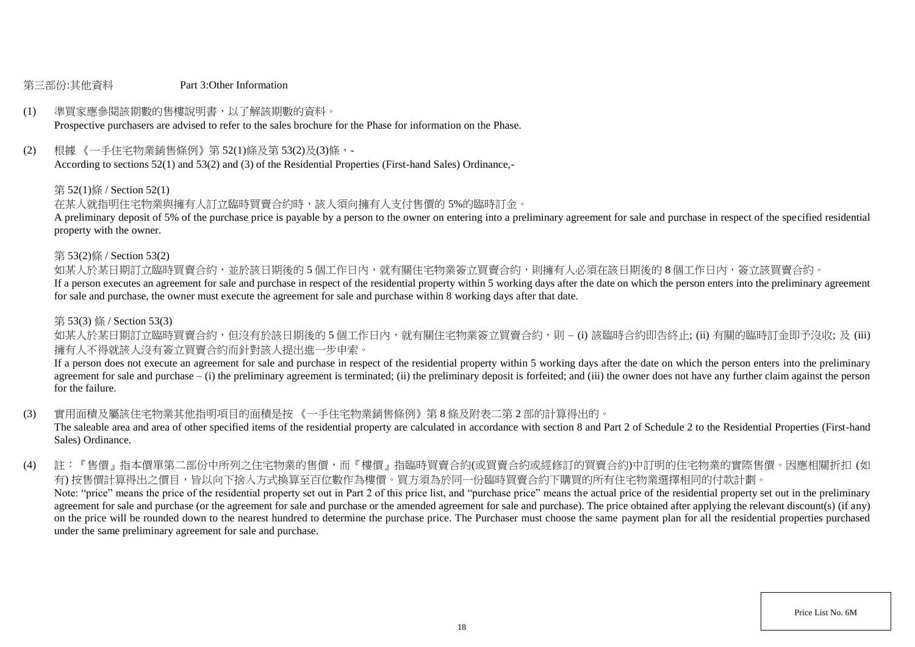第三部份:其他資料　　　　Part 3:Other Information

(1) 準買家應參閱該期數的售樓說明書，以了解該期數的資料。
Prospective purchasers are advised to refer to the sales brochure for the Phase for information on the Phase.

(2) 根據 《一手住宅物業銷售條例》第 52(1)條及第 53(2)及(3)條，-
According to sections 52(1) and 53(2) and (3) of the Residential Properties (First-hand Sales) Ordinance,-

第 52(1)條 / Section 52(1)

在某人就指明住宅物業與擁有人訂立臨時買賣合約時，該人須向擁有人支付售價的 5%的臨時訂金。
A preliminary deposit of 5% of the purchase price is payable by a person to the owner on entering into a preliminary agreement for sale and purchase in respect of the specified residential property with the owner.

第 53(2)條 / Section 53(2)

如某人於某日期訂立臨時買賣合約，並於該日期後的 5 個工作日內，就有關住宅物業簽立買賣合約，則擁有人必須在該日期後的 8 個工作日內，簽立該買賣合約。
If a person executes an agreement for sale and purchase in respect of the residential property within 5 working days after the date on which the person enters into the preliminary agreement for sale and purchase, the owner must execute the agreement for sale and purchase within 8 working days after that date.

第 53(3) 條 / Section 53(3)

如某人於某日期訂立臨時買賣合約，但沒有於該日期後的 5 個工作日內，就有關住宅物業簽立買賣合約，則 – (i) 該臨時合約即告終止; (ii) 有關的臨時訂金即予沒收; 及 (iii) 擁有人不得就該人沒有簽立買賣合約而針對該人提出進一步申索。
If a person does not execute an agreement for sale and purchase in respect of the residential property within 5 working days after the date on which the person enters into the preliminary agreement for sale and purchase – (i) the preliminary agreement is terminated; (ii) the preliminary deposit is forfeited; and (iii) the owner does not have any further claim against the person for the failure.

(3) 實用面積及屬該住宅物業其他指明項目的面積是按 《一手住宅物業銷售條例》第 8 條及附表二第 2 部的計算得出的。
The saleable area and area of other specified items of the residential property are calculated in accordance with section 8 and Part 2 of Schedule 2 to the Residential Properties (First-hand Sales) Ordinance.

(4) 註：『售價』指本價單第二部份中所列之住宅物業的售價，而『樓價』指臨時買賣合約(或買賣合約或經修訂的買賣合約)中訂明的住宅物業的實際售價。因應相關折扣 (如有) 按售價計算得出之價目，皆以向下捨入方式換算至百位數作為樓價。買方須為於同一份臨時買賣合約下購買的所有住宅物業選擇相同的付款計劃。
Note: "price" means the price of the residential property set out in Part 2 of this price list, and "purchase price" means the actual price of the residential property set out in the preliminary agreement for sale and purchase (or the agreement for sale and purchase or the amended agreement for sale and purchase). The price obtained after applying the relevant discount(s) (if any) on the price will be rounded down to the nearest hundred to determine the purchase price. The Purchaser must choose the same payment plan for all the residential properties purchased under the same preliminary agreement for sale and purchase.

Price List No. 6M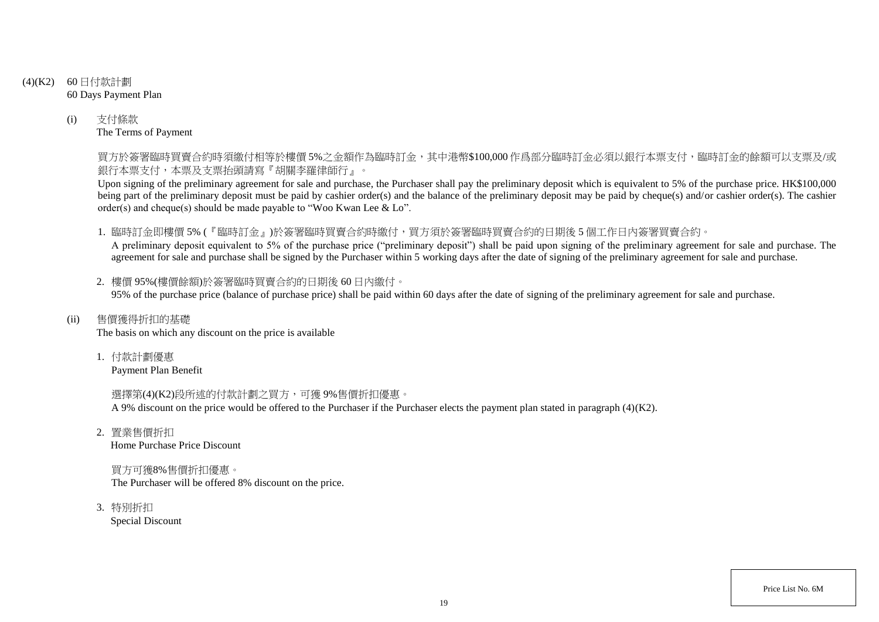(4)(K2) 60 日付款計劃
60 Days Payment Plan

(i) 支付條款
The Terms of Payment

買方於簽署臨時買賣合約時須繳付相等於樓價 5%之金額作為臨時訂金，其中港幣$100,000 作爲部分臨時訂金必須以銀行本票支付，臨時訂金的餘額可以支票及/或銀行本票支付，本票及支票抬頭請寫『胡關李羅律師行』。

Upon signing of the preliminary agreement for sale and purchase, the Purchaser shall pay the preliminary deposit which is equivalent to 5% of the purchase price. HK$100,000 being part of the preliminary deposit must be paid by cashier order(s) and the balance of the preliminary deposit may be paid by cheque(s) and/or cashier order(s). The cashier order(s) and cheque(s) should be made payable to "Woo Kwan Lee & Lo".

1. 臨時訂金即樓價 5% (『臨時訂金』)於簽署臨時買賣合約時繳付，買方須於簽署臨時買賣合約的日期後 5 個工作日內簽署買賣合約。
A preliminary deposit equivalent to 5% of the purchase price ("preliminary deposit") shall be paid upon signing of the preliminary agreement for sale and purchase. The agreement for sale and purchase shall be signed by the Purchaser within 5 working days after the date of signing of the preliminary agreement for sale and purchase.

2. 樓價 95%(樓價餘額)於簽署臨時買賣合約的日期後 60 日內繳付。
95% of the purchase price (balance of purchase price) shall be paid within 60 days after the date of signing of the preliminary agreement for sale and purchase.

(ii) 售價獲得折扣的基礎
The basis on which any discount on the price is available

1. 付款計劃優惠
Payment Plan Benefit

選擇第(4)(K2)段所述的付款計劃之買方，可獲 9%售價折扣優惠。
A 9% discount on the price would be offered to the Purchaser if the Purchaser elects the payment plan stated in paragraph (4)(K2).

2. 置業售價折扣
Home Purchase Price Discount

買方可獲8%售價折扣優惠。
The Purchaser will be offered 8% discount on the price.

3. 特別折扣
Special Discount

Price List No. 6M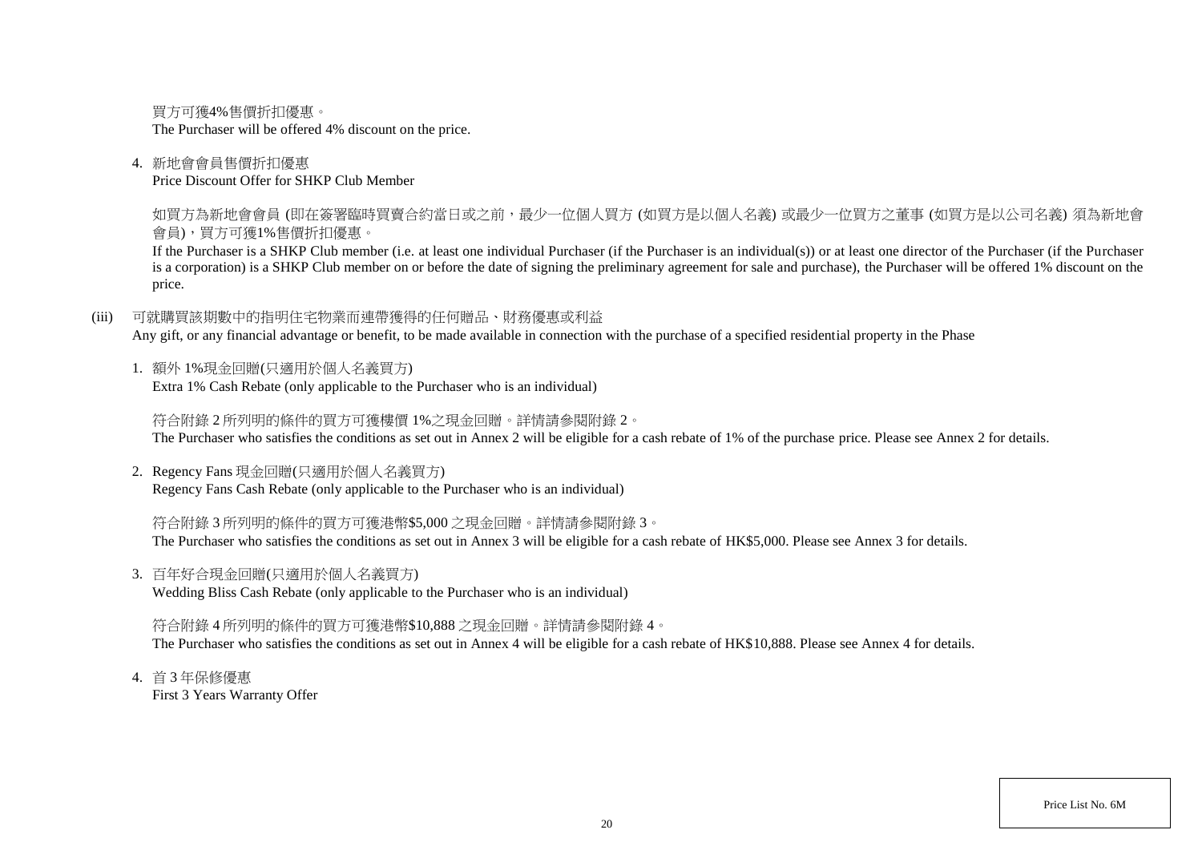買方可獲4%售價折扣優惠。
The Purchaser will be offered 4% discount on the price.

4. 新地會會員售價折扣優惠
   Price Discount Offer for SHKP Club Member

   如買方為新地會會員 (即在簽署臨時買賣合約當日或之前，最少一位個人買方 (如買方是以個人名義) 或最少一位買方之董事 (如買方是以公司名義) 須為新地會會員)，買方可獲1%售價折扣優惠。
   If the Purchaser is a SHKP Club member (i.e. at least one individual Purchaser (if the Purchaser is an individual(s)) or at least one director of the Purchaser (if the Purchaser is a corporation) is a SHKP Club member on or before the date of signing the preliminary agreement for sale and purchase), the Purchaser will be offered 1% discount on the price.

(iii) 可就購買該期數中的指明住宅物業而連帶獲得的任何贈品、財務優惠或利益
Any gift, or any financial advantage or benefit, to be made available in connection with the purchase of a specified residential property in the Phase

1. 額外 1%現金回贈(只適用於個人名義買方)
   Extra 1% Cash Rebate (only applicable to the Purchaser who is an individual)

   符合附錄 2 所列明的條件的買方可獲樓價 1%之現金回贈。詳情請參閱附錄 2。
   The Purchaser who satisfies the conditions as set out in Annex 2 will be eligible for a cash rebate of 1% of the purchase price. Please see Annex 2 for details.

2. Regency Fans 現金回贈(只適用於個人名義買方)
   Regency Fans Cash Rebate (only applicable to the Purchaser who is an individual)

   符合附錄 3 所列明的條件的買方可獲港幣$5,000 之現金回贈。詳情請參閱附錄 3。
   The Purchaser who satisfies the conditions as set out in Annex 3 will be eligible for a cash rebate of HK$5,000. Please see Annex 3 for details.

3. 百年好合現金回贈(只適用於個人名義買方)
   Wedding Bliss Cash Rebate (only applicable to the Purchaser who is an individual)

   符合附錄 4 所列明的條件的買方可獲港幣$10,888 之現金回贈。詳情請參閱附錄 4。
   The Purchaser who satisfies the conditions as set out in Annex 4 will be eligible for a cash rebate of HK$10,888. Please see Annex 4 for details.

4. 首 3 年保修優惠
   First 3 Years Warranty Offer

Price List No. 6M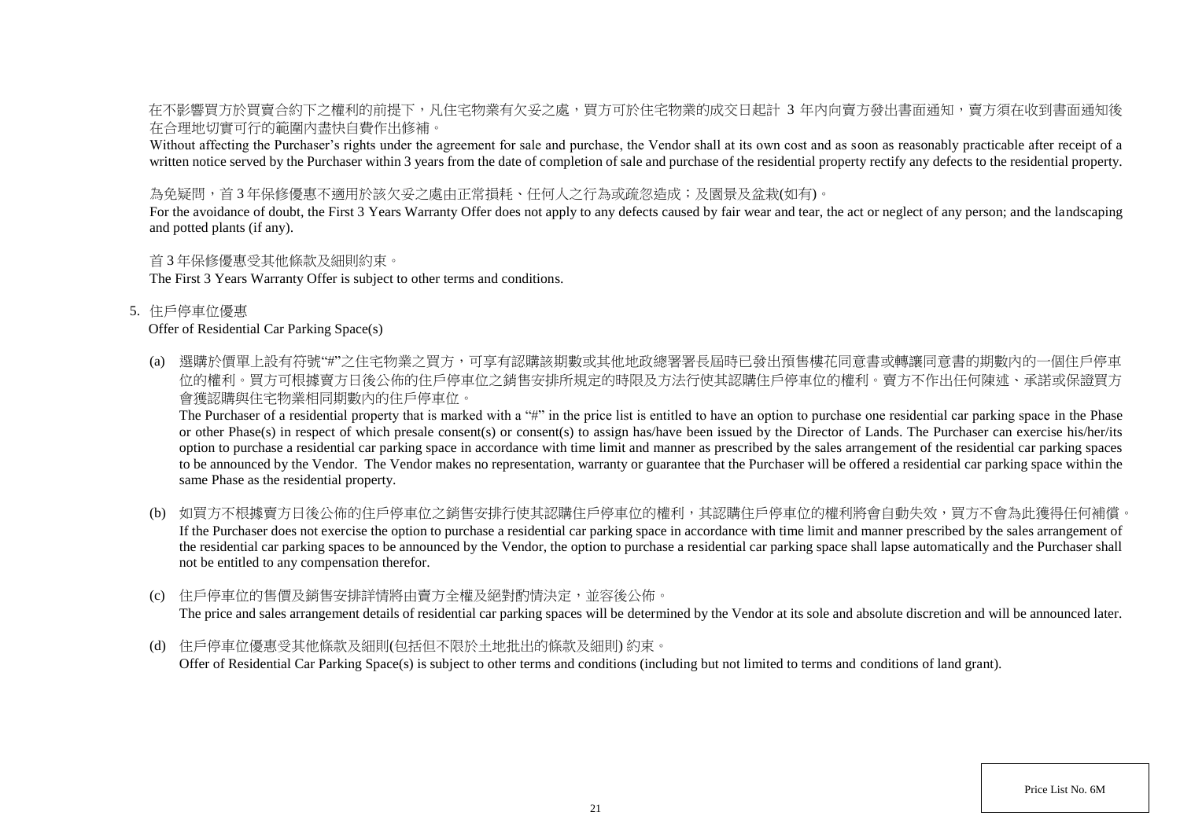在不影響買方於買賣合約下之權利的前提下，凡住宅物業有欠妥之處，買方可於住宅物業的成交日起計 3 年內向賣方發出書面通知，賣方須在收到書面通知後在合理地切實可行的範圍內盡快自費作出修補。

Without affecting the Purchaser's rights under the agreement for sale and purchase, the Vendor shall at its own cost and as soon as reasonably practicable after receipt of a written notice served by the Purchaser within 3 years from the date of completion of sale and purchase of the residential property rectify any defects to the residential property.

為免疑問，首 3 年保修優惠不適用於該欠妥之處由正常損耗、任何人之行為或疏忽造成；及園景及盆栽(如有)。

For the avoidance of doubt, the First 3 Years Warranty Offer does not apply to any defects caused by fair wear and tear, the act or neglect of any person; and the landscaping and potted plants (if any).

首 3 年保修優惠受其他條款及細則約束。

The First 3 Years Warranty Offer is subject to other terms and conditions.

5. 住戶停車位優惠
   Offer of Residential Car Parking Space(s)

   (a) 選購於價單上設有符號"#"之住宅物業之買方，可享有認購該期數或其他地政總署署長屆時已發出預售樓花同意書或轉讓同意書的期數內的一個住戶停車位的權利。買方可根據賣方日後公佈的住戶停車位之銷售安排所規定的時限及方法行使其認購住戶停車位的權利。賣方不作出任何陳述、承諾或保證買方會獲認購與住宅物業相同期數內的住戶停車位。

   The Purchaser of a residential property that is marked with a "#" in the price list is entitled to have an option to purchase one residential car parking space in the Phase or other Phase(s) in respect of which presale consent(s) or consent(s) to assign has/have been issued by the Director of Lands. The Purchaser can exercise his/her/its option to purchase a residential car parking space in accordance with time limit and manner as prescribed by the sales arrangement of the residential car parking spaces to be announced by the Vendor. The Vendor makes no representation, warranty or guarantee that the Purchaser will be offered a residential car parking space within the same Phase as the residential property.

   (b) 如買方不根據賣方日後公佈的住戶停車位之銷售安排行使其認購住戶停車位的權利，其認購住戶停車位的權利將會自動失效，買方不會為此獲得任何補償。

   If the Purchaser does not exercise the option to purchase a residential car parking space in accordance with time limit and manner prescribed by the sales arrangement of the residential car parking spaces to be announced by the Vendor, the option to purchase a residential car parking space shall lapse automatically and the Purchaser shall not be entitled to any compensation therefor.

   (c) 住戶停車位的售價及銷售安排詳情將由賣方全權及絕對酌情決定，並容後公佈。

   The price and sales arrangement details of residential car parking spaces will be determined by the Vendor at its sole and absolute discretion and will be announced later.

   (d) 住戶停車位優惠受其他條款及細則(包括但不限於土地批出的條款及細則) 約束。

   Offer of Residential Car Parking Space(s) is subject to other terms and conditions (including but not limited to terms and conditions of land grant).

Price List No. 6M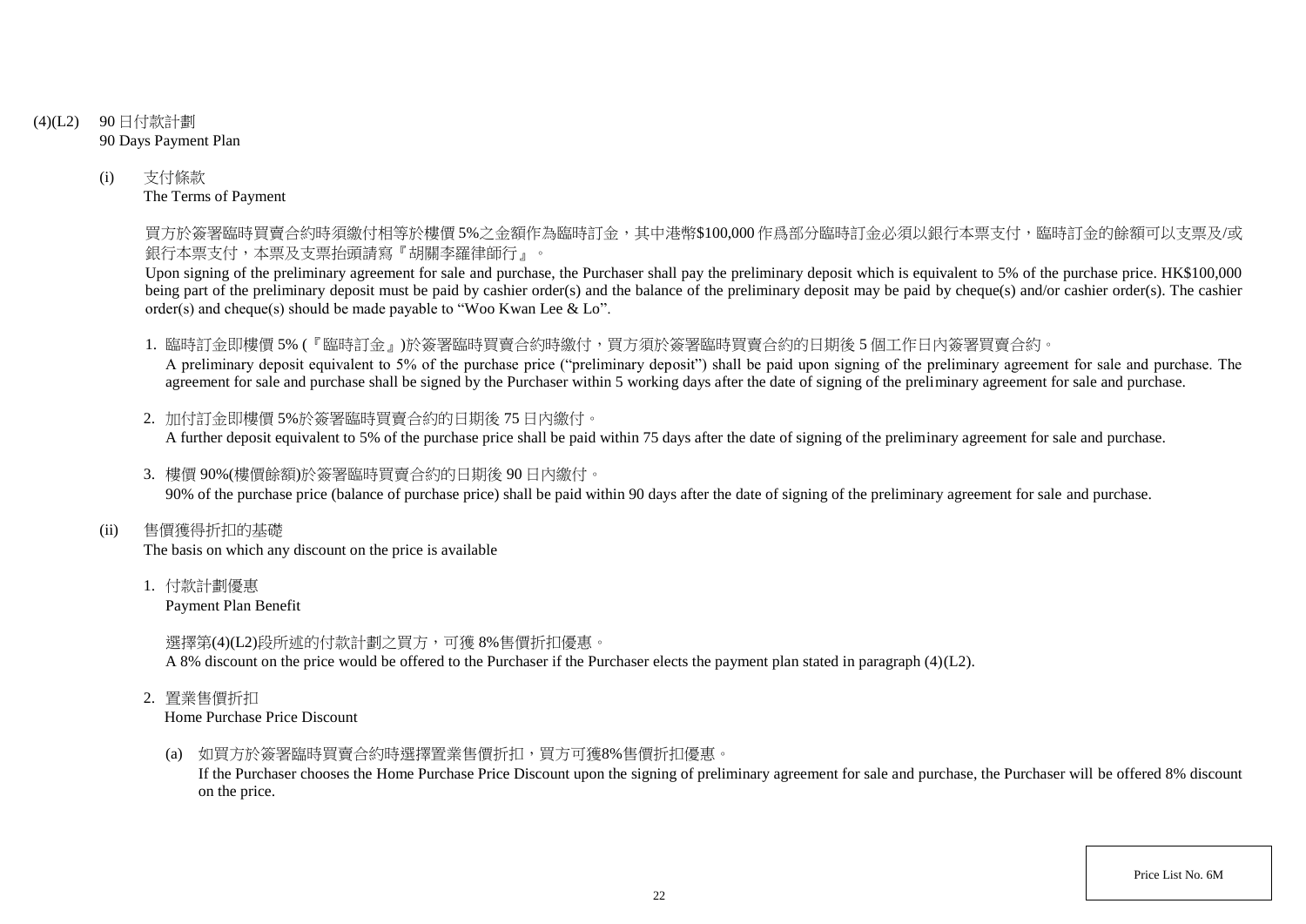(4)(L2) 90 日付款計劃
90 Days Payment Plan

(i) 支付條款
The Terms of Payment

買方於簽署臨時買賣合約時須繳付相等於樓價 5%之金額作為臨時訂金，其中港幣$100,000 作爲部分臨時訂金必須以銀行本票支付，臨時訂金的餘額可以支票及/或銀行本票支付，本票及支票抬頭請寫『胡關李羅律師行』。

Upon signing of the preliminary agreement for sale and purchase, the Purchaser shall pay the preliminary deposit which is equivalent to 5% of the purchase price. HK$100,000 being part of the preliminary deposit must be paid by cashier order(s) and the balance of the preliminary deposit may be paid by cheque(s) and/or cashier order(s). The cashier order(s) and cheque(s) should be made payable to "Woo Kwan Lee & Lo".

1. 臨時訂金即樓價 5% (『臨時訂金』)於簽署臨時買賣合約時繳付，買方須於簽署臨時買賣合約的日期後 5 個工作日內簽署買賣合約。
A preliminary deposit equivalent to 5% of the purchase price ("preliminary deposit") shall be paid upon signing of the preliminary agreement for sale and purchase. The agreement for sale and purchase shall be signed by the Purchaser within 5 working days after the date of signing of the preliminary agreement for sale and purchase.

2. 加付訂金即樓價 5%於簽署臨時買賣合約的日期後 75 日內繳付。
A further deposit equivalent to 5% of the purchase price shall be paid within 75 days after the date of signing of the preliminary agreement for sale and purchase.

3. 樓價 90%(樓價餘額)於簽署臨時買賣合約的日期後 90 日內繳付。
90% of the purchase price (balance of purchase price) shall be paid within 90 days after the date of signing of the preliminary agreement for sale and purchase.

(ii) 售價獲得折扣的基礎
The basis on which any discount on the price is available

1. 付款計劃優惠
Payment Plan Benefit

選擇第(4)(L2)段所述的付款計劃之買方，可獲 8%售價折扣優惠。
A 8% discount on the price would be offered to the Purchaser if the Purchaser elects the payment plan stated in paragraph (4)(L2).

2. 置業售價折扣
Home Purchase Price Discount

(a) 如買方於簽署臨時買賣合約時選擇置業售價折扣，買方可獲8%售價折扣優惠。
If the Purchaser chooses the Home Purchase Price Discount upon the signing of preliminary agreement for sale and purchase, the Purchaser will be offered 8% discount on the price.

Price List No. 6M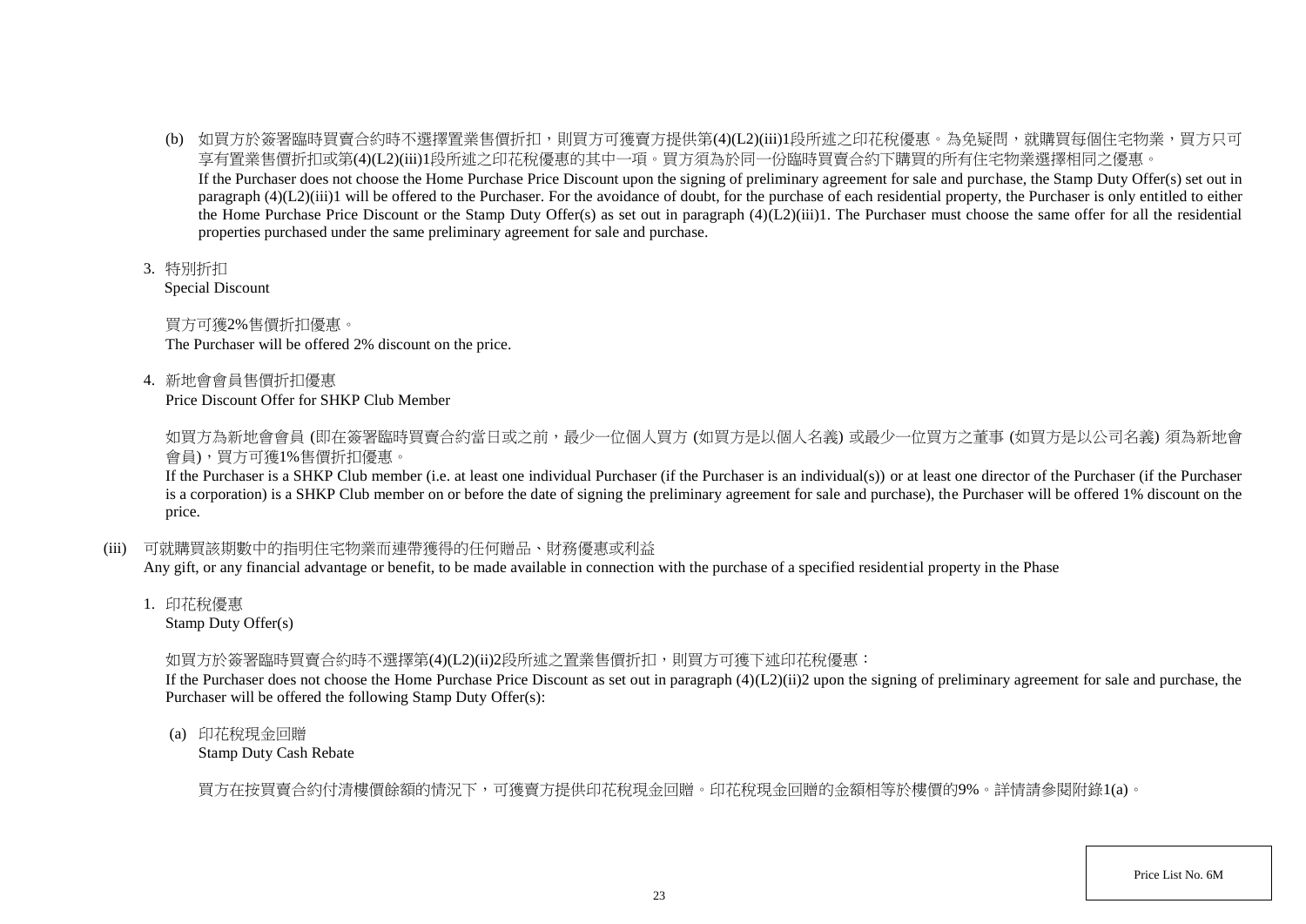(b) 如買方於簽署臨時買賣合約時不選擇置業售價折扣，則買方可獲賣方提供第(4)(L2)(iii)1段所述之印花稅優惠。為免疑問，就購買每個住宅物業，買方只可享有置業售價折扣或第(4)(L2)(iii)1段所述之印花稅優惠的其中一項。買方須為於同一份臨時買賣合約下購買的所有住宅物業選擇相同之優惠。
If the Purchaser does not choose the Home Purchase Price Discount upon the signing of preliminary agreement for sale and purchase, the Stamp Duty Offer(s) set out in paragraph (4)(L2)(iii)1 will be offered to the Purchaser. For the avoidance of doubt, for the purchase of each residential property, the Purchaser is only entitled to either the Home Purchase Price Discount or the Stamp Duty Offer(s) as set out in paragraph (4)(L2)(iii)1. The Purchaser must choose the same offer for all the residential properties purchased under the same preliminary agreement for sale and purchase.

3. 特別折扣
Special Discount

買方可獲2%售價折扣優惠。
The Purchaser will be offered 2% discount on the price.

4. 新地會會員售價折扣優惠
Price Discount Offer for SHKP Club Member

如買方為新地會會員 (即在簽署臨時買賣合約當日或之前，最少一位個人買方 (如買方是以個人名義) 或最少一位買方之董事 (如買方是以公司名義) 須為新地會會員)，買方可獲1%售價折扣優惠。
If the Purchaser is a SHKP Club member (i.e. at least one individual Purchaser (if the Purchaser is an individual(s)) or at least one director of the Purchaser (if the Purchaser is a corporation) is a SHKP Club member on or before the date of signing the preliminary agreement for sale and purchase), the Purchaser will be offered 1% discount on the price.

(iii) 可就購買該期數中的指明住宅物業而連帶獲得的任何贈品、財務優惠或利益
Any gift, or any financial advantage or benefit, to be made available in connection with the purchase of a specified residential property in the Phase

1. 印花稅優惠
Stamp Duty Offer(s)

如買方於簽署臨時買賣合約時不選擇第(4)(L2)(ii)2段所述之置業售價折扣，則買方可獲下述印花稅優惠：
If the Purchaser does not choose the Home Purchase Price Discount as set out in paragraph (4)(L2)(ii)2 upon the signing of preliminary agreement for sale and purchase, the Purchaser will be offered the following Stamp Duty Offer(s):

(a) 印花稅現金回贈
Stamp Duty Cash Rebate

買方在按買賣合約付清樓價餘額的情況下，可獲賣方提供印花稅現金回贈。印花稅現金回贈的金額相等於樓價的9%。詳情請參閱附錄1(a)。

Price List No. 6M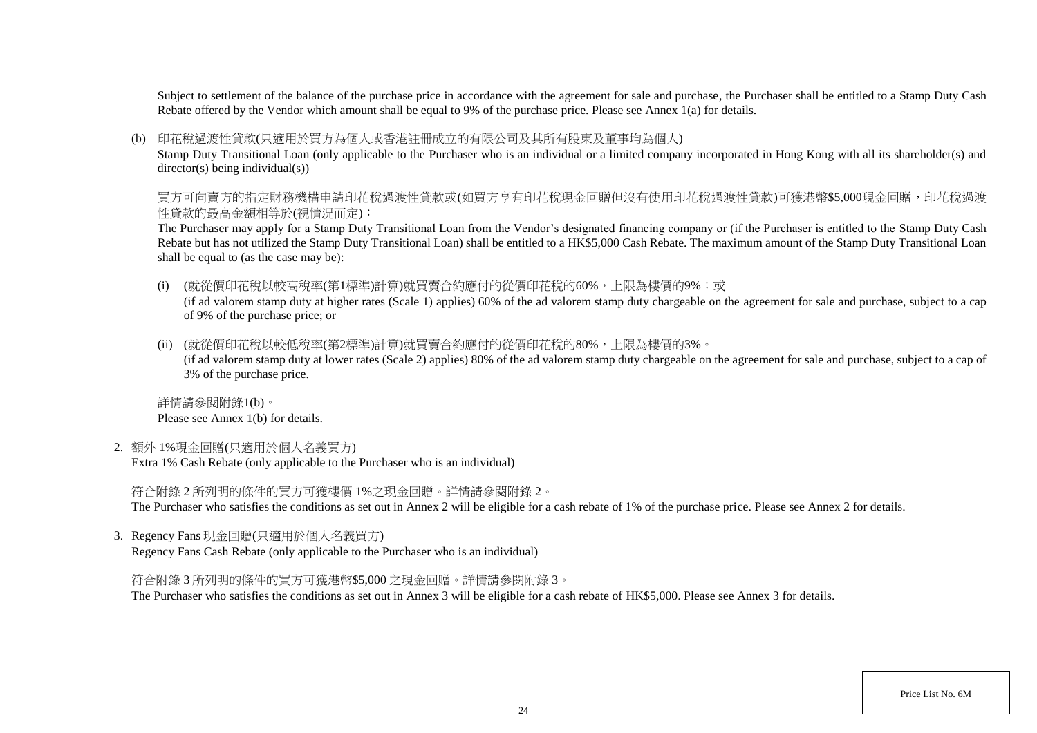Subject to settlement of the balance of the purchase price in accordance with the agreement for sale and purchase, the Purchaser shall be entitled to a Stamp Duty Cash Rebate offered by the Vendor which amount shall be equal to 9% of the purchase price. Please see Annex 1(a) for details.

(b) 印花稅過渡性貸款(只適用於買方為個人或香港註冊成立的有限公司及其所有股東及董事均為個人)
Stamp Duty Transitional Loan (only applicable to the Purchaser who is an individual or a limited company incorporated in Hong Kong with all its shareholder(s) and director(s) being individual(s))

買方可向賣方的指定財務機構申請印花稅過渡性貸款或(如買方享有印花稅現金回贈但沒有使用印花稅過渡性貸款)可獲港幣$5,000現金回贈，印花稅過渡性貸款的最高金額相等於(視情況而定)：
The Purchaser may apply for a Stamp Duty Transitional Loan from the Vendor's designated financing company or (if the Purchaser is entitled to the Stamp Duty Cash Rebate but has not utilized the Stamp Duty Transitional Loan) shall be entitled to a HK$5,000 Cash Rebate. The maximum amount of the Stamp Duty Transitional Loan shall be equal to (as the case may be):

(i) (就從價印花稅以較高稅率(第1標準)計算)就買賣合約應付的從價印花稅的60%，上限為樓價的9%；或
(if ad valorem stamp duty at higher rates (Scale 1) applies) 60% of the ad valorem stamp duty chargeable on the agreement for sale and purchase, subject to a cap of 9% of the purchase price; or

(ii) (就從價印花稅以較低稅率(第2標準)計算)就買賣合約應付的從價印花稅的80%，上限為樓價的3%。
(if ad valorem stamp duty at lower rates (Scale 2) applies) 80% of the ad valorem stamp duty chargeable on the agreement for sale and purchase, subject to a cap of 3% of the purchase price.

詳情請參閱附錄1(b)。
Please see Annex 1(b) for details.

2. 額外 1%現金回贈(只適用於個人名義買方)
Extra 1% Cash Rebate (only applicable to the Purchaser who is an individual)

符合附錄 2 所列明的條件的買方可獲樓價 1%之現金回贈。詳情請參閱附錄 2。
The Purchaser who satisfies the conditions as set out in Annex 2 will be eligible for a cash rebate of 1% of the purchase price. Please see Annex 2 for details.

3. Regency Fans 現金回贈(只適用於個人名義買方)
Regency Fans Cash Rebate (only applicable to the Purchaser who is an individual)

符合附錄 3 所列明的條件的買方可獲港幣$5,000 之現金回贈。詳情請參閱附錄 3。
The Purchaser who satisfies the conditions as set out in Annex 3 will be eligible for a cash rebate of HK$5,000. Please see Annex 3 for details.

Price List No. 6M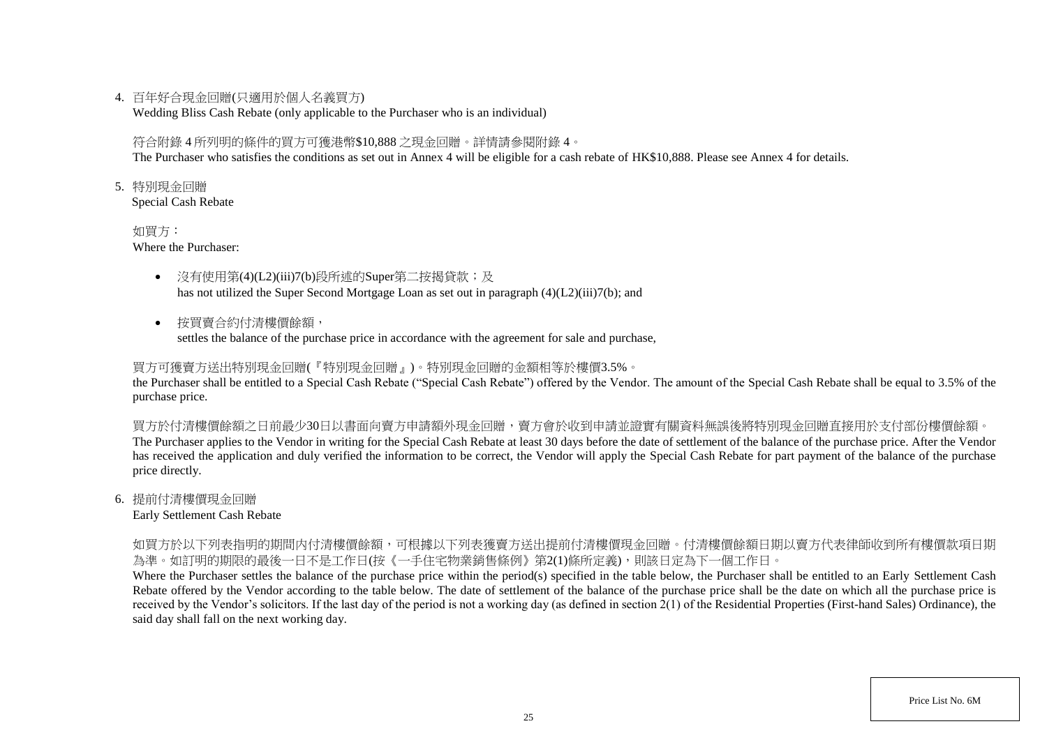4. 百年好合現金回贈(只適用於個人名義買方)
Wedding Bliss Cash Rebate (only applicable to the Purchaser who is an individual)

符合附錄 4 所列明的條件的買方可獲港幣$10,888 之現金回贈。詳情請參閱附錄 4。
The Purchaser who satisfies the conditions as set out in Annex 4 will be eligible for a cash rebate of HK$10,888. Please see Annex 4 for details.

5. 特別現金回贈
Special Cash Rebate

如買方：
Where the Purchaser:

- 沒有使用第(4)(L2)(iii)7(b)段所述的Super第二按揭貸款；及
has not utilized the Super Second Mortgage Loan as set out in paragraph (4)(L2)(iii)7(b); and
- 按買賣合約付清樓價餘額，
settles the balance of the purchase price in accordance with the agreement for sale and purchase,

買方可獲賣方送出特別現金回贈(『特別現金回贈』)。特別現金回贈的金額相等於樓價3.5%。
the Purchaser shall be entitled to a Special Cash Rebate ("Special Cash Rebate") offered by the Vendor. The amount of the Special Cash Rebate shall be equal to 3.5% of the purchase price.

買方於付清樓價餘額之日前最少30日以書面向賣方申請額外現金回贈，賣方會於收到申請並證實有關資料無誤後將特別現金回贈直接用於支付部份樓價餘額。
The Purchaser applies to the Vendor in writing for the Special Cash Rebate at least 30 days before the date of settlement of the balance of the purchase price. After the Vendor has received the application and duly verified the information to be correct, the Vendor will apply the Special Cash Rebate for part payment of the balance of the purchase price directly.

6. 提前付清樓價現金回贈
Early Settlement Cash Rebate

如買方於以下列表指明的期間內付清樓價餘額，可根據以下列表獲賣方送出提前付清樓價現金回贈。付清樓價餘額日期以賣方代表律師收到所有樓價款項日期為準。如訂明的期限的最後一日不是工作日(按《一手住宅物業銷售條例》第2(1)條所定義)，則該日定為下一個工作日。
Where the Purchaser settles the balance of the purchase price within the period(s) specified in the table below, the Purchaser shall be entitled to an Early Settlement Cash Rebate offered by the Vendor according to the table below. The date of settlement of the balance of the purchase price shall be the date on which all the purchase price is received by the Vendor's solicitors. If the last day of the period is not a working day (as defined in section 2(1) of the Residential Properties (First-hand Sales) Ordinance), the said day shall fall on the next working day.

Price List No. 6M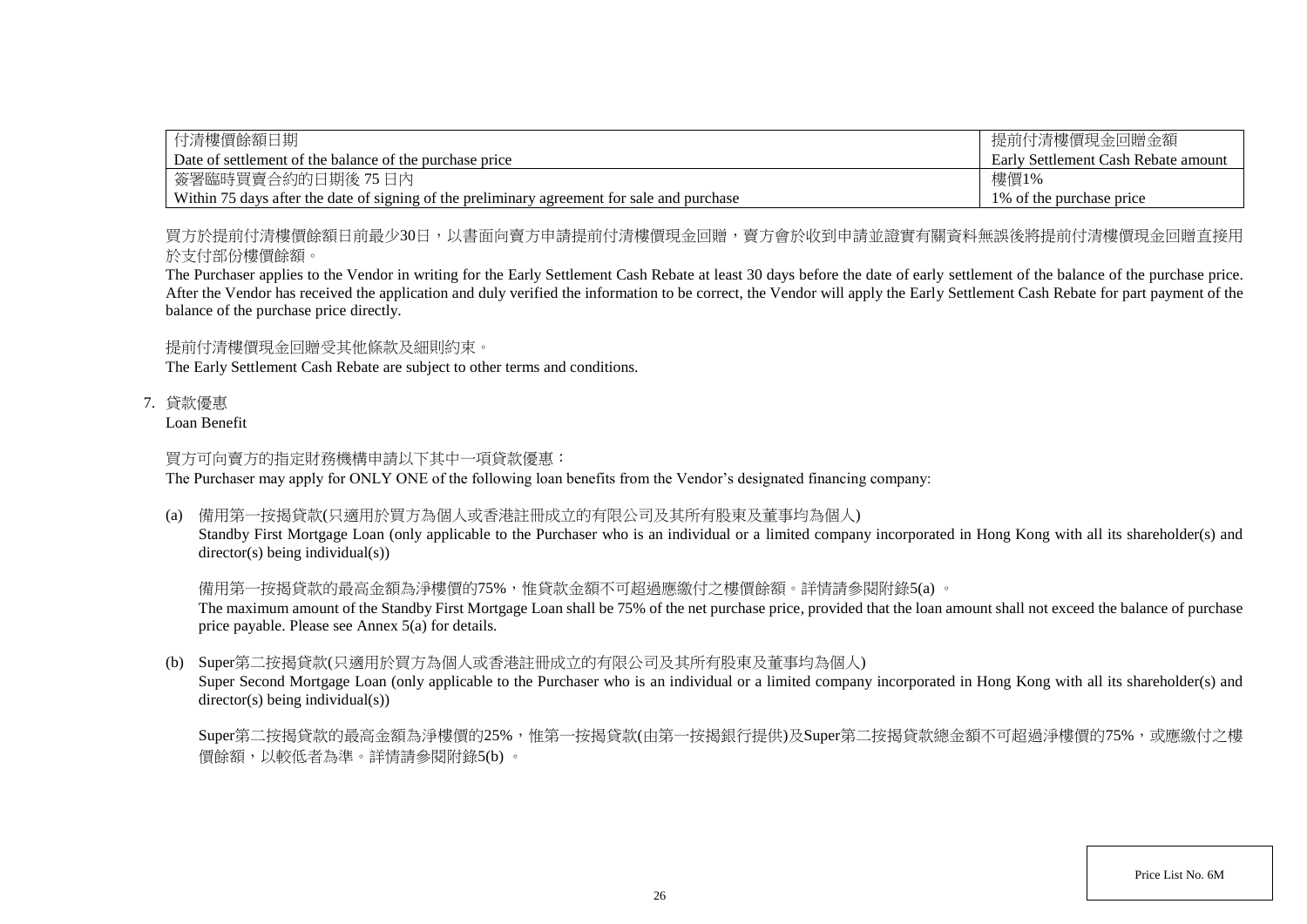| 付清樓價餘額日期<br>Date of settlement of the balance of the purchase price | 提前付清樓價現金回贈金額<br>Early Settlement Cash Rebate amount |
| --- | --- |
| 簽署臨時買賣合約的日期後 75 日內<br>Within 75 days after the date of signing of the preliminary agreement for sale and purchase | 樓價1%<br>1% of the purchase price |

買方於提前付清樓價餘額日前最少30日，以書面向賣方申請提前付清樓價現金回贈，賣方會於收到申請並證實有關資料無誤後將提前付清樓價現金回贈直接用於支付部份樓價餘額。

The Purchaser applies to the Vendor in writing for the Early Settlement Cash Rebate at least 30 days before the date of early settlement of the balance of the purchase price. After the Vendor has received the application and duly verified the information to be correct, the Vendor will apply the Early Settlement Cash Rebate for part payment of the balance of the purchase price directly.

提前付清樓價現金回贈受其他條款及細則約束。

The Early Settlement Cash Rebate are subject to other terms and conditions.

7. 貸款優惠
   Loan Benefit

買方可向賣方的指定財務機構申請以下其中一項貸款優惠：

The Purchaser may apply for ONLY ONE of the following loan benefits from the Vendor's designated financing company:

(a) 備用第一按揭貸款(只適用於買方為個人或香港註冊成立的有限公司及其所有股東及董事均為個人)
    Standby First Mortgage Loan (only applicable to the Purchaser who is an individual or a limited company incorporated in Hong Kong with all its shareholder(s) and director(s) being individual(s))

    備用第一按揭貸款的最高金額為淨樓價的75%，惟貸款金額不可超過應繳付之樓價餘額。詳情請參閱附錄5(a) 。

    The maximum amount of the Standby First Mortgage Loan shall be 75% of the net purchase price, provided that the loan amount shall not exceed the balance of purchase price payable. Please see Annex 5(a) for details.

(b) Super第二按揭貸款(只適用於買方為個人或香港註冊成立的有限公司及其所有股東及董事均為個人)
    Super Second Mortgage Loan (only applicable to the Purchaser who is an individual or a limited company incorporated in Hong Kong with all its shareholder(s) and director(s) being individual(s))

    Super第二按揭貸款的最高金額為淨樓價的25%，惟第一按揭貸款(由第一按揭銀行提供)及Super第二按揭貸款總金額不可超過淨樓價的75%，或應繳付之樓價餘額，以較低者為準。詳情請參閱附錄5(b) 。

Price List No. 6M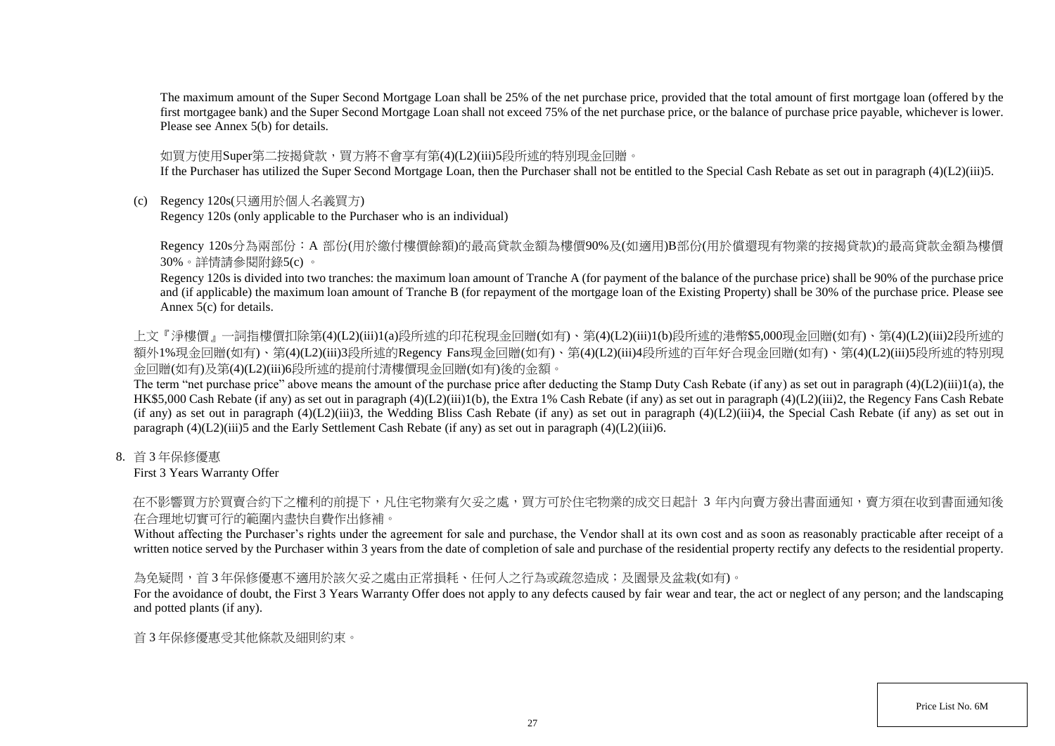The maximum amount of the Super Second Mortgage Loan shall be 25% of the net purchase price, provided that the total amount of first mortgage loan (offered by the first mortgagee bank) and the Super Second Mortgage Loan shall not exceed 75% of the net purchase price, or the balance of purchase price payable, whichever is lower. Please see Annex 5(b) for details.

如買方使用Super第二按揭貸款，買方將不會享有第(4)(L2)(iii)5段所述的特別現金回贈。
If the Purchaser has utilized the Super Second Mortgage Loan, then the Purchaser shall not be entitled to the Special Cash Rebate as set out in paragraph (4)(L2)(iii)5.

(c) Regency 120s(只適用於個人名義買方)
Regency 120s (only applicable to the Purchaser who is an individual)

Regency 120s分為兩部份：A 部份(用於繳付樓價餘額)的最高貸款金額為樓價90%及(如適用)B部份(用於償還現有物業的按揭貸款)的最高貸款金額為樓價30%。詳情請參閱附錄5(c) 。
Regency 120s is divided into two tranches: the maximum loan amount of Tranche A (for payment of the balance of the purchase price) shall be 90% of the purchase price and (if applicable) the maximum loan amount of Tranche B (for repayment of the mortgage loan of the Existing Property) shall be 30% of the purchase price. Please see Annex 5(c) for details.

上文『淨樓價』一詞指樓價扣除第(4)(L2)(iii)1(a)段所述的印花稅現金回贈(如有)、第(4)(L2)(iii)1(b)段所述的港幣$5,000現金回贈(如有)、第(4)(L2)(iii)2段所述的額外1%現金回贈(如有)、第(4)(L2)(iii)3段所述的Regency Fans現金回贈(如有)、第(4)(L2)(iii)4段所述的百年好合現金回贈(如有)、第(4)(L2)(iii)5段所述的特別現金回贈(如有)及第(4)(L2)(iii)6段所述的提前付清樓價現金回贈(如有)後的金額。
The term "net purchase price" above means the amount of the purchase price after deducting the Stamp Duty Cash Rebate (if any) as set out in paragraph (4)(L2)(iii)1(a), the HK$5,000 Cash Rebate (if any) as set out in paragraph (4)(L2)(iii)1(b), the Extra 1% Cash Rebate (if any) as set out in paragraph (4)(L2)(iii)2, the Regency Fans Cash Rebate (if any) as set out in paragraph (4)(L2)(iii)3, the Wedding Bliss Cash Rebate (if any) as set out in paragraph (4)(L2)(iii)4, the Special Cash Rebate (if any) as set out in paragraph (4)(L2)(iii)5 and the Early Settlement Cash Rebate (if any) as set out in paragraph (4)(L2)(iii)6.

8. 首 3 年保修優惠
First 3 Years Warranty Offer

在不影響買方於買賣合約下之權利的前提下，凡住宅物業有欠妥之處，買方可於住宅物業的成交日起計 3 年內向賣方發出書面通知，賣方須在收到書面通知後在合理地切實可行的範圍內盡快自費作出修補。
Without affecting the Purchaser's rights under the agreement for sale and purchase, the Vendor shall at its own cost and as soon as reasonably practicable after receipt of a written notice served by the Purchaser within 3 years from the date of completion of sale and purchase of the residential property rectify any defects to the residential property.

為免疑問，首 3 年保修優惠不適用於該欠妥之處由正常損耗、任何人之行為或疏忽造成；及園景及盆栽(如有)。
For the avoidance of doubt, the First 3 Years Warranty Offer does not apply to any defects caused by fair wear and tear, the act or neglect of any person; and the landscaping and potted plants (if any).

首 3 年保修優惠受其他條款及細則約束。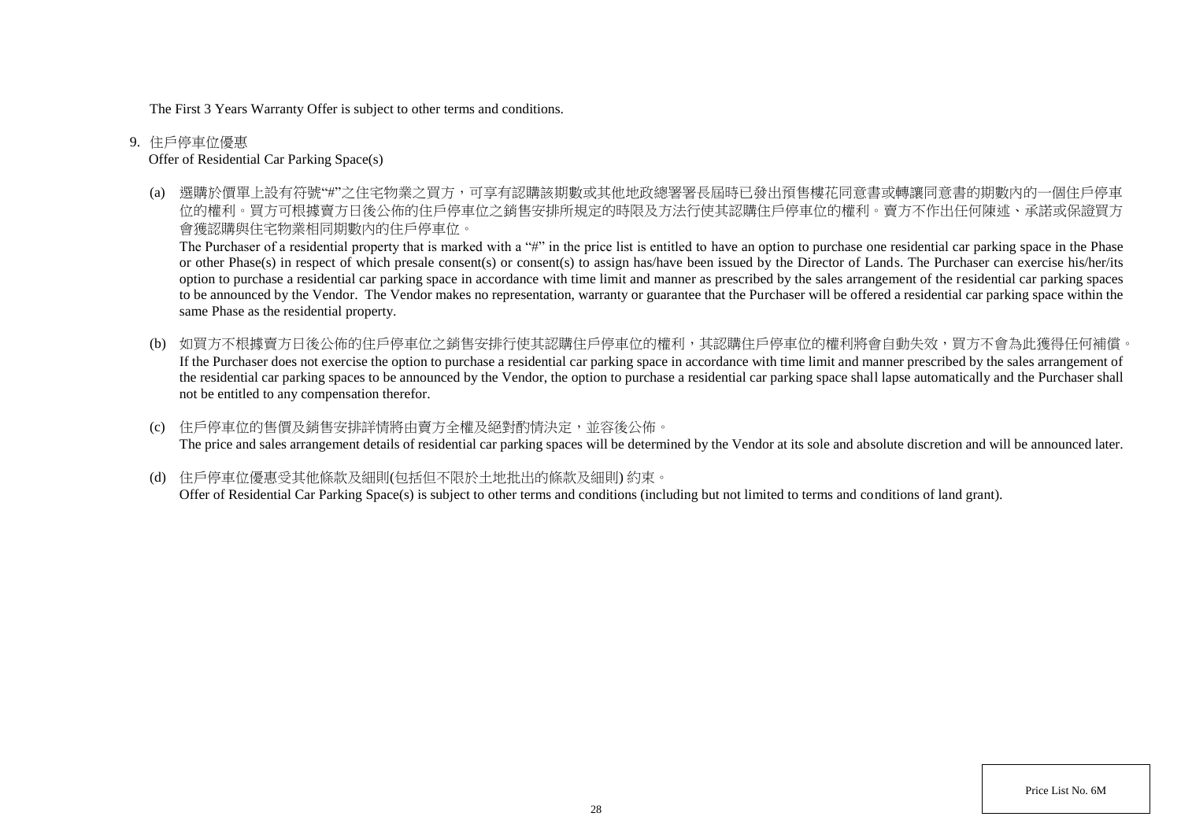The First 3 Years Warranty Offer is subject to other terms and conditions.

9. 住戶停車位優惠
   Offer of Residential Car Parking Space(s)

   (a) 選購於價單上設有符號"#"之住宅物業之買方，可享有認購該期數或其他地政總署署長屆時已發出預售樓花同意書或轉讓同意書的期數內的一個住戶停車位的權利。買方可根據賣方日後公佈的住戶停車位之銷售安排所規定的時限及方法行使其認購住戶停車位的權利。賣方不作出任何陳述、承諾或保證買方會獲認購與住宅物業相同期數內的住戶停車位。
   The Purchaser of a residential property that is marked with a "#" in the price list is entitled to have an option to purchase one residential car parking space in the Phase or other Phase(s) in respect of which presale consent(s) or consent(s) to assign has/have been issued by the Director of Lands. The Purchaser can exercise his/her/its option to purchase a residential car parking space in accordance with time limit and manner as prescribed by the sales arrangement of the residential car parking spaces to be announced by the Vendor. The Vendor makes no representation, warranty or guarantee that the Purchaser will be offered a residential car parking space within the same Phase as the residential property.

   (b) 如買方不根據賣方日後公佈的住戶停車位之銷售安排行使其認購住戶停車位的權利，其認購住戶停車位的權利將會自動失效，買方不會為此獲得任何補償。
   If the Purchaser does not exercise the option to purchase a residential car parking space in accordance with time limit and manner prescribed by the sales arrangement of the residential car parking spaces to be announced by the Vendor, the option to purchase a residential car parking space shall lapse automatically and the Purchaser shall not be entitled to any compensation therefor.

   (c) 住戶停車位的售價及銷售安排詳情將由賣方全權及絕對酌情決定，並容後公佈。
   The price and sales arrangement details of residential car parking spaces will be determined by the Vendor at its sole and absolute discretion and will be announced later.

   (d) 住戶停車位優惠受其他條款及細則(包括但不限於土地批出的條款及細則) 約束。
   Offer of Residential Car Parking Space(s) is subject to other terms and conditions (including but not limited to terms and conditions of land grant).

Price List No. 6M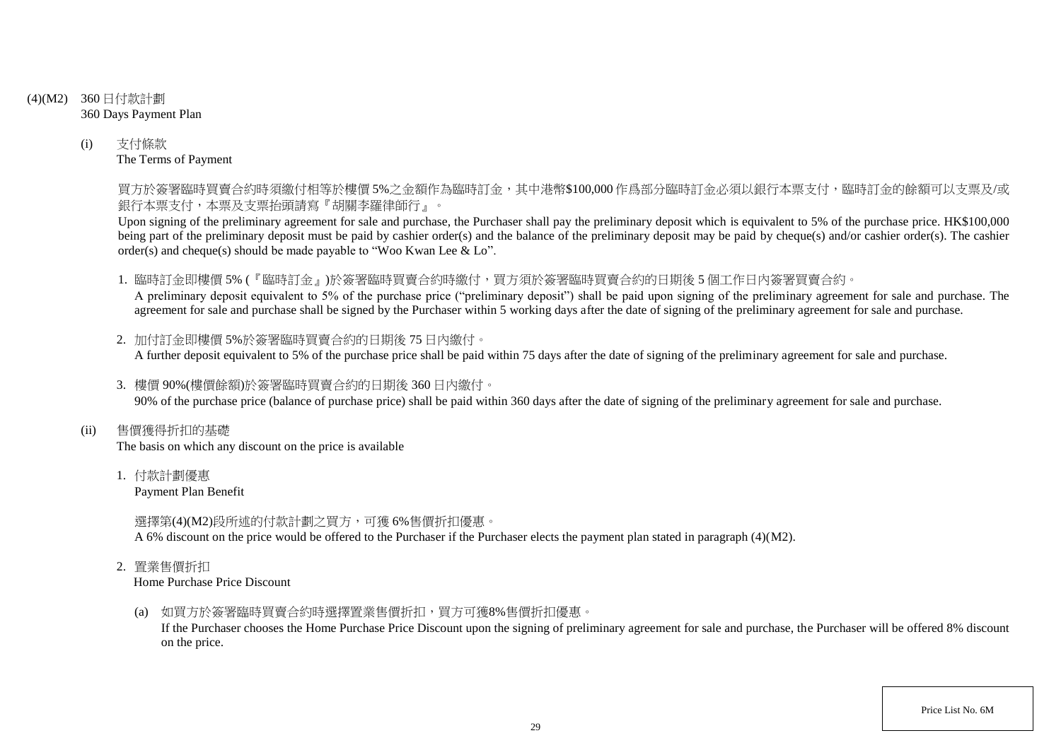(4)(M2) 360 日付款計劃
360 Days Payment Plan

(i) 支付條款
The Terms of Payment

買方於簽署臨時買賣合約時須繳付相等於樓價 5%之金額作為臨時訂金，其中港幣$100,000 作爲部分臨時訂金必須以銀行本票支付，臨時訂金的餘額可以支票及/或銀行本票支付，本票及支票抬頭請寫『胡關李羅律師行』。

Upon signing of the preliminary agreement for sale and purchase, the Purchaser shall pay the preliminary deposit which is equivalent to 5% of the purchase price. HK$100,000 being part of the preliminary deposit must be paid by cashier order(s) and the balance of the preliminary deposit may be paid by cheque(s) and/or cashier order(s). The cashier order(s) and cheque(s) should be made payable to "Woo Kwan Lee & Lo".

1. 臨時訂金即樓價 5% (『臨時訂金』)於簽署臨時買賣合約時繳付，買方須於簽署臨時買賣合約的日期後 5 個工作日內簽署買賣合約。
A preliminary deposit equivalent to 5% of the purchase price ("preliminary deposit") shall be paid upon signing of the preliminary agreement for sale and purchase. The agreement for sale and purchase shall be signed by the Purchaser within 5 working days after the date of signing of the preliminary agreement for sale and purchase.

2. 加付訂金即樓價 5%於簽署臨時買賣合約的日期後 75 日內繳付。
A further deposit equivalent to 5% of the purchase price shall be paid within 75 days after the date of signing of the preliminary agreement for sale and purchase.

3. 樓價 90%(樓價餘額)於簽署臨時買賣合約的日期後 360 日內繳付。
90% of the purchase price (balance of purchase price) shall be paid within 360 days after the date of signing of the preliminary agreement for sale and purchase.

(ii) 售價獲得折扣的基礎
The basis on which any discount on the price is available

1. 付款計劃優惠
Payment Plan Benefit

選擇第(4)(M2)段所述的付款計劃之買方，可獲 6%售價折扣優惠。
A 6% discount on the price would be offered to the Purchaser if the Purchaser elects the payment plan stated in paragraph (4)(M2).

2. 置業售價折扣
Home Purchase Price Discount

(a) 如買方於簽署臨時買賣合約時選擇置業售價折扣，買方可獲8%售價折扣優惠。
If the Purchaser chooses the Home Purchase Price Discount upon the signing of preliminary agreement for sale and purchase, the Purchaser will be offered 8% discount on the price.

Price List No. 6M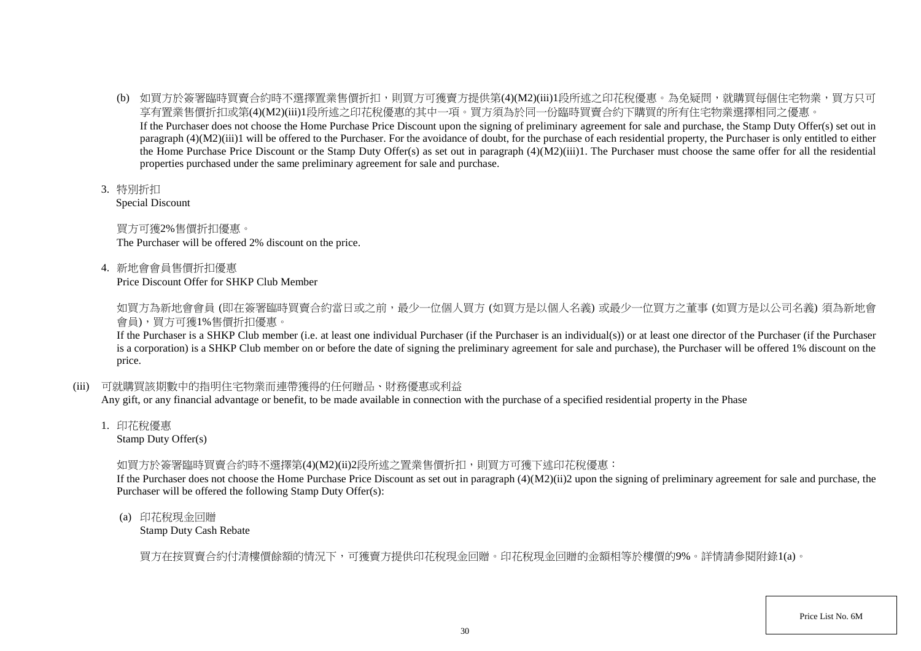(b) 如買方於簽署臨時買賣合約時不選擇置業售價折扣，則買方可獲賣方提供第(4)(M2)(iii)1段所述之印花稅優惠。為免疑問，就購買每個住宅物業，買方只可享有置業售價折扣或第(4)(M2)(iii)1段所述之印花稅優惠的其中一項。買方須為於同一份臨時買賣合約下購買的所有住宅物業選擇相同之優惠。
If the Purchaser does not choose the Home Purchase Price Discount upon the signing of preliminary agreement for sale and purchase, the Stamp Duty Offer(s) set out in paragraph (4)(M2)(iii)1 will be offered to the Purchaser. For the avoidance of doubt, for the purchase of each residential property, the Purchaser is only entitled to either the Home Purchase Price Discount or the Stamp Duty Offer(s) as set out in paragraph (4)(M2)(iii)1. The Purchaser must choose the same offer for all the residential properties purchased under the same preliminary agreement for sale and purchase.

3. 特別折扣
Special Discount

買方可獲2%售價折扣優惠。
The Purchaser will be offered 2% discount on the price.

4. 新地會會員售價折扣優惠
Price Discount Offer for SHKP Club Member

如買方為新地會會員 (即在簽署臨時買賣合約當日或之前，最少一位個人買方 (如買方是以個人名義) 或最少一位買方之董事 (如買方是以公司名義) 須為新地會會員)，買方可獲1%售價折扣優惠。
If the Purchaser is a SHKP Club member (i.e. at least one individual Purchaser (if the Purchaser is an individual(s)) or at least one director of the Purchaser (if the Purchaser is a corporation) is a SHKP Club member on or before the date of signing the preliminary agreement for sale and purchase), the Purchaser will be offered 1% discount on the price.

(iii) 可就購買該期數中的指明住宅物業而連帶獲得的任何贈品、財務優惠或利益
Any gift, or any financial advantage or benefit, to be made available in connection with the purchase of a specified residential property in the Phase

1. 印花稅優惠
Stamp Duty Offer(s)

如買方於簽署臨時買賣合約時不選擇第(4)(M2)(ii)2段所述之置業售價折扣，則買方可獲下述印花稅優惠：
If the Purchaser does not choose the Home Purchase Price Discount as set out in paragraph (4)(M2)(ii)2 upon the signing of preliminary agreement for sale and purchase, the Purchaser will be offered the following Stamp Duty Offer(s):

(a) 印花稅現金回贈
Stamp Duty Cash Rebate

買方在按買賣合約付清樓價餘額的情況下，可獲賣方提供印花稅現金回贈。印花稅現金回贈的金額相等於樓價的9%。詳情請參閱附錄1(a)。

Price List No. 6M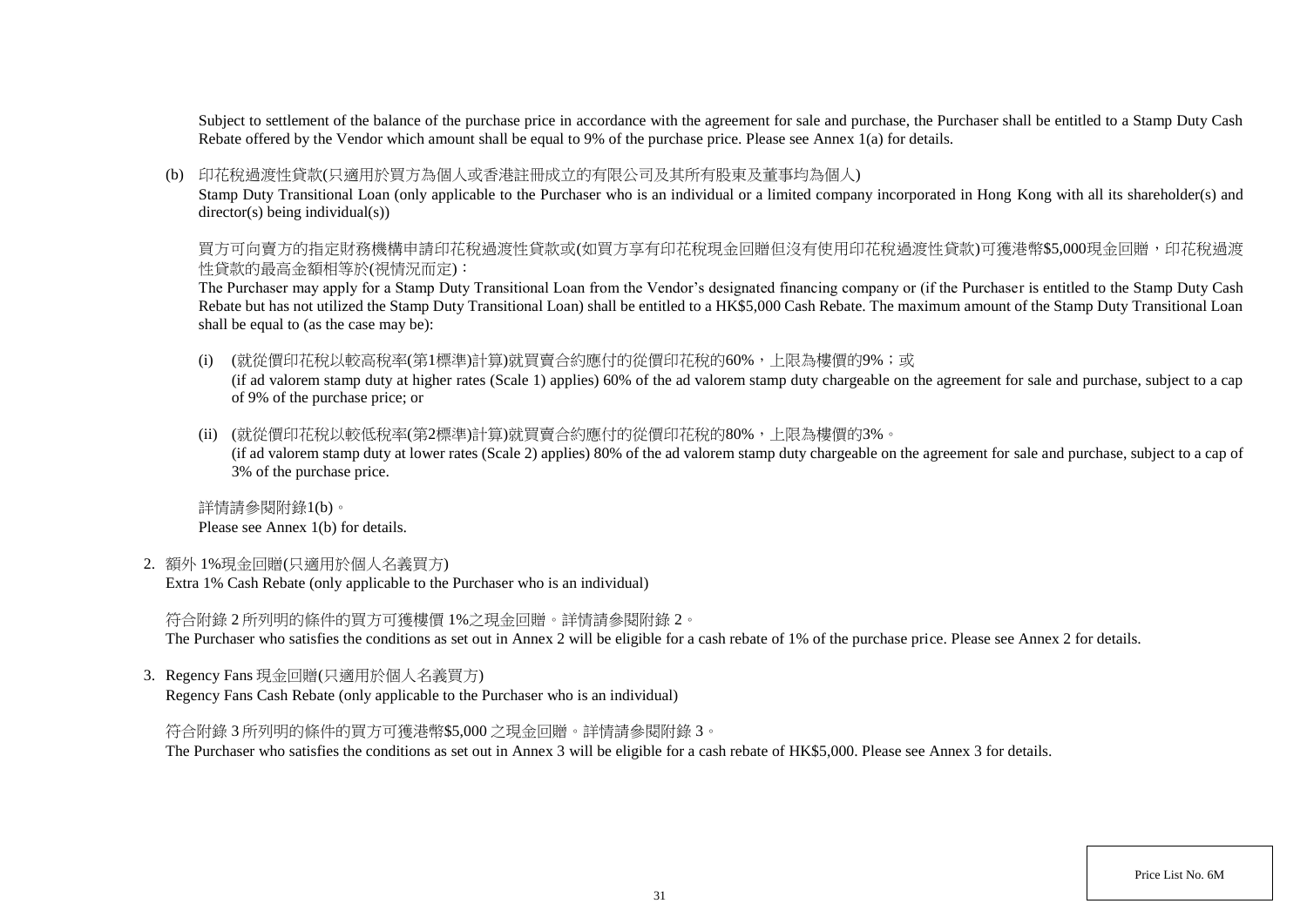Subject to settlement of the balance of the purchase price in accordance with the agreement for sale and purchase, the Purchaser shall be entitled to a Stamp Duty Cash Rebate offered by the Vendor which amount shall be equal to 9% of the purchase price. Please see Annex 1(a) for details.

(b) 印花稅過渡性貸款(只適用於買方為個人或香港註冊成立的有限公司及其所有股東及董事均為個人)
Stamp Duty Transitional Loan (only applicable to the Purchaser who is an individual or a limited company incorporated in Hong Kong with all its shareholder(s) and director(s) being individual(s))

買方可向賣方的指定財務機構申請印花稅過渡性貸款或(如買方享有印花稅現金回贈但沒有使用印花稅過渡性貸款)可獲港幣$5,000現金回贈，印花稅過渡性貸款的最高金額相等於(視情況而定)：
The Purchaser may apply for a Stamp Duty Transitional Loan from the Vendor's designated financing company or (if the Purchaser is entitled to the Stamp Duty Cash Rebate but has not utilized the Stamp Duty Transitional Loan) shall be entitled to a HK$5,000 Cash Rebate. The maximum amount of the Stamp Duty Transitional Loan shall be equal to (as the case may be):

(i) (就從價印花稅以較高稅率(第1標準)計算)就買賣合約應付的從價印花稅的60%，上限為樓價的9%；或
(if ad valorem stamp duty at higher rates (Scale 1) applies) 60% of the ad valorem stamp duty chargeable on the agreement for sale and purchase, subject to a cap of 9% of the purchase price; or

(ii) (就從價印花稅以較低稅率(第2標準)計算)就買賣合約應付的從價印花稅的80%，上限為樓價的3%。
(if ad valorem stamp duty at lower rates (Scale 2) applies) 80% of the ad valorem stamp duty chargeable on the agreement for sale and purchase, subject to a cap of 3% of the purchase price.

詳情請參閱附錄1(b)。
Please see Annex 1(b) for details.

2. 額外 1%現金回贈(只適用於個人名義買方)
Extra 1% Cash Rebate (only applicable to the Purchaser who is an individual)

符合附錄 2 所列明的條件的買方可獲樓價 1%之現金回贈。詳情請參閱附錄 2。
The Purchaser who satisfies the conditions as set out in Annex 2 will be eligible for a cash rebate of 1% of the purchase price. Please see Annex 2 for details.

3. Regency Fans 現金回贈(只適用於個人名義買方)
Regency Fans Cash Rebate (only applicable to the Purchaser who is an individual)

符合附錄 3 所列明的條件的買方可獲港幣$5,000 之現金回贈。詳情請參閱附錄 3。
The Purchaser who satisfies the conditions as set out in Annex 3 will be eligible for a cash rebate of HK$5,000. Please see Annex 3 for details.

Price List No. 6M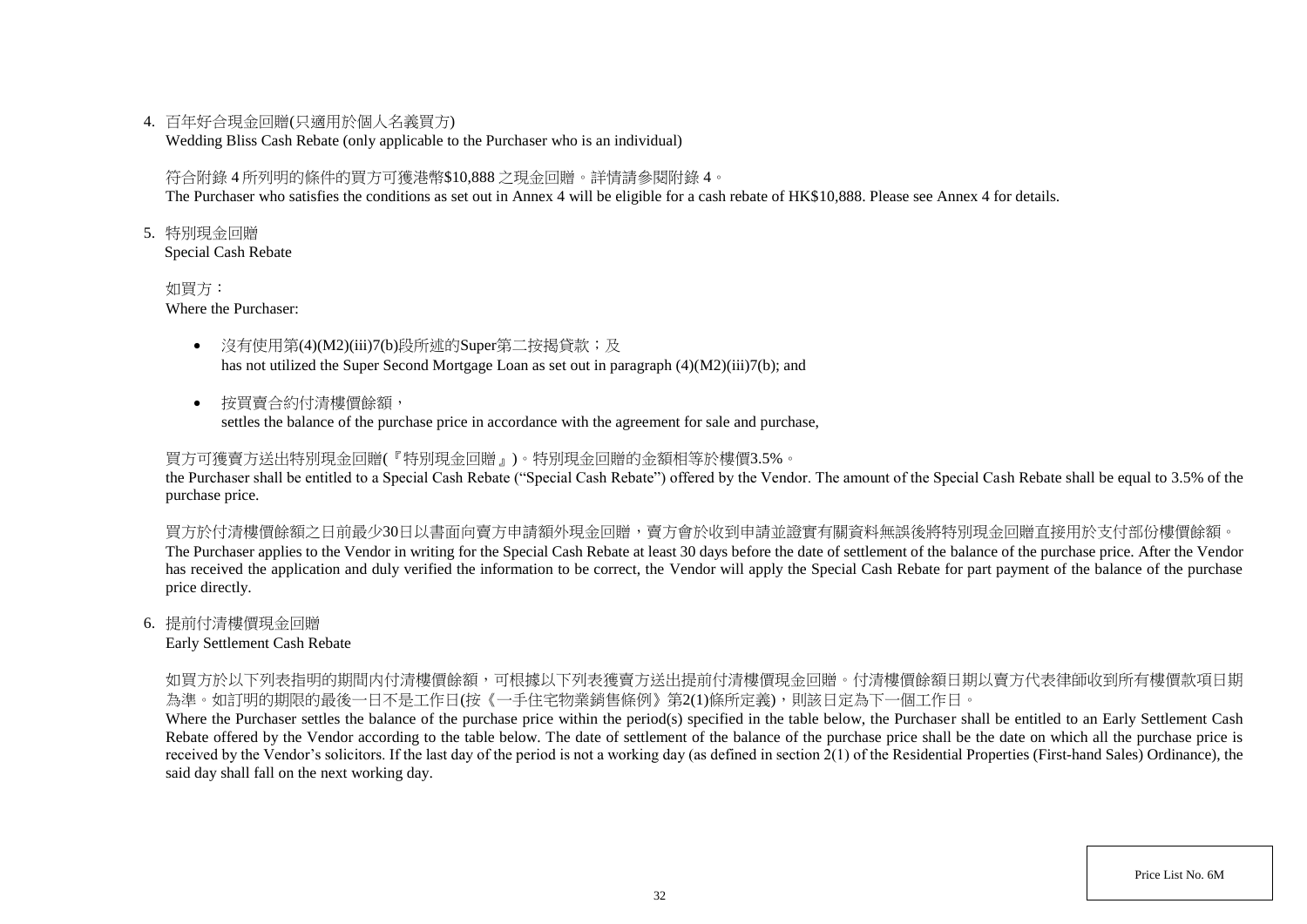4. 百年好合現金回贈(只適用於個人名義買方)
   Wedding Bliss Cash Rebate (only applicable to the Purchaser who is an individual)

   符合附錄 4 所列明的條件的買方可獲港幣$10,888 之現金回贈。詳情請參閱附錄 4。
   The Purchaser who satisfies the conditions as set out in Annex 4 will be eligible for a cash rebate of HK$10,888. Please see Annex 4 for details.

5. 特別現金回贈
   Special Cash Rebate

   如買方：
   Where the Purchaser:

   - 沒有使用第(4)(M2)(iii)7(b)段所述的Super第二按揭貸款；及
     has not utilized the Super Second Mortgage Loan as set out in paragraph (4)(M2)(iii)7(b); and
   - 按買賣合約付清樓價餘額，
     settles the balance of the purchase price in accordance with the agreement for sale and purchase,

   買方可獲賣方送出特別現金回贈(『特別現金回贈』)。特別現金回贈的金額相等於樓價3.5%。
   the Purchaser shall be entitled to a Special Cash Rebate ("Special Cash Rebate") offered by the Vendor. The amount of the Special Cash Rebate shall be equal to 3.5% of the purchase price.

   買方於付清樓價餘額之日前最少30日以書面向賣方申請額外現金回贈，賣方會於收到申請並證實有關資料無誤後將特別現金回贈直接用於支付部份樓價餘額。
   The Purchaser applies to the Vendor in writing for the Special Cash Rebate at least 30 days before the date of settlement of the balance of the purchase price. After the Vendor has received the application and duly verified the information to be correct, the Vendor will apply the Special Cash Rebate for part payment of the balance of the purchase price directly.

6. 提前付清樓價現金回贈
   Early Settlement Cash Rebate

   如買方於以下列表指明的期間內付清樓價餘額，可根據以下列表獲賣方送出提前付清樓價現金回贈。付清樓價餘額日期以賣方代表律師收到所有樓價款項日期為準。如訂明的期限的最後一日不是工作日(按《一手住宅物業銷售條例》第2(1)條所定義)，則該日定為下一個工作日。
   Where the Purchaser settles the balance of the purchase price within the period(s) specified in the table below, the Purchaser shall be entitled to an Early Settlement Cash Rebate offered by the Vendor according to the table below. The date of settlement of the balance of the purchase price shall be the date on which all the purchase price is received by the Vendor's solicitors. If the last day of the period is not a working day (as defined in section 2(1) of the Residential Properties (First-hand Sales) Ordinance), the said day shall fall on the next working day.

Price List No. 6M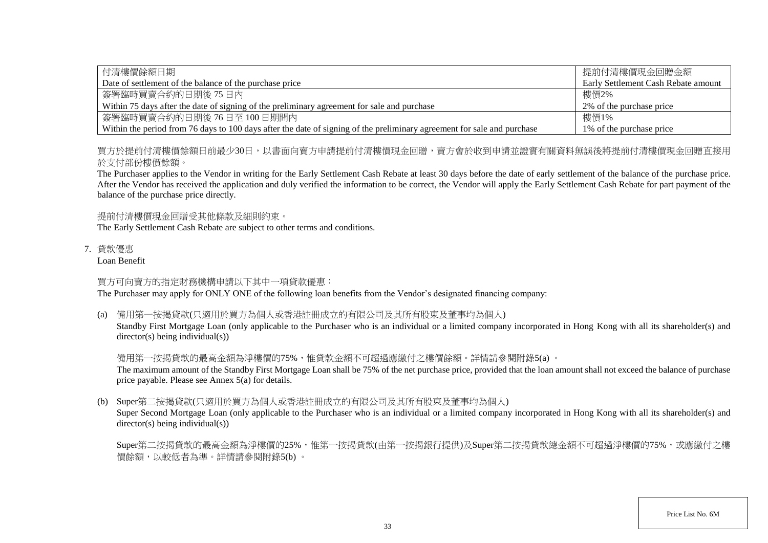| 付清樓價餘額日期<br>Date of settlement of the balance of the purchase price | 提前付清樓價現金回贈金額<br>Early Settlement Cash Rebate amount |
|---|---|
| 簽署臨時買賣合約的日期後 75 日內<br>Within 75 days after the date of signing of the preliminary agreement for sale and purchase | 樓價2%<br>2% of the purchase price |
| 簽署臨時買賣合約的日期後 76 日至 100 日期間內<br>Within the period from 76 days to 100 days after the date of signing of the preliminary agreement for sale and purchase | 樓價1%<br>1% of the purchase price |

買方於提前付清樓價餘額日前最少30日，以書面向賣方申請提前付清樓價現金回贈，賣方會於收到申請並證實有關資料無誤後將提前付清樓價現金回贈直接用於支付部份樓價餘額。

The Purchaser applies to the Vendor in writing for the Early Settlement Cash Rebate at least 30 days before the date of early settlement of the balance of the purchase price. After the Vendor has received the application and duly verified the information to be correct, the Vendor will apply the Early Settlement Cash Rebate for part payment of the balance of the purchase price directly.

提前付清樓價現金回贈受其他條款及細則約束。

The Early Settlement Cash Rebate are subject to other terms and conditions.

7. 貸款優惠

Loan Benefit

買方可向賣方的指定財務機構申請以下其中一項貸款優惠：

The Purchaser may apply for ONLY ONE of the following loan benefits from the Vendor's designated financing company:

(a) 備用第一按揭貸款(只適用於買方為個人或香港註冊成立的有限公司及其所有股東及董事均為個人)

Standby First Mortgage Loan (only applicable to the Purchaser who is an individual or a limited company incorporated in Hong Kong with all its shareholder(s) and director(s) being individual(s))

備用第一按揭貸款的最高金額為淨樓價的75%，惟貸款金額不可超過應繳付之樓價餘額。詳情請參閱附錄5(a) 。

The maximum amount of the Standby First Mortgage Loan shall be 75% of the net purchase price, provided that the loan amount shall not exceed the balance of purchase price payable. Please see Annex 5(a) for details.

(b) Super第二按揭貸款(只適用於買方為個人或香港註冊成立的有限公司及其所有股東及董事均為個人)

Super Second Mortgage Loan (only applicable to the Purchaser who is an individual or a limited company incorporated in Hong Kong with all its shareholder(s) and director(s) being individual(s))

Super第二按揭貸款的最高金額為淨樓價的25%，惟第一按揭貸款(由第一按揭銀行提供)及Super第二按揭貸款總金額不可超過淨樓價的75%，或應繳付之樓價餘額，以較低者為準。詳情請參閱附錄5(b) 。

Price List No. 6M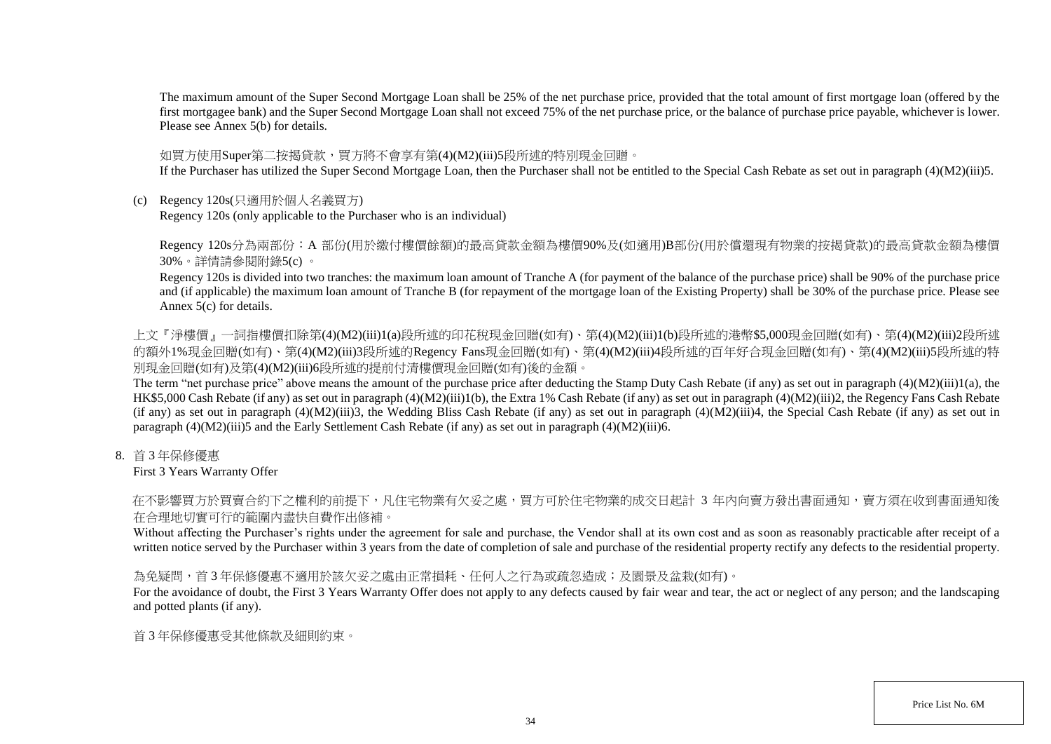The maximum amount of the Super Second Mortgage Loan shall be 25% of the net purchase price, provided that the total amount of first mortgage loan (offered by the first mortgagee bank) and the Super Second Mortgage Loan shall not exceed 75% of the net purchase price, or the balance of purchase price payable, whichever is lower. Please see Annex 5(b) for details.

如買方使用Super第二按揭貸款，買方將不會享有第(4)(M2)(iii)5段所述的特別現金回贈。
If the Purchaser has utilized the Super Second Mortgage Loan, then the Purchaser shall not be entitled to the Special Cash Rebate as set out in paragraph (4)(M2)(iii)5.

(c) Regency 120s(只適用於個人名義買方)
Regency 120s (only applicable to the Purchaser who is an individual)

Regency 120s分為兩部份：A 部份(用於繳付樓價餘額)的最高貸款金額為樓價90%及(如適用)B部份(用於償還現有物業的按揭貸款)的最高貸款金額為樓價30%。詳情請參閱附錄5(c) 。
Regency 120s is divided into two tranches: the maximum loan amount of Tranche A (for payment of the balance of the purchase price) shall be 90% of the purchase price and (if applicable) the maximum loan amount of Tranche B (for repayment of the mortgage loan of the Existing Property) shall be 30% of the purchase price. Please see Annex 5(c) for details.

上文『淨樓價』一詞指樓價扣除第(4)(M2)(iii)1(a)段所述的印花稅現金回贈(如有)、第(4)(M2)(iii)1(b)段所述的港幣$5,000現金回贈(如有)、第(4)(M2)(iii)2段所述的額外1%現金回贈(如有)、第(4)(M2)(iii)3段所述的Regency Fans現金回贈(如有)、第(4)(M2)(iii)4段所述的百年好合現金回贈(如有)、第(4)(M2)(iii)5段所述的特別現金回贈(如有)及第(4)(M2)(iii)6段所述的提前付清樓價現金回贈(如有)後的金額。
The term "net purchase price" above means the amount of the purchase price after deducting the Stamp Duty Cash Rebate (if any) as set out in paragraph (4)(M2)(iii)1(a), the HK$5,000 Cash Rebate (if any) as set out in paragraph (4)(M2)(iii)1(b), the Extra 1% Cash Rebate (if any) as set out in paragraph (4)(M2)(iii)2, the Regency Fans Cash Rebate (if any) as set out in paragraph (4)(M2)(iii)3, the Wedding Bliss Cash Rebate (if any) as set out in paragraph (4)(M2)(iii)4, the Special Cash Rebate (if any) as set out in paragraph (4)(M2)(iii)5 and the Early Settlement Cash Rebate (if any) as set out in paragraph (4)(M2)(iii)6.

8. 首 3 年保修優惠
First 3 Years Warranty Offer

在不影響買方於買賣合約下之權利的前提下，凡住宅物業有欠妥之處，買方可於住宅物業的成交日起計 3 年內向賣方發出書面通知，賣方須在收到書面通知後在合理地切實可行的範圍內盡快自費作出修補。
Without affecting the Purchaser's rights under the agreement for sale and purchase, the Vendor shall at its own cost and as soon as reasonably practicable after receipt of a written notice served by the Purchaser within 3 years from the date of completion of sale and purchase of the residential property rectify any defects to the residential property.

為免疑問，首 3 年保修優惠不適用於該欠妥之處由正常損耗、任何人之行為或疏忽造成；及園景及盆栽(如有)。
For the avoidance of doubt, the First 3 Years Warranty Offer does not apply to any defects caused by fair wear and tear, the act or neglect of any person; and the landscaping and potted plants (if any).

首 3 年保修優惠受其他條款及細則約束。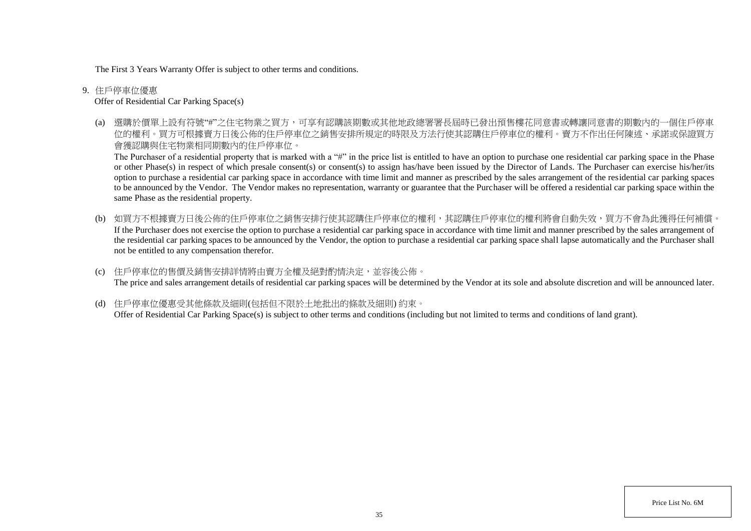The First 3 Years Warranty Offer is subject to other terms and conditions.

9. 住戶停車位優惠
   Offer of Residential Car Parking Space(s)

   (a) 選購於價單上設有符號"#"之住宅物業之買方，可享有認購該期數或其他地政總署署長屆時已發出預售樓花同意書或轉讓同意書的期數內的一個住戶停車位的權利。買方可根據賣方日後公佈的住戶停車位之銷售安排所規定的時限及方法行使其認購住戶停車位的權利。賣方不作出任何陳述、承諾或保證買方會獲認購與住宅物業相同期數內的住戶停車位。
   The Purchaser of a residential property that is marked with a "#" in the price list is entitled to have an option to purchase one residential car parking space in the Phase or other Phase(s) in respect of which presale consent(s) or consent(s) to assign has/have been issued by the Director of Lands. The Purchaser can exercise his/her/its option to purchase a residential car parking space in accordance with time limit and manner as prescribed by the sales arrangement of the residential car parking spaces to be announced by the Vendor. The Vendor makes no representation, warranty or guarantee that the Purchaser will be offered a residential car parking space within the same Phase as the residential property.

   (b) 如買方不根據賣方日後公佈的住戶停車位之銷售安排行使其認購住戶停車位的權利，其認購住戶停車位的權利將會自動失效，買方不會為此獲得任何補償。
   If the Purchaser does not exercise the option to purchase a residential car parking space in accordance with time limit and manner prescribed by the sales arrangement of the residential car parking spaces to be announced by the Vendor, the option to purchase a residential car parking space shall lapse automatically and the Purchaser shall not be entitled to any compensation therefor.

   (c) 住戶停車位的售價及銷售安排詳情將由賣方全權及絕對酌情決定，並容後公佈。
   The price and sales arrangement details of residential car parking spaces will be determined by the Vendor at its sole and absolute discretion and will be announced later.

   (d) 住戶停車位優惠受其他條款及細則(包括但不限於土地批出的條款及細則) 約束。
   Offer of Residential Car Parking Space(s) is subject to other terms and conditions (including but not limited to terms and conditions of land grant).

Price List No. 6M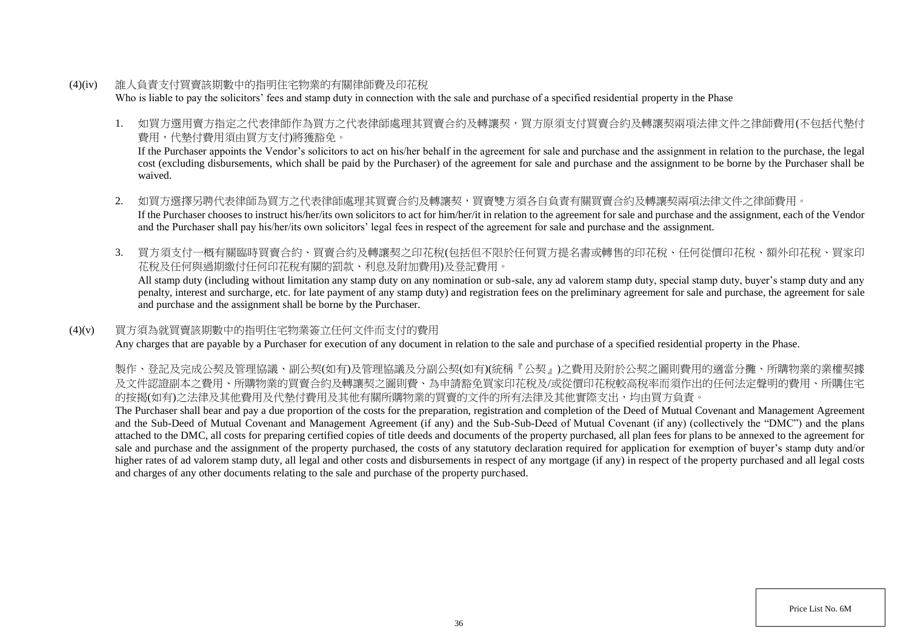(4)(iv) 誰人負責支付買賣該期數中的指明住宅物業的有關律師費及印花稅

Who is liable to pay the solicitors' fees and stamp duty in connection with the sale and purchase of a specified residential property in the Phase

1. 如買方選用賣方指定之代表律師作為買方之代表律師處理其買賣合約及轉讓契，買方原須支付買賣合約及轉讓契兩項法律文件之律師費用(不包括代墊付費用，代墊付費用須由買方支付)將獲豁免。

   If the Purchaser appoints the Vendor's solicitors to act on his/her behalf in the agreement for sale and purchase and the assignment in relation to the purchase, the legal cost (excluding disbursements, which shall be paid by the Purchaser) of the agreement for sale and purchase and the assignment to be borne by the Purchaser shall be waived.

2. 如買方選擇另聘代表律師為買方之代表律師處理其買賣合約及轉讓契，買賣雙方須各自負責有關買賣合約及轉讓契兩項法律文件之律師費用。

   If the Purchaser chooses to instruct his/her/its own solicitors to act for him/her/it in relation to the agreement for sale and purchase and the assignment, each of the Vendor and the Purchaser shall pay his/her/its own solicitors' legal fees in respect of the agreement for sale and purchase and the assignment.

3. 買方須支付一概有關臨時買賣合約、買賣合約及轉讓契之印花稅(包括但不限於任何買方提名書或轉售的印花稅、任何從價印花稅、額外印花稅、買家印花稅及任何與過期繳付任何印花稅有關的罰款、利息及附加費用)及登記費用。

   All stamp duty (including without limitation any stamp duty on any nomination or sub-sale, any ad valorem stamp duty, special stamp duty, buyer's stamp duty and any penalty, interest and surcharge, etc. for late payment of any stamp duty) and registration fees on the preliminary agreement for sale and purchase, the agreement for sale and purchase and the assignment shall be borne by the Purchaser.

(4)(v) 買方須為就買賣該期數中的指明住宅物業簽立任何文件而支付的費用

Any charges that are payable by a Purchaser for execution of any document in relation to the sale and purchase of a specified residential property in the Phase.

製作、登記及完成公契及管理協議、副公契(如有)及管理協議及分副公契(如有)(統稱『公契』)之費用及附於公契之圖則費用的適當分攤、所購物業的業權契據及文件認證副本之費用、所購物業的買賣合約及轉讓契之圖則費、為申請豁免買家印花稅及/或從價印花稅較高稅率而須作出的任何法定聲明的費用、所購住宅的按揭(如有)之法律及其他費用及代墊付費用及其他有關所購物業的買賣的文件的所有法律及其他實際支出，均由買方負責。

The Purchaser shall bear and pay a due proportion of the costs for the preparation, registration and completion of the Deed of Mutual Covenant and Management Agreement and the Sub-Deed of Mutual Covenant and Management Agreement (if any) and the Sub-Sub-Deed of Mutual Covenant (if any) (collectively the "DMC") and the plans attached to the DMC, all costs for preparing certified copies of title deeds and documents of the property purchased, all plan fees for plans to be annexed to the agreement for sale and purchase and the assignment of the property purchased, the costs of any statutory declaration required for application for exemption of buyer's stamp duty and/or higher rates of ad valorem stamp duty, all legal and other costs and disbursements in respect of any mortgage (if any) in respect of the property purchased and all legal costs and charges of any other documents relating to the sale and purchase of the property purchased.

Price List No. 6M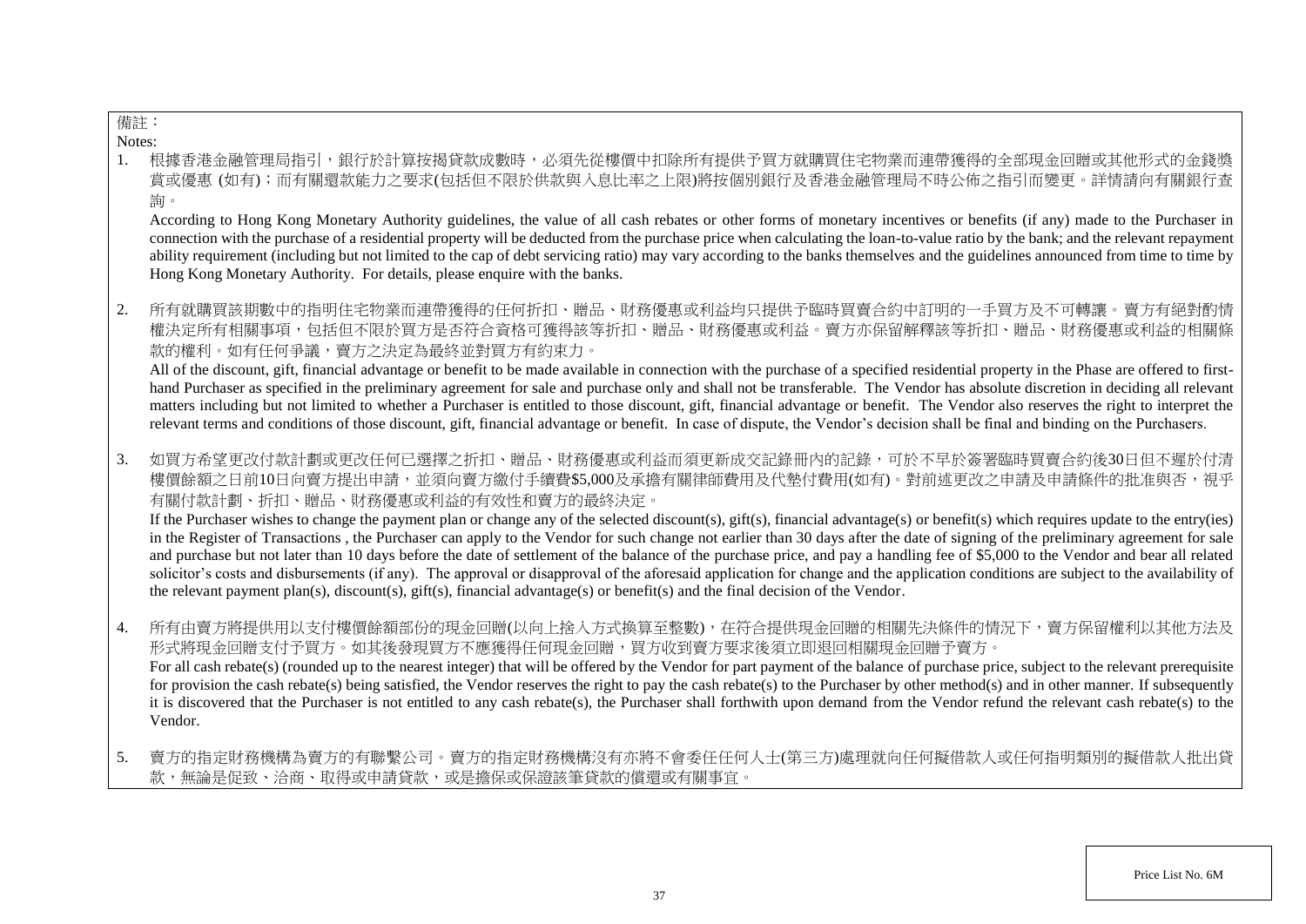備註：

Notes:

1. 根據香港金融管理局指引，銀行於計算按揭貸款成數時，必須先從樓價中扣除所有提供予買方就購買住宅物業而連帶獲得的全部現金回贈或其他形式的金錢獎賞或優惠 (如有)；而有關還款能力之要求(包括但不限於供款與入息比率之上限)將按個別銀行及香港金融管理局不時公佈之指引而變更。詳情請向有關銀行查詢。

   According to Hong Kong Monetary Authority guidelines, the value of all cash rebates or other forms of monetary incentives or benefits (if any) made to the Purchaser in connection with the purchase of a residential property will be deducted from the purchase price when calculating the loan-to-value ratio by the bank; and the relevant repayment ability requirement (including but not limited to the cap of debt servicing ratio) may vary according to the banks themselves and the guidelines announced from time to time by Hong Kong Monetary Authority. For details, please enquire with the banks.

2. 所有就購買該期數中的指明住宅物業而連帶獲得的任何折扣、贈品、財務優惠或利益均只提供予臨時買賣合約中訂明的一手買方及不可轉讓。賣方有絕對酌情權決定所有相關事項，包括但不限於買方是否符合資格可獲得該等折扣、贈品、財務優惠或利益。賣方亦保留解釋該等折扣、贈品、財務優惠或利益的相關條款的權利。如有任何爭議，賣方之決定為最終並對買方有約束力。

   All of the discount, gift, financial advantage or benefit to be made available in connection with the purchase of a specified residential property in the Phase are offered to first-hand Purchaser as specified in the preliminary agreement for sale and purchase only and shall not be transferable. The Vendor has absolute discretion in deciding all relevant matters including but not limited to whether a Purchaser is entitled to those discount, gift, financial advantage or benefit. The Vendor also reserves the right to interpret the relevant terms and conditions of those discount, gift, financial advantage or benefit. In case of dispute, the Vendor's decision shall be final and binding on the Purchasers.

3. 如買方希望更改付款計劃或更改任何已選擇之折扣、贈品、財務優惠或利益而須更新成交記錄冊內的記錄，可於不早於簽署臨時買賣合約後30日但不遲於付清樓價餘額之日前10日向賣方提出申請，並須向賣方繳付手續費$5,000及承擔有關律師費用及代墊付費用(如有)。對前述更改之申請及申請條件的批准與否，視乎有關付款計劃、折扣、贈品、財務優惠或利益的有效性和賣方的最終決定。

   If the Purchaser wishes to change the payment plan or change any of the selected discount(s), gift(s), financial advantage(s) or benefit(s) which requires update to the entry(ies) in the Register of Transactions , the Purchaser can apply to the Vendor for such change not earlier than 30 days after the date of signing of the preliminary agreement for sale and purchase but not later than 10 days before the date of settlement of the balance of the purchase price, and pay a handling fee of $5,000 to the Vendor and bear all related solicitor's costs and disbursements (if any). The approval or disapproval of the aforesaid application for change and the application conditions are subject to the availability of the relevant payment plan(s), discount(s), gift(s), financial advantage(s) or benefit(s) and the final decision of the Vendor.

4. 所有由賣方將提供用以支付樓價餘額部份的現金回贈(以向上捨入方式換算至整數)，在符合提供現金回贈的相關先決條件的情況下，賣方保留權利以其他方法及形式將現金回贈支付予買方。如其後發現買方不應獲得任何現金回贈，買方收到賣方要求後須立即退回相關現金回贈予賣方。

   For all cash rebate(s) (rounded up to the nearest integer) that will be offered by the Vendor for part payment of the balance of purchase price, subject to the relevant prerequisite for provision the cash rebate(s) being satisfied, the Vendor reserves the right to pay the cash rebate(s) to the Purchaser by other method(s) and in other manner. If subsequently it is discovered that the Purchaser is not entitled to any cash rebate(s), the Purchaser shall forthwith upon demand from the Vendor refund the relevant cash rebate(s) to the Vendor.

5. 賣方的指定財務機構為賣方的有聯繫公司。賣方的指定財務機構沒有亦將不會委任任何人士(第三方)處理就向任何擬借款人或任何指明類別的擬借款人批出貸款，無論是促致、洽商、取得或申請貸款，或是擔保或保證該筆貸款的償還或有關事宜。

Price List No. 6M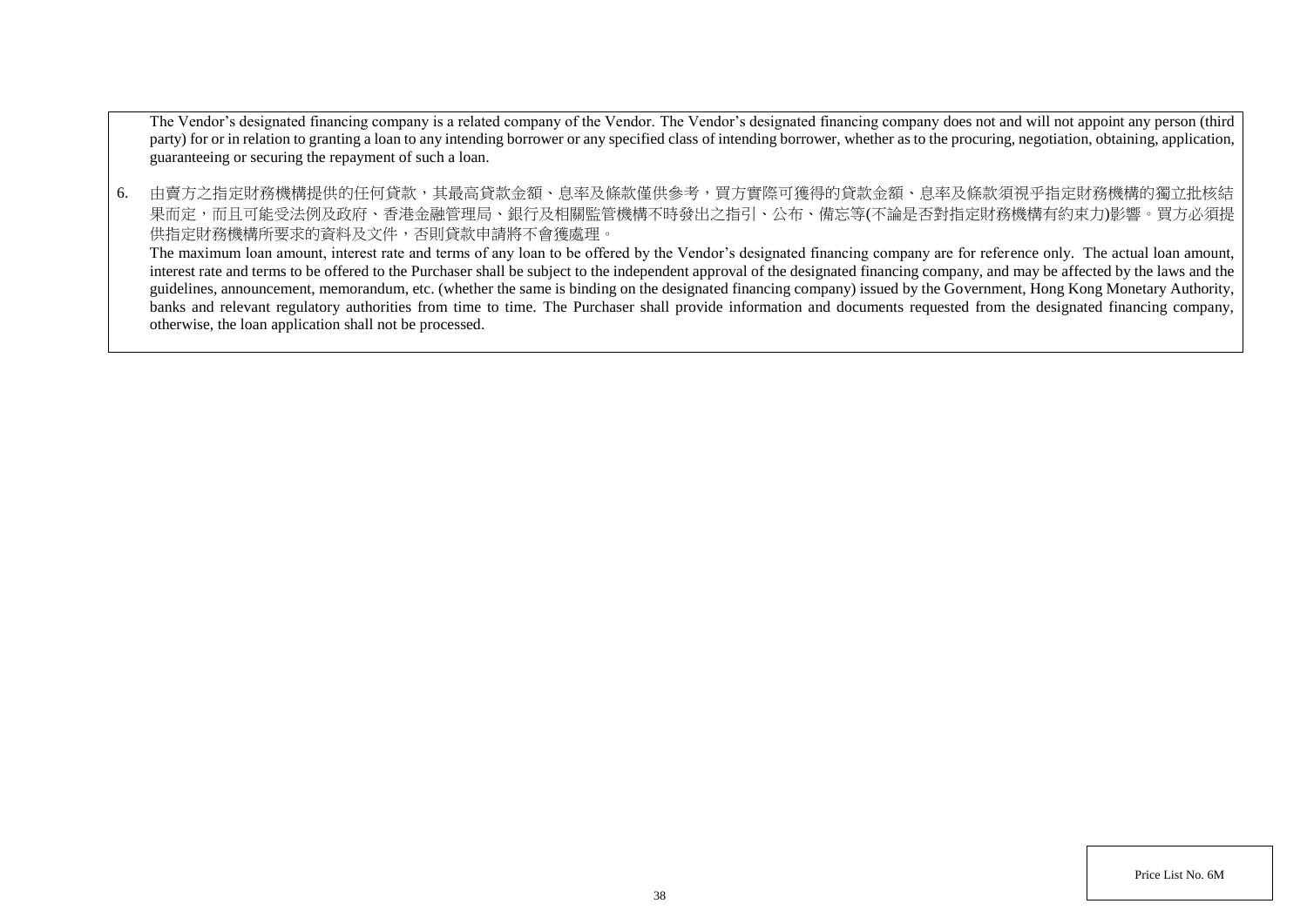The Vendor's designated financing company is a related company of the Vendor. The Vendor's designated financing company does not and will not appoint any person (third party) for or in relation to granting a loan to any intending borrower or any specified class of intending borrower, whether as to the procuring, negotiation, obtaining, application, guaranteeing or securing the repayment of such a loan.

6. 由賣方之指定財務機構提供的任何貸款，其最高貸款金額、息率及條款僅供參考，買方實際可獲得的貸款金額、息率及條款須視乎指定財務機構的獨立批核結果而定，而且可能受法例及政府、香港金融管理局、銀行及相關監管機構不時發出之指引、公布、備忘等(不論是否對指定財務機構有約束力)影響。買方必須提供指定財務機構所要求的資料及文件，否則貸款申請將不會獲處理。
   The maximum loan amount, interest rate and terms of any loan to be offered by the Vendor's designated financing company are for reference only. The actual loan amount, interest rate and terms to be offered to the Purchaser shall be subject to the independent approval of the designated financing company, and may be affected by the laws and the guidelines, announcement, memorandum, etc. (whether the same is binding on the designated financing company) issued by the Government, Hong Kong Monetary Authority, banks and relevant regulatory authorities from time to time. The Purchaser shall provide information and documents requested from the designated financing company, otherwise, the loan application shall not be processed.

Price List No. 6M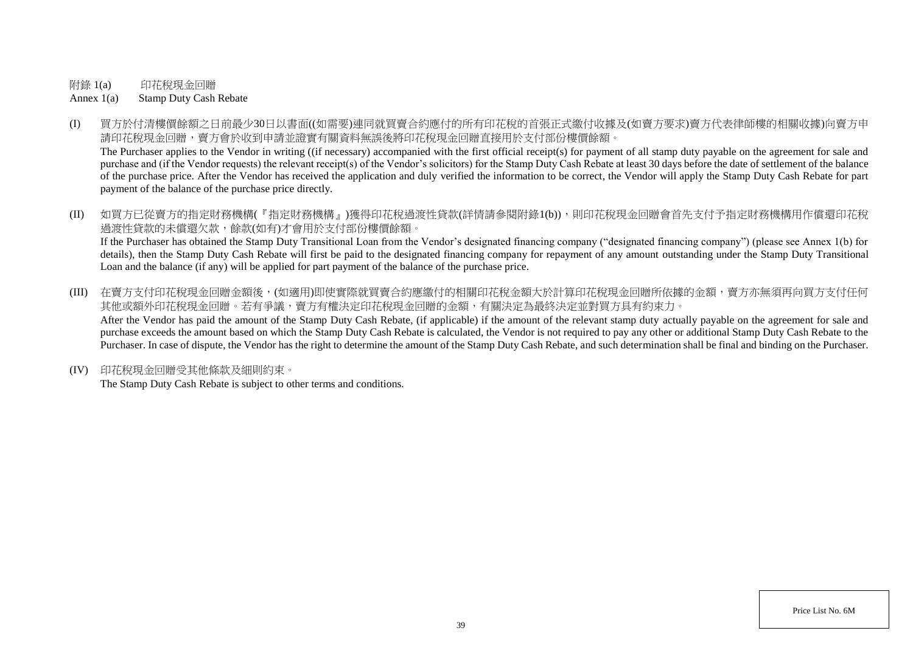附錄 1(a)　　印花稅現金回贈

Annex 1(a)　　Stamp Duty Cash Rebate

(I) 買方於付清樓價餘額之日前最少30日以書面((如需要)連同就買賣合約應付的所有印花稅的首張正式繳付收據及(如賣方要求)賣方代表律師樓的相關收據)向賣方申請印花稅現金回贈，賣方會於收到申請並證實有關資料無誤後將印花稅現金回贈直接用於支付部份樓價餘額。

The Purchaser applies to the Vendor in writing ((if necessary) accompanied with the first official receipt(s) for payment of all stamp duty payable on the agreement for sale and purchase and (if the Vendor requests) the relevant receipt(s) of the Vendor's solicitors) for the Stamp Duty Cash Rebate at least 30 days before the date of settlement of the balance of the purchase price. After the Vendor has received the application and duly verified the information to be correct, the Vendor will apply the Stamp Duty Cash Rebate for part payment of the balance of the purchase price directly.

(II) 如買方已從賣方的指定財務機構(『指定財務機構』)獲得印花稅過渡性貸款(詳情請參閱附錄1(b))，則印花稅現金回贈會首先支付予指定財務機構用作償還印花稅過渡性貸款的未償還欠款，餘款(如有)才會用於支付部份樓價餘額。

If the Purchaser has obtained the Stamp Duty Transitional Loan from the Vendor's designated financing company ("designated financing company") (please see Annex 1(b) for details), then the Stamp Duty Cash Rebate will first be paid to the designated financing company for repayment of any amount outstanding under the Stamp Duty Transitional Loan and the balance (if any) will be applied for part payment of the balance of the purchase price.

(III) 在賣方支付印花稅現金回贈金額後，(如適用)即使實際就買賣合約應繳付的相關印花稅金額大於計算印花稅現金回贈所依據的金額，賣方亦無須再向買方支付任何其他或額外印花稅現金回贈。若有爭議，賣方有權決定印花稅現金回贈的金額，有關決定為最終決定並對買方具有約束力。

After the Vendor has paid the amount of the Stamp Duty Cash Rebate, (if applicable) if the amount of the relevant stamp duty actually payable on the agreement for sale and purchase exceeds the amount based on which the Stamp Duty Cash Rebate is calculated, the Vendor is not required to pay any other or additional Stamp Duty Cash Rebate to the Purchaser. In case of dispute, the Vendor has the right to determine the amount of the Stamp Duty Cash Rebate, and such determination shall be final and binding on the Purchaser.

(IV) 印花稅現金回贈受其他條款及細則約束。

The Stamp Duty Cash Rebate is subject to other terms and conditions.

Price List No. 6M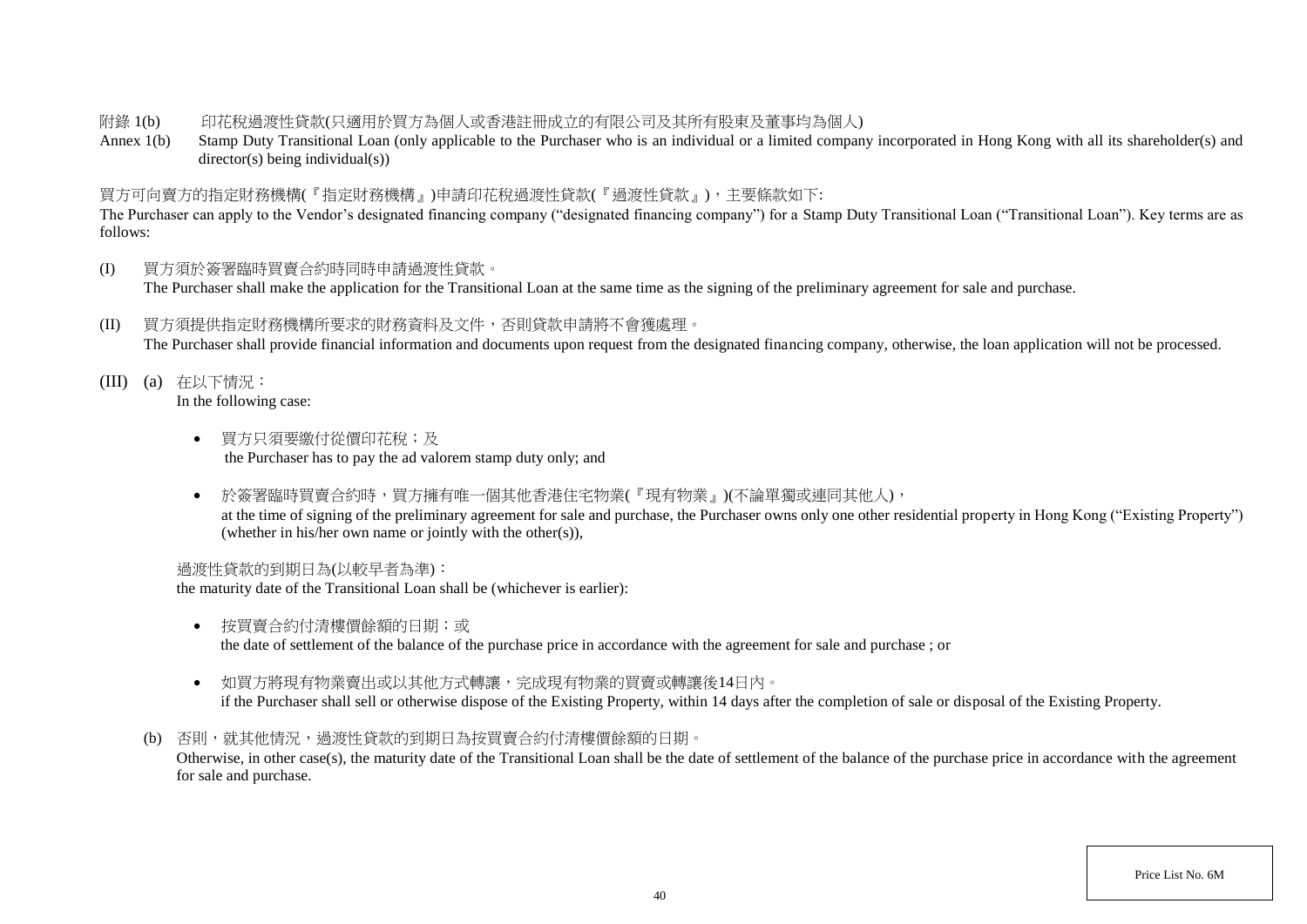附錄 1(b)　　印花稅過渡性貸款(只適用於買方為個人或香港註冊成立的有限公司及其所有股東及董事均為個人)

Annex 1(b)　Stamp Duty Transitional Loan (only applicable to the Purchaser who is an individual or a limited company incorporated in Hong Kong with all its shareholder(s) and director(s) being individual(s))

買方可向賣方的指定財務機構(『指定財務機構』)申請印花稅過渡性貸款(『過渡性貸款』)，主要條款如下:

The Purchaser can apply to the Vendor's designated financing company ("designated financing company") for a Stamp Duty Transitional Loan ("Transitional Loan"). Key terms are as follows:

(I) 買方須於簽署臨時買賣合約時同時申請過渡性貸款。
The Purchaser shall make the application for the Transitional Loan at the same time as the signing of the preliminary agreement for sale and purchase.

(II) 買方須提供指定財務機構所要求的財務資料及文件，否則貸款申請將不會獲處理。
The Purchaser shall provide financial information and documents upon request from the designated financing company, otherwise, the loan application will not be processed.

(III) (a) 在以下情況：
In the following case:

- 買方只須要繳付從價印花稅；及
  the Purchaser has to pay the ad valorem stamp duty only; and

- 於簽署臨時買賣合約時，買方擁有唯一個其他香港住宅物業(『現有物業』)(不論單獨或連同其他人)，
  at the time of signing of the preliminary agreement for sale and purchase, the Purchaser owns only one other residential property in Hong Kong ("Existing Property") (whether in his/her own name or jointly with the other(s)),

過渡性貸款的到期日為(以較早者為準)：
the maturity date of the Transitional Loan shall be (whichever is earlier):

- 按買賣合約付清樓價餘額的日期；或
  the date of settlement of the balance of the purchase price in accordance with the agreement for sale and purchase ; or

- 如買方將現有物業賣出或以其他方式轉讓，完成現有物業的買賣或轉讓後14日內。
  if the Purchaser shall sell or otherwise dispose of the Existing Property, within 14 days after the completion of sale or disposal of the Existing Property.

(b) 否則，就其他情況，過渡性貸款的到期日為按買賣合約付清樓價餘額的日期。
Otherwise, in other case(s), the maturity date of the Transitional Loan shall be the date of settlement of the balance of the purchase price in accordance with the agreement for sale and purchase.

Price List No. 6M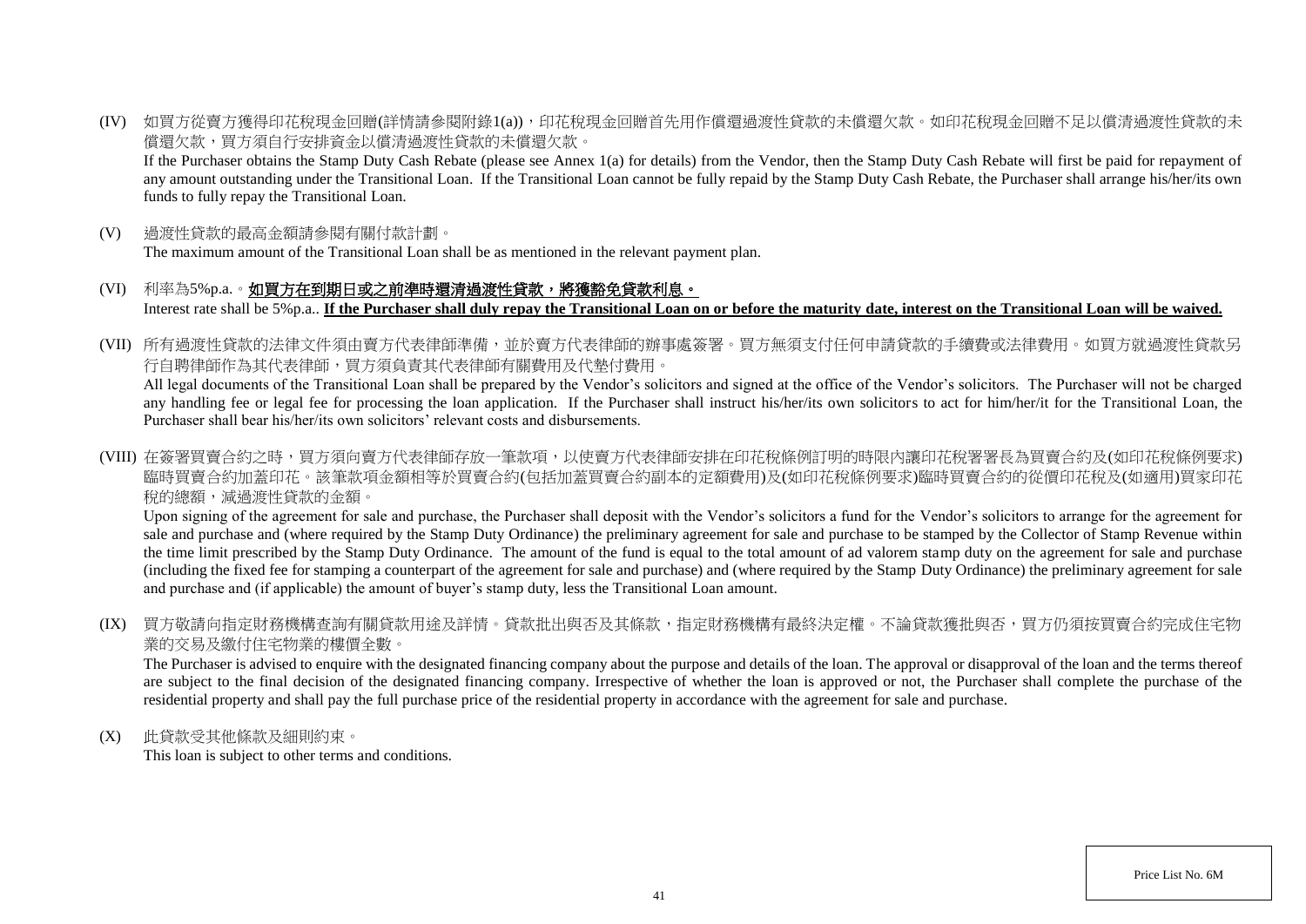(IV) 如買方從賣方獲得印花稅現金回贈(詳情請參閱附錄1(a))，印花稅現金回贈首先用作償還過渡性貸款的未償還欠款。如印花稅現金回贈不足以償清過渡性貸款的未償還欠款，買方須自行安排資金以償清過渡性貸款的未償還欠款。

If the Purchaser obtains the Stamp Duty Cash Rebate (please see Annex 1(a) for details) from the Vendor, then the Stamp Duty Cash Rebate will first be paid for repayment of any amount outstanding under the Transitional Loan. If the Transitional Loan cannot be fully repaid by the Stamp Duty Cash Rebate, the Purchaser shall arrange his/her/its own funds to fully repay the Transitional Loan.

(V) 過渡性貸款的最高金額請參閱有關付款計劃。

The maximum amount of the Transitional Loan shall be as mentioned in the relevant payment plan.

(VI) 利率為5%p.a.。**如買方在到期日或之前準時還清過渡性貸款，將獲豁免貸款利息。**

Interest rate shall be 5%p.a.. **If the Purchaser shall duly repay the Transitional Loan on or before the maturity date, interest on the Transitional Loan will be waived.**

(VII) 所有過渡性貸款的法律文件須由賣方代表律師準備，並於賣方代表律師的辦事處簽署。買方無須支付任何申請貸款的手續費或法律費用。如買方就過渡性貸款另行自聘律師作為其代表律師，買方須負責其代表律師有關費用及代墊付費用。

All legal documents of the Transitional Loan shall be prepared by the Vendor's solicitors and signed at the office of the Vendor's solicitors. The Purchaser will not be charged any handling fee or legal fee for processing the loan application. If the Purchaser shall instruct his/her/its own solicitors to act for him/her/it for the Transitional Loan, the Purchaser shall bear his/her/its own solicitors' relevant costs and disbursements.

(VIII) 在簽署買賣合約之時，買方須向賣方代表律師存放一筆款項，以使賣方代表律師安排在印花稅條例訂明的時限內讓印花稅署署長為買賣合約及(如印花稅條例要求)臨時買賣合約加蓋印花。該筆款項金額相等於買賣合約(包括加蓋買賣合約副本的定額費用)及(如印花稅條例要求)臨時買賣合約的從價印花稅及(如適用)買家印花稅的總額，減過渡性貸款的金額。

Upon signing of the agreement for sale and purchase, the Purchaser shall deposit with the Vendor's solicitors a fund for the Vendor's solicitors to arrange for the agreement for sale and purchase and (where required by the Stamp Duty Ordinance) the preliminary agreement for sale and purchase to be stamped by the Collector of Stamp Revenue within the time limit prescribed by the Stamp Duty Ordinance. The amount of the fund is equal to the total amount of ad valorem stamp duty on the agreement for sale and purchase (including the fixed fee for stamping a counterpart of the agreement for sale and purchase) and (where required by the Stamp Duty Ordinance) the preliminary agreement for sale and purchase and (if applicable) the amount of buyer's stamp duty, less the Transitional Loan amount.

(IX) 買方敬請向指定財務機構查詢有關貸款用途及詳情。貸款批出與否及其條款，指定財務機構有最終決定權。不論貸款獲批與否，買方仍須按買賣合約完成住宅物業的交易及繳付住宅物業的樓價全數。

The Purchaser is advised to enquire with the designated financing company about the purpose and details of the loan. The approval or disapproval of the loan and the terms thereof are subject to the final decision of the designated financing company. Irrespective of whether the loan is approved or not, the Purchaser shall complete the purchase of the residential property and shall pay the full purchase price of the residential property in accordance with the agreement for sale and purchase.

(X) 此貸款受其他條款及細則約束。

This loan is subject to other terms and conditions.

Price List No. 6M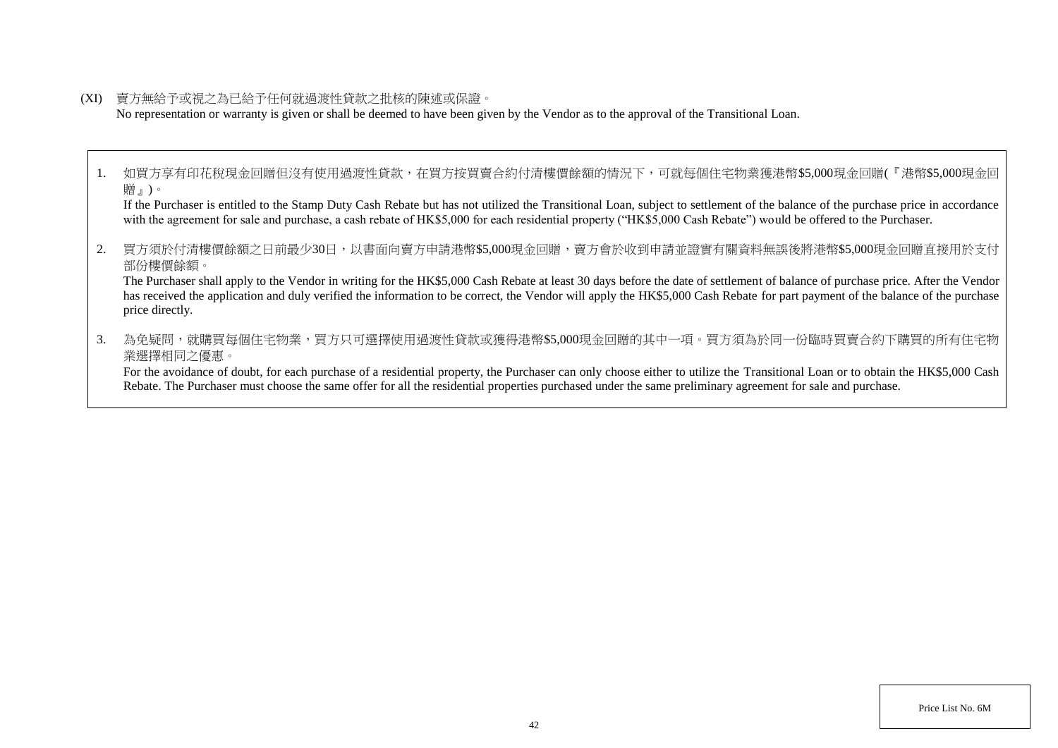(XI) 賣方無給予或視之為已給予任何就過渡性貸款之批核的陳述或保證。
No representation or warranty is given or shall be deemed to have been given by the Vendor as to the approval of the Transitional Loan.

1. 如買方享有印花稅現金回贈但沒有使用過渡性貸款，在買方按買賣合約付清樓價餘額的情況下，可就每個住宅物業獲港幣$5,000現金回贈(『港幣$5,000現金回贈』)。
If the Purchaser is entitled to the Stamp Duty Cash Rebate but has not utilized the Transitional Loan, subject to settlement of the balance of the purchase price in accordance with the agreement for sale and purchase, a cash rebate of HK$5,000 for each residential property ("HK$5,000 Cash Rebate") would be offered to the Purchaser.

2. 買方須於付清樓價餘額之日前最少30日，以書面向賣方申請港幣$5,000現金回贈，賣方會於收到申請並證實有關資料無誤後將港幣$5,000現金回贈直接用於支付部份樓價餘額。
The Purchaser shall apply to the Vendor in writing for the HK$5,000 Cash Rebate at least 30 days before the date of settlement of balance of purchase price. After the Vendor has received the application and duly verified the information to be correct, the Vendor will apply the HK$5,000 Cash Rebate for part payment of the balance of the purchase price directly.

3. 為免疑問，就購買每個住宅物業，買方只可選擇使用過渡性貸款或獲得港幣$5,000現金回贈的其中一項。買方須為於同一份臨時買賣合約下購買的所有住宅物業選擇相同之優惠。
For the avoidance of doubt, for each purchase of a residential property, the Purchaser can only choose either to utilize the Transitional Loan or to obtain the HK$5,000 Cash Rebate. The Purchaser must choose the same offer for all the residential properties purchased under the same preliminary agreement for sale and purchase.

Price List No. 6M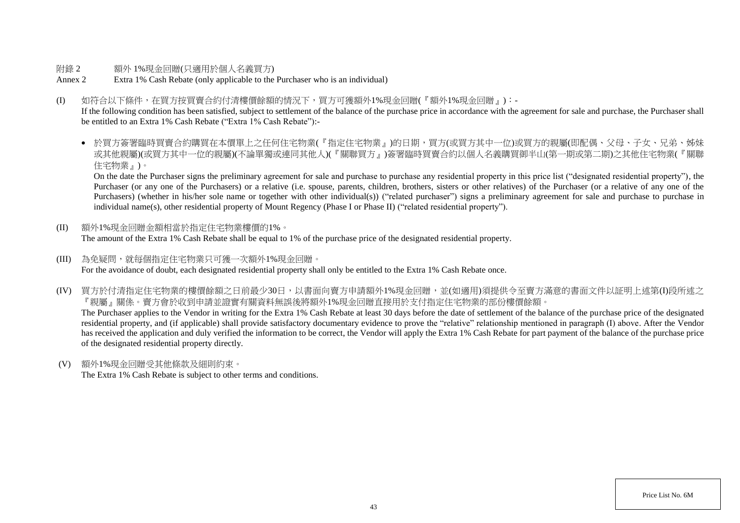附錄 2　　額外 1%現金回贈(只適用於個人名義買方)

Annex 2　　Extra 1% Cash Rebate (only applicable to the Purchaser who is an individual)

(I) 如符合以下條件，在買方按買賣合約付清樓價餘額的情況下，買方可獲額外1%現金回贈(『額外1%現金回贈』)：-

If the following condition has been satisfied, subject to settlement of the balance of the purchase price in accordance with the agreement for sale and purchase, the Purchaser shall be entitled to an Extra 1% Cash Rebate ("Extra 1% Cash Rebate"):-

- 於買方簽署臨時買賣合約購買在本價單上之任何住宅物業(『指定住宅物業』)的日期，買方(或買方其中一位)或買方的親屬(即配偶、父母、子女、兄弟、姊妹或其他親屬)(或買方其中一位的親屬)(不論單獨或連同其他人)(『關聯買方』)簽署臨時買賣合約以個人名義購買御半山(第一期或第二期)之其他住宅物業(『關聯住宅物業』)。

  On the date the Purchaser signs the preliminary agreement for sale and purchase to purchase any residential property in this price list ("designated residential property"), the Purchaser (or any one of the Purchasers) or a relative (i.e. spouse, parents, children, brothers, sisters or other relatives) of the Purchaser (or a relative of any one of the Purchasers) (whether in his/her sole name or together with other individual(s)) ("related purchaser") signs a preliminary agreement for sale and purchase to purchase in individual name(s), other residential property of Mount Regency (Phase I or Phase II) ("related residential property").

(II) 額外1%現金回贈金額相當於指定住宅物業樓價的1%。

The amount of the Extra 1% Cash Rebate shall be equal to 1% of the purchase price of the designated residential property.

(III) 為免疑問，就每個指定住宅物業只可獲一次額外1%現金回贈。

For the avoidance of doubt, each designated residential property shall only be entitled to the Extra 1% Cash Rebate once.

(IV) 買方於付清指定住宅物業的樓價餘額之日前最少30日，以書面向賣方申請額外1%現金回贈，並(如適用)須提供令至賣方滿意的書面文件以証明上述第(I)段所述之『親屬』關係。賣方會於收到申請並證實有關資料無誤後將額外1%現金回贈直接用於支付指定住宅物業的部份樓價餘額。

The Purchaser applies to the Vendor in writing for the Extra 1% Cash Rebate at least 30 days before the date of settlement of the balance of the purchase price of the designated residential property, and (if applicable) shall provide satisfactory documentary evidence to prove the "relative" relationship mentioned in paragraph (I) above. After the Vendor has received the application and duly verified the information to be correct, the Vendor will apply the Extra 1% Cash Rebate for part payment of the balance of the purchase price of the designated residential property directly.

(V) 額外1%現金回贈受其他條款及細則約束。

The Extra 1% Cash Rebate is subject to other terms and conditions.

Price List No. 6M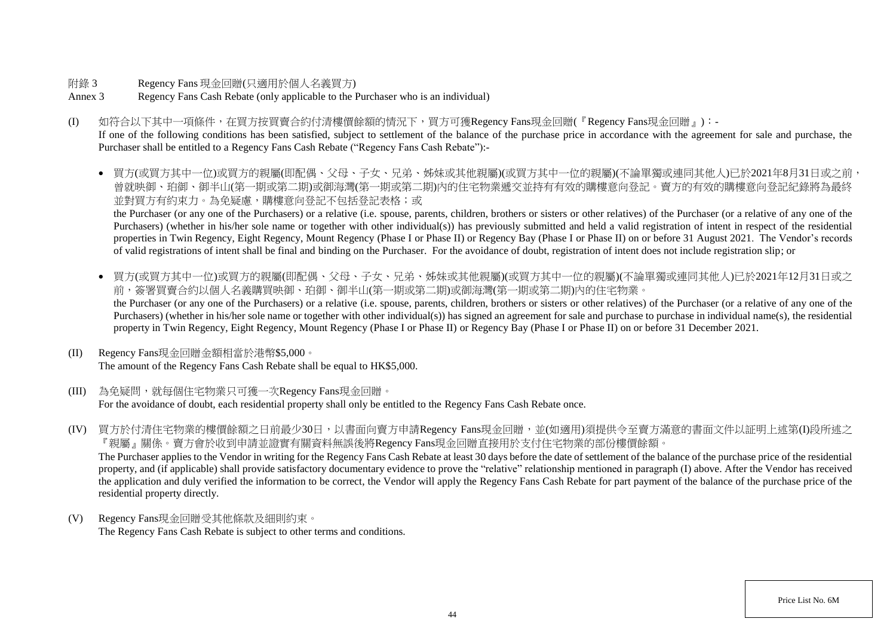附錄 3 Regency Fans 現金回贈(只適用於個人名義買方)

Annex 3 Regency Fans Cash Rebate (only applicable to the Purchaser who is an individual)

(I) 如符合以下其中一項條件，在買方按買賣合約付清樓價餘額的情況下，買方可獲Regency Fans現金回贈(『Regency Fans現金回贈』)：-

If one of the following conditions has been satisfied, subject to settlement of the balance of the purchase price in accordance with the agreement for sale and purchase, the Purchaser shall be entitled to a Regency Fans Cash Rebate ("Regency Fans Cash Rebate"):-

- 買方(或買方其中一位)或買方的親屬(即配偶、父母、子女、兄弟、姊妹或其他親屬)(或買方其中一位的親屬)(不論單獨或連同其他人)已於2021年8月31日或之前，曾就映御、珀御、御半山(第一期或第二期)或御海灣(第一期或第二期)內的住宅物業遞交並持有有效的購樓意向登記。賣方的有效的購樓意向登記紀錄將為最終並對買方有約束力。為免疑慮，購樓意向登記不包括登記表格；或

  the Purchaser (or any one of the Purchasers) or a relative (i.e. spouse, parents, children, brothers or sisters or other relatives) of the Purchaser (or a relative of any one of the Purchasers) (whether in his/her sole name or together with other individual(s)) has previously submitted and held a valid registration of intent in respect of the residential properties in Twin Regency, Eight Regency, Mount Regency (Phase I or Phase II) or Regency Bay (Phase I or Phase II) on or before 31 August 2021. The Vendor's records of valid registrations of intent shall be final and binding on the Purchaser. For the avoidance of doubt, registration of intent does not include registration slip; or

- 買方(或買方其中一位)或買方的親屬(即配偶、父母、子女、兄弟、姊妹或其他親屬)(或買方其中一位的親屬)(不論單獨或連同其他人)已於2021年12月31日或之前，簽署買賣合約以個人名義購買映御、珀御、御半山(第一期或第二期)或御海灣(第一期或第二期)內的住宅物業。

  the Purchaser (or any one of the Purchasers) or a relative (i.e. spouse, parents, children, brothers or sisters or other relatives) of the Purchaser (or a relative of any one of the Purchasers) (whether in his/her sole name or together with other individual(s)) has signed an agreement for sale and purchase to purchase in individual name(s), the residential property in Twin Regency, Eight Regency, Mount Regency (Phase I or Phase II) or Regency Bay (Phase I or Phase II) on or before 31 December 2021.

(II) Regency Fans現金回贈金額相當於港幣$5,000。

The amount of the Regency Fans Cash Rebate shall be equal to HK$5,000.

(III) 為免疑問，就每個住宅物業只可獲一次Regency Fans現金回贈。

For the avoidance of doubt, each residential property shall only be entitled to the Regency Fans Cash Rebate once.

(IV) 買方於付清住宅物業的樓價餘額之日前最少30日，以書面向賣方申請Regency Fans現金回贈，並(如適用)須提供令至賣方滿意的書面文件以証明上述第(I)段所述之『親屬』關係。賣方會於收到申請並證實有關資料無誤後將Regency Fans現金回贈直接用於支付住宅物業的部份樓價餘額。

The Purchaser applies to the Vendor in writing for the Regency Fans Cash Rebate at least 30 days before the date of settlement of the balance of the purchase price of the residential property, and (if applicable) shall provide satisfactory documentary evidence to prove the "relative" relationship mentioned in paragraph (I) above. After the Vendor has received the application and duly verified the information to be correct, the Vendor will apply the Regency Fans Cash Rebate for part payment of the balance of the purchase price of the residential property directly.

(V) Regency Fans現金回贈受其他條款及細則約束。

The Regency Fans Cash Rebate is subject to other terms and conditions.

Price List No. 6M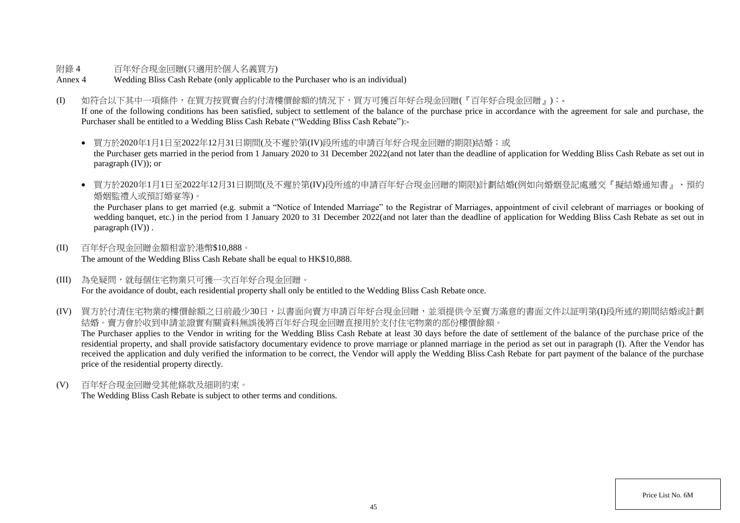附錄 4 百年好合現金回贈(只適用於個人名義買方)

Annex 4 Wedding Bliss Cash Rebate (only applicable to the Purchaser who is an individual)

(I) 如符合以下其中一項條件，在買方按買賣合約付清樓價餘額的情況下，買方可獲百年好合現金回贈(『百年好合現金回贈』)：-

If one of the following conditions has been satisfied, subject to settlement of the balance of the purchase price in accordance with the agreement for sale and purchase, the Purchaser shall be entitled to a Wedding Bliss Cash Rebate ("Wedding Bliss Cash Rebate"):-

- 買方於2020年1月1日至2022年12月31日期間(及不遲於第(IV)段所述的申請百年好合現金回贈的期限)結婚；或
  the Purchaser gets married in the period from 1 January 2020 to 31 December 2022(and not later than the deadline of application for Wedding Bliss Cash Rebate as set out in paragraph (IV)); or

- 買方於2020年1月1日至2022年12月31日期間(及不遲於第(IV)段所述的申請百年好合現金回贈的期限)計劃結婚(例如向婚姻登記處遞交『擬結婚通知書』、預約婚姻監禮人或預訂婚宴等)。
  the Purchaser plans to get married (e.g. submit a "Notice of Intended Marriage" to the Registrar of Marriages, appointment of civil celebrant of marriages or booking of wedding banquet, etc.) in the period from 1 January 2020 to 31 December 2022(and not later than the deadline of application for Wedding Bliss Cash Rebate as set out in paragraph (IV)) .

(II) 百年好合現金回贈金額相當於港幣$10,888。

The amount of the Wedding Bliss Cash Rebate shall be equal to HK$10,888.

(III) 為免疑問，就每個住宅物業只可獲一次百年好合現金回贈。

For the avoidance of doubt, each residential property shall only be entitled to the Wedding Bliss Cash Rebate once.

(IV) 買方於付清住宅物業的樓價餘額之日前最少30日，以書面向賣方申請百年好合現金回贈，並須提供令至賣方滿意的書面文件以証明第(I)段所述的期間結婚或計劃結婚。賣方會於收到申請並證實有關資料無誤後將百年好合現金回贈直接用於支付住宅物業的部份樓價餘額。

The Purchaser applies to the Vendor in writing for the Wedding Bliss Cash Rebate at least 30 days before the date of settlement of the balance of the purchase price of the residential property, and shall provide satisfactory documentary evidence to prove marriage or planned marriage in the period as set out in paragraph (I). After the Vendor has received the application and duly verified the information to be correct, the Vendor will apply the Wedding Bliss Cash Rebate for part payment of the balance of the purchase price of the residential property directly.

(V) 百年好合現金回贈受其他條款及細則約束。

The Wedding Bliss Cash Rebate is subject to other terms and conditions.

Price List No. 6M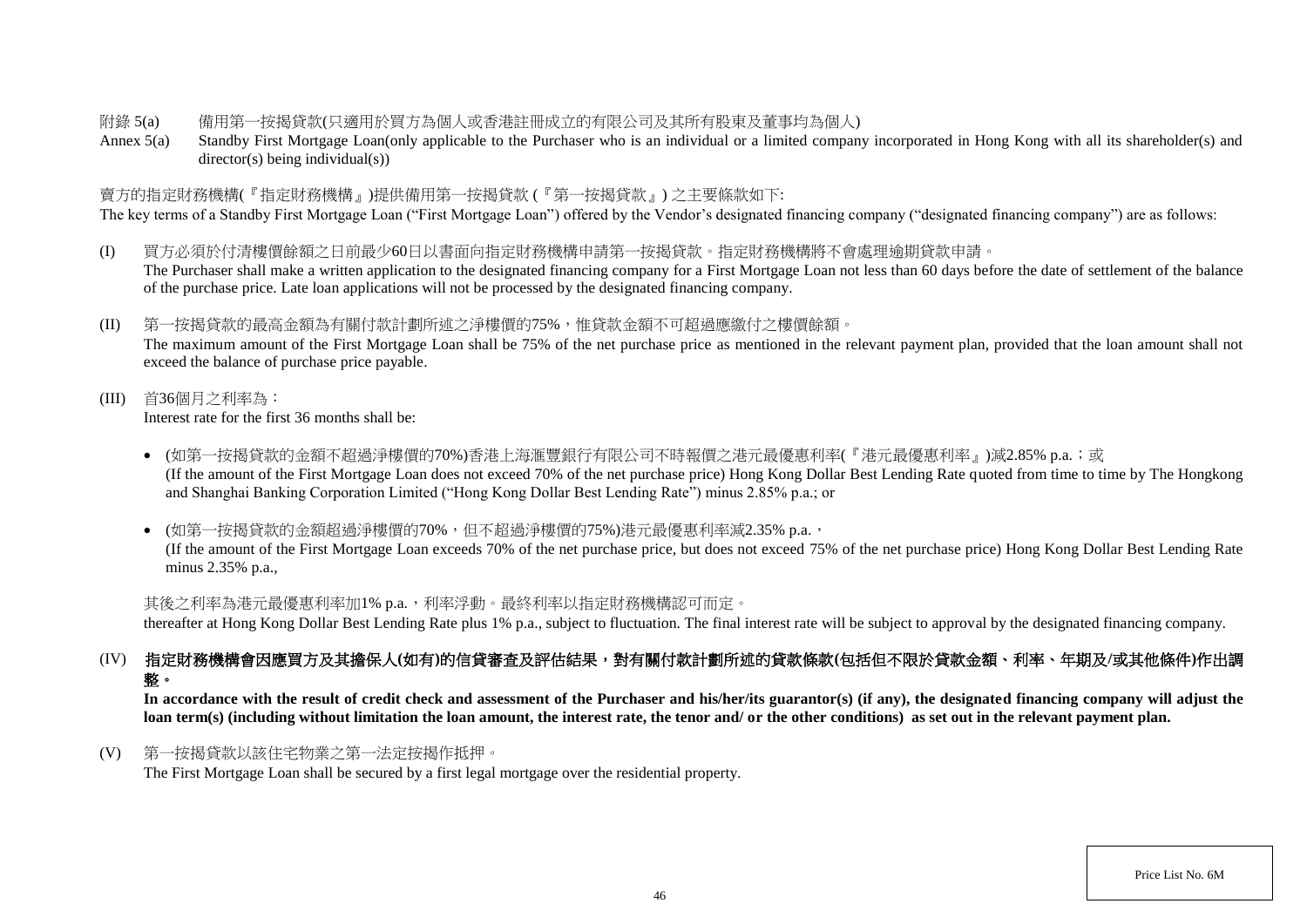附錄 5(a) 備用第一按揭貸款(只適用於買方為個人或香港註冊成立的有限公司及其所有股東及董事均為個人)

Annex 5(a) Standby First Mortgage Loan(only applicable to the Purchaser who is an individual or a limited company incorporated in Hong Kong with all its shareholder(s) and director(s) being individual(s))

賣方的指定財務機構(『指定財務機構』)提供備用第一按揭貸款 (『第一按揭貸款』) 之主要條款如下:

The key terms of a Standby First Mortgage Loan ("First Mortgage Loan") offered by the Vendor's designated financing company ("designated financing company") are as follows:

(I) 買方必須於付清樓價餘額之日前最少60日以書面向指定財務機構申請第一按揭貸款。指定財務機構將不會處理逾期貸款申請。
The Purchaser shall make a written application to the designated financing company for a First Mortgage Loan not less than 60 days before the date of settlement of the balance of the purchase price. Late loan applications will not be processed by the designated financing company.

(II) 第一按揭貸款的最高金額為有關付款計劃所述之淨樓價的75%，惟貸款金額不可超過應繳付之樓價餘額。
The maximum amount of the First Mortgage Loan shall be 75% of the net purchase price as mentioned in the relevant payment plan, provided that the loan amount shall not exceed the balance of purchase price payable.

(III) 首36個月之利率為：
Interest rate for the first 36 months shall be:

- (如第一按揭貸款的金額不超過淨樓價的70%)香港上海滙豐銀行有限公司不時報價之港元最優惠利率(『港元最優惠利率』)減2.85% p.a.；或
(If the amount of the First Mortgage Loan does not exceed 70% of the net purchase price) Hong Kong Dollar Best Lending Rate quoted from time to time by The Hongkong and Shanghai Banking Corporation Limited ("Hong Kong Dollar Best Lending Rate") minus 2.85% p.a.; or

- (如第一按揭貸款的金額超過淨樓價的70%，但不超過淨樓價的75%)港元最優惠利率減2.35% p.a.，
(If the amount of the First Mortgage Loan exceeds 70% of the net purchase price, but does not exceed 75% of the net purchase price) Hong Kong Dollar Best Lending Rate minus 2.35% p.a.,

其後之利率為港元最優惠利率加1% p.a.，利率浮動。最終利率以指定財務機構認可而定。
thereafter at Hong Kong Dollar Best Lending Rate plus 1% p.a., subject to fluctuation. The final interest rate will be subject to approval by the designated financing company.

(IV) **指定財務機構會因應買方及其擔保人(如有)的信貸審查及評估結果，對有關付款計劃所述的貸款條款(包括但不限於貸款金額、利率、年期及/或其他條件)作出調整。**
**In accordance with the result of credit check and assessment of the Purchaser and his/her/its guarantor(s) (if any), the designated financing company will adjust the loan term(s) (including without limitation the loan amount, the interest rate, the tenor and/ or the other conditions) as set out in the relevant payment plan.**

(V) 第一按揭貸款以該住宅物業之第一法定按揭作抵押。
The First Mortgage Loan shall be secured by a first legal mortgage over the residential property.

Price List No. 6M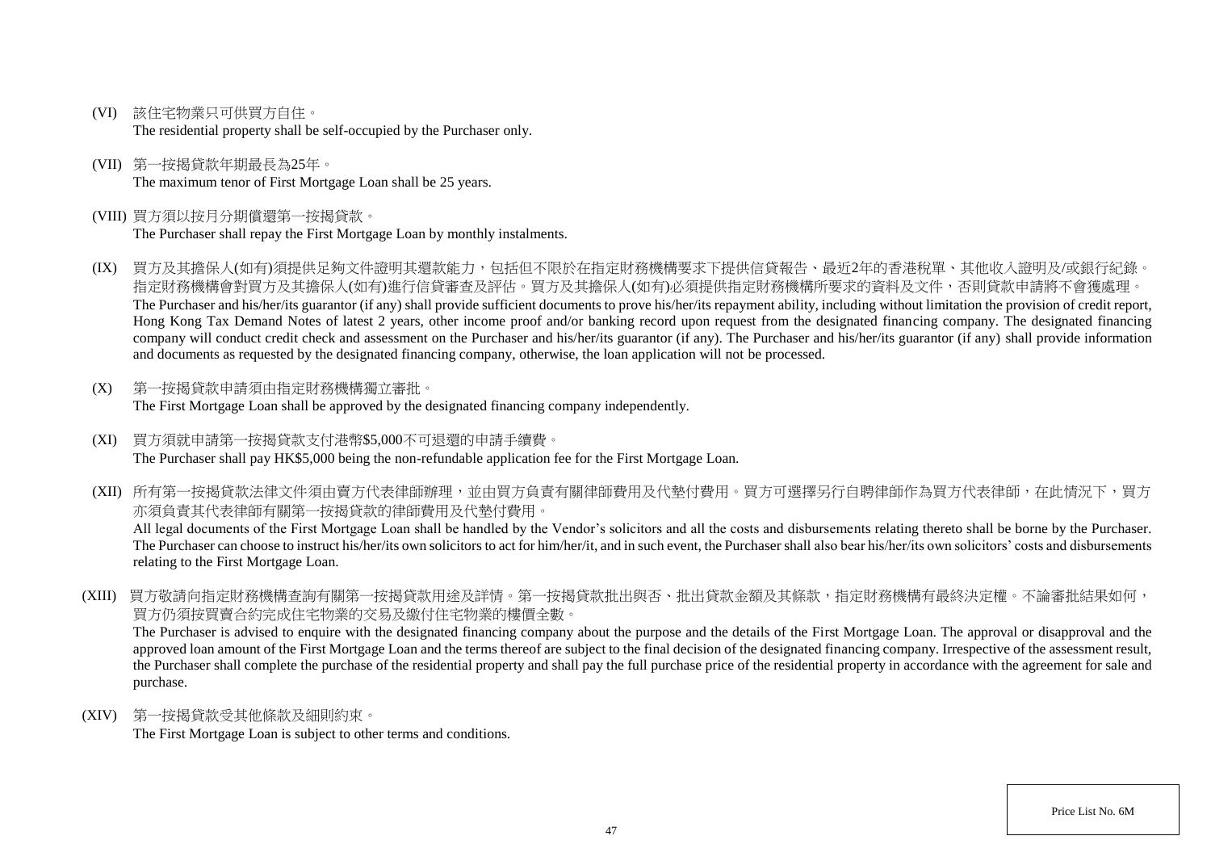(VI) 該住宅物業只可供買方自住。
The residential property shall be self-occupied by the Purchaser only.

(VII) 第一按揭貸款年期最長為25年。
The maximum tenor of First Mortgage Loan shall be 25 years.

(VIII) 買方須以按月分期償還第一按揭貸款。
The Purchaser shall repay the First Mortgage Loan by monthly instalments.

(IX) 買方及其擔保人(如有)須提供足夠文件證明其還款能力，包括但不限於在指定財務機構要求下提供信貸報告、最近2年的香港稅單、其他收入證明及/或銀行紀錄。指定財務機構會對買方及其擔保人(如有)進行信貸審查及評估。買方及其擔保人(如有)必須提供指定財務機構所要求的資料及文件，否則貸款申請將不會獲處理。
The Purchaser and his/her/its guarantor (if any) shall provide sufficient documents to prove his/her/its repayment ability, including without limitation the provision of credit report, Hong Kong Tax Demand Notes of latest 2 years, other income proof and/or banking record upon request from the designated financing company. The designated financing company will conduct credit check and assessment on the Purchaser and his/her/its guarantor (if any). The Purchaser and his/her/its guarantor (if any) shall provide information and documents as requested by the designated financing company, otherwise, the loan application will not be processed.

(X) 第一按揭貸款申請須由指定財務機構獨立審批。
The First Mortgage Loan shall be approved by the designated financing company independently.

(XI) 買方須就申請第一按揭貸款支付港幣$5,000不可退還的申請手續費。
The Purchaser shall pay HK$5,000 being the non-refundable application fee for the First Mortgage Loan.

(XII) 所有第一按揭貸款法律文件須由賣方代表律師辦理，並由買方負責有關律師費用及代墊付費用。買方可選擇另行自聘律師作為買方代表律師，在此情況下，買方亦須負責其代表律師有關第一按揭貸款的律師費用及代墊付費用。
All legal documents of the First Mortgage Loan shall be handled by the Vendor's solicitors and all the costs and disbursements relating thereto shall be borne by the Purchaser. The Purchaser can choose to instruct his/her/its own solicitors to act for him/her/it, and in such event, the Purchaser shall also bear his/her/its own solicitors' costs and disbursements relating to the First Mortgage Loan.

(XIII) 買方敬請向指定財務機構查詢有關第一按揭貸款用途及詳情。第一按揭貸款批出與否、批出貸款金額及其條款，指定財務機構有最終決定權。不論審批結果如何，買方仍須按買賣合約完成住宅物業的交易及繳付住宅物業的樓價全數。
The Purchaser is advised to enquire with the designated financing company about the purpose and the details of the First Mortgage Loan. The approval or disapproval and the approved loan amount of the First Mortgage Loan and the terms thereof are subject to the final decision of the designated financing company. Irrespective of the assessment result, the Purchaser shall complete the purchase of the residential property and shall pay the full purchase price of the residential property in accordance with the agreement for sale and purchase.

(XIV) 第一按揭貸款受其他條款及細則約束。
The First Mortgage Loan is subject to other terms and conditions.

Price List No. 6M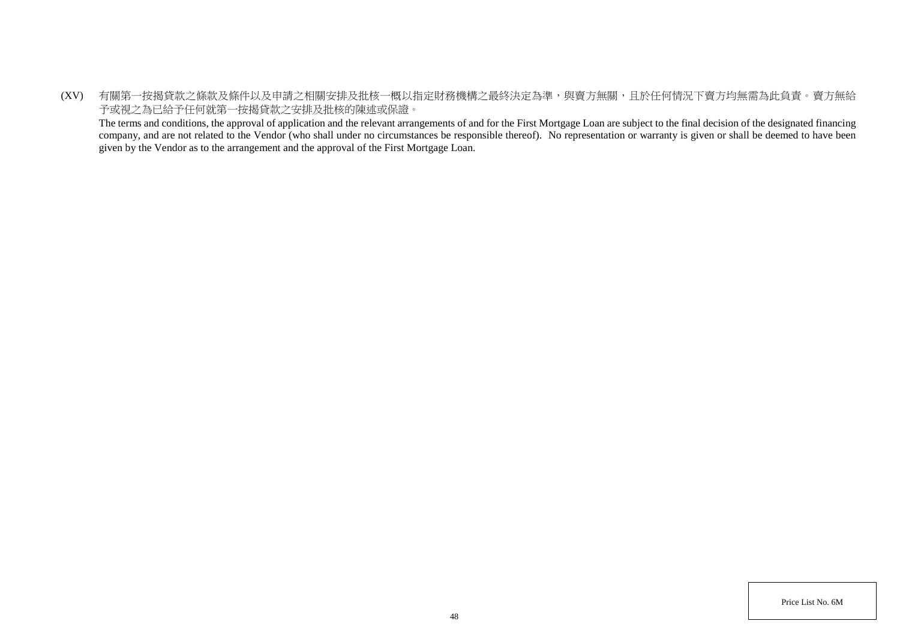(XV) 有關第一按揭貸款之條款及條件以及申請之相關安排及批核一概以指定財務機構之最終決定為準，與賣方無關，且於任何情況下賣方均無需為此負責。賣方無給予或視之為已給予任何就第一按揭貸款之安排及批核的陳述或保證。

The terms and conditions, the approval of application and the relevant arrangements of and for the First Mortgage Loan are subject to the final decision of the designated financing company, and are not related to the Vendor (who shall under no circumstances be responsible thereof). No representation or warranty is given or shall be deemed to have been given by the Vendor as to the arrangement and the approval of the First Mortgage Loan.

Price List No. 6M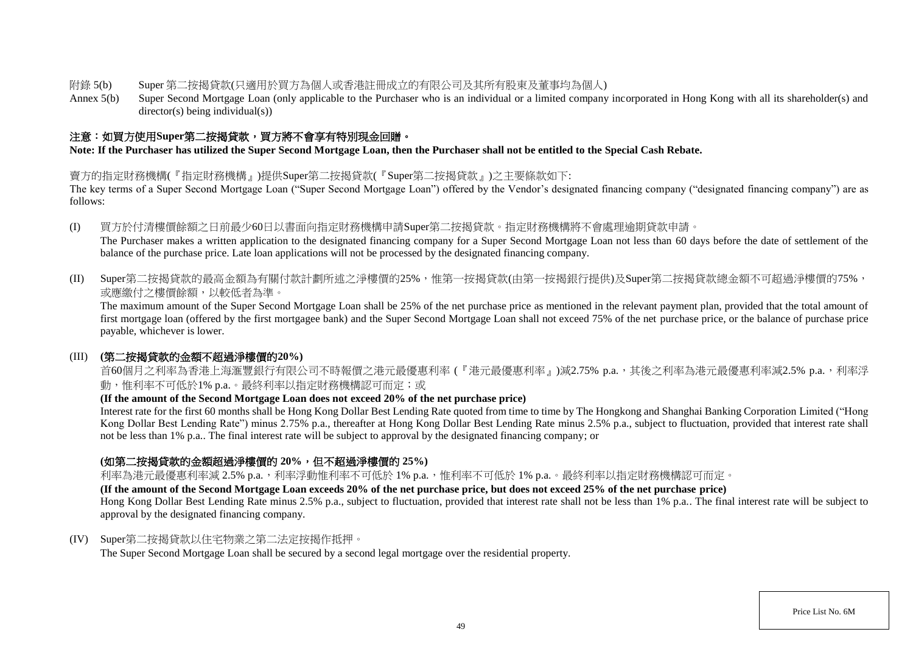附錄 5(b)　Super 第二按揭貸款(只適用於買方為個人或香港註冊成立的有限公司及其所有股東及董事均為個人)

Annex 5(b)　Super Second Mortgage Loan (only applicable to the Purchaser who is an individual or a limited company incorporated in Hong Kong with all its shareholder(s) and director(s) being individual(s))

**注意：如買方使用Super第二按揭貸款，買方將不會享有特別現金回贈。**

**Note: If the Purchaser has utilized the Super Second Mortgage Loan, then the Purchaser shall not be entitled to the Special Cash Rebate.**

賣方的指定財務機構(『指定財務機構』)提供Super第二按揭貸款(『Super第二按揭貸款』)之主要條款如下:

The key terms of a Super Second Mortgage Loan ("Super Second Mortgage Loan") offered by the Vendor's designated financing company ("designated financing company") are as follows:

(I) 買方於付清樓價餘額之日前最少60日以書面向指定財務機構申請Super第二按揭貸款。指定財務機構將不會處理逾期貸款申請。

The Purchaser makes a written application to the designated financing company for a Super Second Mortgage Loan not less than 60 days before the date of settlement of the balance of the purchase price. Late loan applications will not be processed by the designated financing company.

(II) Super第二按揭貸款的最高金額為有關付款計劃所述之淨樓價的25%，惟第一按揭貸款(由第一按揭銀行提供)及Super第二按揭貸款總金額不可超過淨樓價的75%，或應繳付之樓價餘額，以較低者為準。

The maximum amount of the Super Second Mortgage Loan shall be 25% of the net purchase price as mentioned in the relevant payment plan, provided that the total amount of first mortgage loan (offered by the first mortgagee bank) and the Super Second Mortgage Loan shall not exceed 75% of the net purchase price, or the balance of purchase price payable, whichever is lower.

(III) **(第二按揭貸款的金額不超過淨樓價的20%)**

首60個月之利率為香港上海滙豐銀行有限公司不時報價之港元最優惠利率 (『港元最優惠利率』)減2.75% p.a.，其後之利率為港元最優惠利率減2.5% p.a.，利率浮動，惟利率不可低於1% p.a.。最終利率以指定財務機構認可而定；或

**(If the amount of the Second Mortgage Loan does not exceed 20% of the net purchase price)**

Interest rate for the first 60 months shall be Hong Kong Dollar Best Lending Rate quoted from time to time by The Hongkong and Shanghai Banking Corporation Limited ("Hong Kong Dollar Best Lending Rate") minus 2.75% p.a., thereafter at Hong Kong Dollar Best Lending Rate minus 2.5% p.a., subject to fluctuation, provided that interest rate shall not be less than 1% p.a.. The final interest rate will be subject to approval by the designated financing company; or

**(如第二按揭貸款的金額超過淨樓價的 20%，但不超過淨樓價的 25%)**

利率為港元最優惠利率減 2.5% p.a.，利率浮動惟利率不可低於 1% p.a.，惟利率不可低於 1% p.a.。最終利率以指定財務機構認可而定。

**(If the amount of the Second Mortgage Loan exceeds 20% of the net purchase price, but does not exceed 25% of the net purchase price)**

Hong Kong Dollar Best Lending Rate minus 2.5% p.a., subject to fluctuation, provided that interest rate shall not be less than 1% p.a.. The final interest rate will be subject to approval by the designated financing company.

(IV) Super第二按揭貸款以住宅物業之第二法定按揭作抵押。

The Super Second Mortgage Loan shall be secured by a second legal mortgage over the residential property.

Price List No. 6M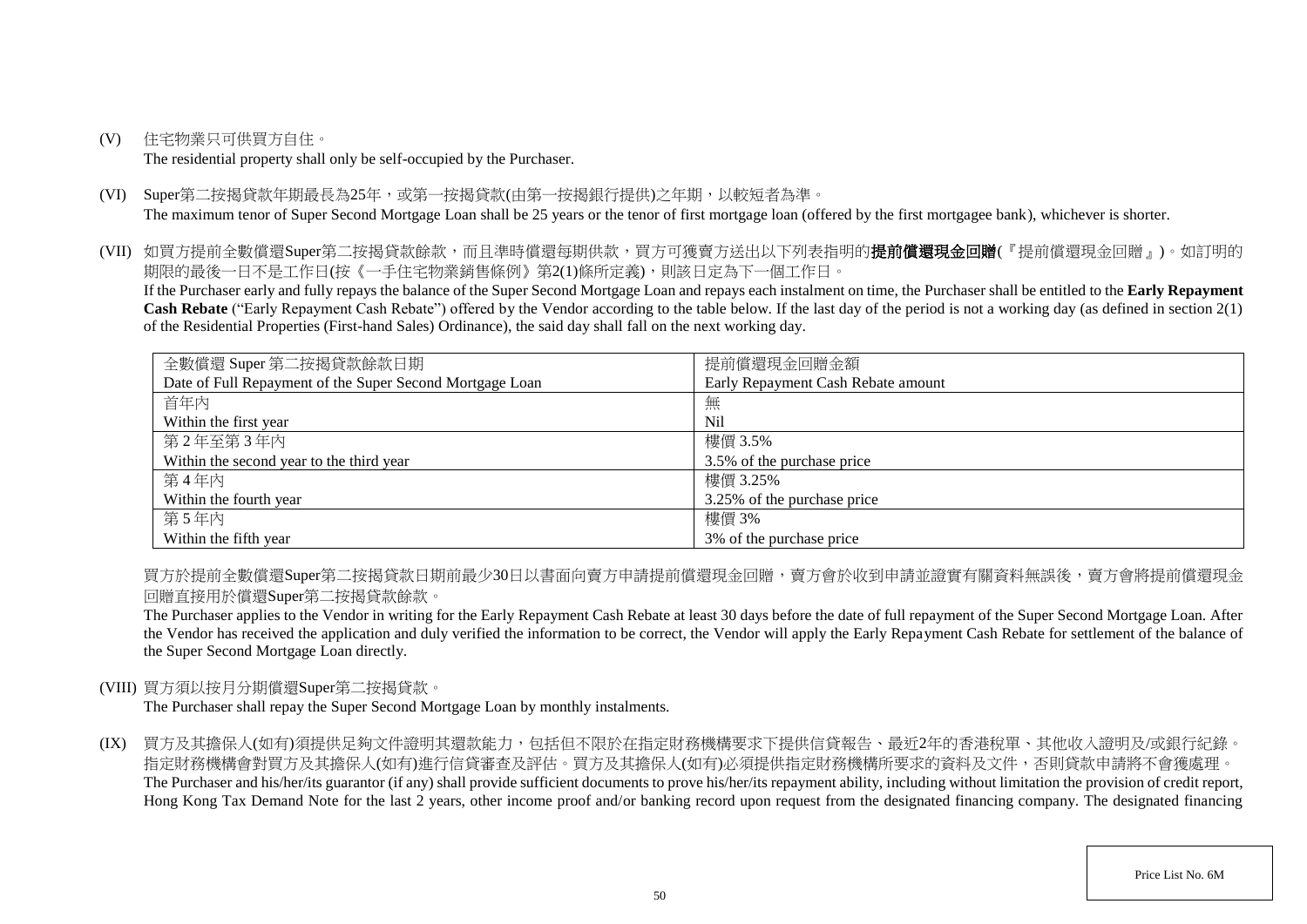(V) 住宅物業只可供買方自住。
The residential property shall only be self-occupied by the Purchaser.

(VI) Super第二按揭貸款年期最長為25年，或第一按揭貸款(由第一按揭銀行提供)之年期，以較短者為準。
The maximum tenor of Super Second Mortgage Loan shall be 25 years or the tenor of first mortgage loan (offered by the first mortgagee bank), whichever is shorter.

(VII) 如買方提前全數償還Super第二按揭貸款餘款，而且準時償還每期供款，買方可獲賣方送出以下列表指明的**提前償還現金回贈**(『提前償還現金回贈』)。如訂明的期限的最後一日不是工作日(按《一手住宅物業銷售條例》第2(1)條所定義)，則該日定為下一個工作日。
If the Purchaser early and fully repays the balance of the Super Second Mortgage Loan and repays each instalment on time, the Purchaser shall be entitled to the **Early Repayment Cash Rebate** ("Early Repayment Cash Rebate") offered by the Vendor according to the table below. If the last day of the period is not a working day (as defined in section 2(1) of the Residential Properties (First-hand Sales) Ordinance), the said day shall fall on the next working day.

| 全數償還 Super 第二按揭貸款餘款日期<br>Date of Full Repayment of the Super Second Mortgage Loan | 提前償還現金回贈金額<br>Early Repayment Cash Rebate amount |
|---|---|
| 首年內<br>Within the first year | 無<br>Nil |
| 第 2 年至第 3 年內<br>Within the second year to the third year | 樓價 3.5%<br>3.5% of the purchase price |
| 第 4 年內<br>Within the fourth year | 樓價 3.25%<br>3.25% of the purchase price |
| 第 5 年內<br>Within the fifth year | 樓價 3%<br>3% of the purchase price |

買方於提前全數償還Super第二按揭貸款日期前最少30日以書面向賣方申請提前償還現金回贈，賣方會於收到申請並證實有關資料無誤後，賣方會將提前償還現金回贈直接用於償還Super第二按揭貸款餘款。
The Purchaser applies to the Vendor in writing for the Early Repayment Cash Rebate at least 30 days before the date of full repayment of the Super Second Mortgage Loan. After the Vendor has received the application and duly verified the information to be correct, the Vendor will apply the Early Repayment Cash Rebate for settlement of the balance of the Super Second Mortgage Loan directly.

(VIII) 買方須以按月分期償還Super第二按揭貸款。
The Purchaser shall repay the Super Second Mortgage Loan by monthly instalments.

(IX) 買方及其擔保人(如有)須提供足夠文件證明其還款能力，包括但不限於在指定財務機構要求下提供信貸報告、最近2年的香港稅單、其他收入證明及/或銀行紀錄。指定財務機構會對買方及其擔保人(如有)進行信貸審查及評估。買方及其擔保人(如有)必須提供指定財務機構所要求的資料及文件，否則貸款申請將不會獲處理。
The Purchaser and his/her/its guarantor (if any) shall provide sufficient documents to prove his/her/its repayment ability, including without limitation the provision of credit report, Hong Kong Tax Demand Note for the last 2 years, other income proof and/or banking record upon request from the designated financing company. The designated financing

Price List No. 6M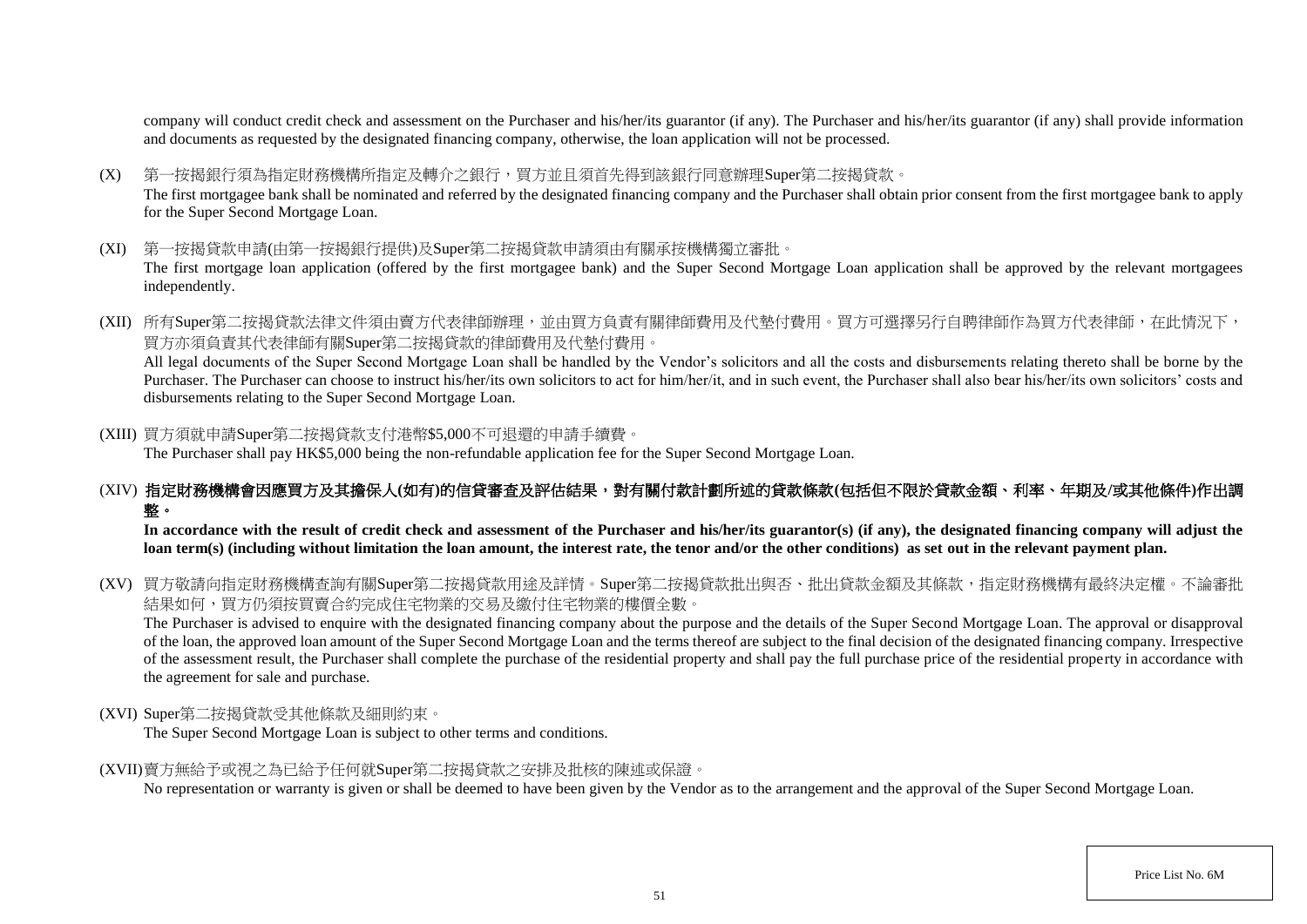company will conduct credit check and assessment on the Purchaser and his/her/its guarantor (if any). The Purchaser and his/her/its guarantor (if any) shall provide information and documents as requested by the designated financing company, otherwise, the loan application will not be processed.

(X) 第一按揭銀行須為指定財務機構所指定及轉介之銀行，買方並且須首先得到該銀行同意辦理Super第二按揭貸款。
The first mortgagee bank shall be nominated and referred by the designated financing company and the Purchaser shall obtain prior consent from the first mortgagee bank to apply for the Super Second Mortgage Loan.

(XI) 第一按揭貸款申請(由第一按揭銀行提供)及Super第二按揭貸款申請須由有關承按機構獨立審批。
The first mortgage loan application (offered by the first mortgagee bank) and the Super Second Mortgage Loan application shall be approved by the relevant mortgagees independently.

(XII) 所有Super第二按揭貸款法律文件須由賣方代表律師辦理，並由買方負責有關律師費用及代墊付費用。買方可選擇另行自聘律師作為買方代表律師，在此情況下，買方亦須負責其代表律師有關Super第二按揭貸款的律師費用及代墊付費用。
All legal documents of the Super Second Mortgage Loan shall be handled by the Vendor's solicitors and all the costs and disbursements relating thereto shall be borne by the Purchaser. The Purchaser can choose to instruct his/her/its own solicitors to act for him/her/it, and in such event, the Purchaser shall also bear his/her/its own solicitors' costs and disbursements relating to the Super Second Mortgage Loan.

(XIII) 買方須就申請Super第二按揭貸款支付港幣$5,000不可退還的申請手續費。
The Purchaser shall pay HK$5,000 being the non-refundable application fee for the Super Second Mortgage Loan.

(XIV) **指定財務機構會因應買方及其擔保人(如有)的信貸審查及評估結果，對有關付款計劃所述的貸款條款(包括但不限於貸款金額、利率、年期及/或其他條件)作出調整。**
**In accordance with the result of credit check and assessment of the Purchaser and his/her/its guarantor(s) (if any), the designated financing company will adjust the loan term(s) (including without limitation the loan amount, the interest rate, the tenor and/or the other conditions) as set out in the relevant payment plan.**

(XV) 買方敬請向指定財務機構查詢有關Super第二按揭貸款用途及詳情。Super第二按揭貸款批出與否、批出貸款金額及其條款，指定財務機構有最終決定權。不論審批結果如何，買方仍須按買賣合約完成住宅物業的交易及繳付住宅物業的樓價全數。
The Purchaser is advised to enquire with the designated financing company about the purpose and the details of the Super Second Mortgage Loan. The approval or disapproval of the loan, the approved loan amount of the Super Second Mortgage Loan and the terms thereof are subject to the final decision of the designated financing company. Irrespective of the assessment result, the Purchaser shall complete the purchase of the residential property and shall pay the full purchase price of the residential property in accordance with the agreement for sale and purchase.

(XVI) Super第二按揭貸款受其他條款及細則約束。
The Super Second Mortgage Loan is subject to other terms and conditions.

(XVII) 賣方無給予或視之為已給予任何就Super第二按揭貸款之安排及批核的陳述或保證。
No representation or warranty is given or shall be deemed to have been given by the Vendor as to the arrangement and the approval of the Super Second Mortgage Loan.

Price List No. 6M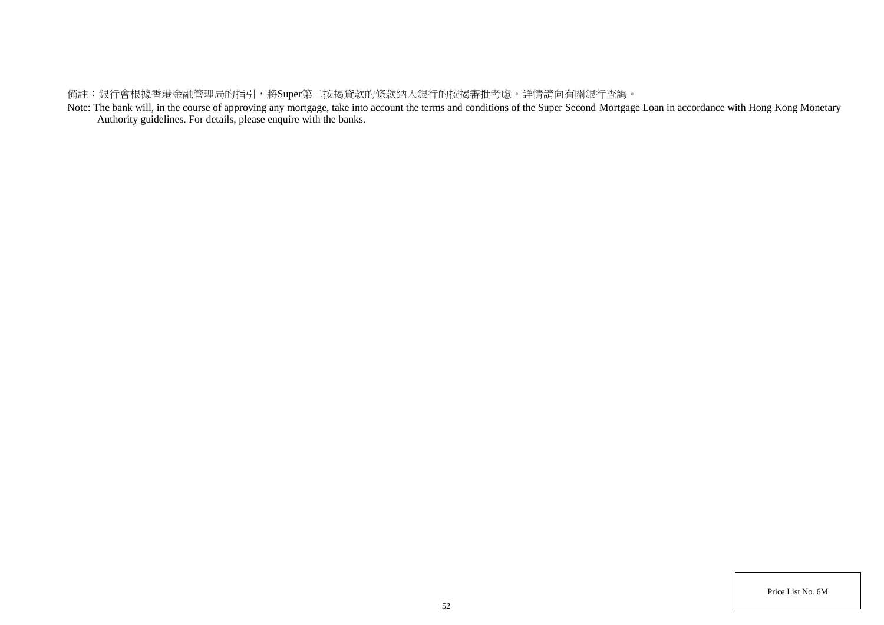備註：銀行會根據香港金融管理局的指引，將Super第二按揭貸款的條款納入銀行的按揭審批考慮。詳情請向有關銀行查詢。

Note: The bank will, in the course of approving any mortgage, take into account the terms and conditions of the Super Second Mortgage Loan in accordance with Hong Kong Monetary Authority guidelines. For details, please enquire with the banks.

Price List No. 6M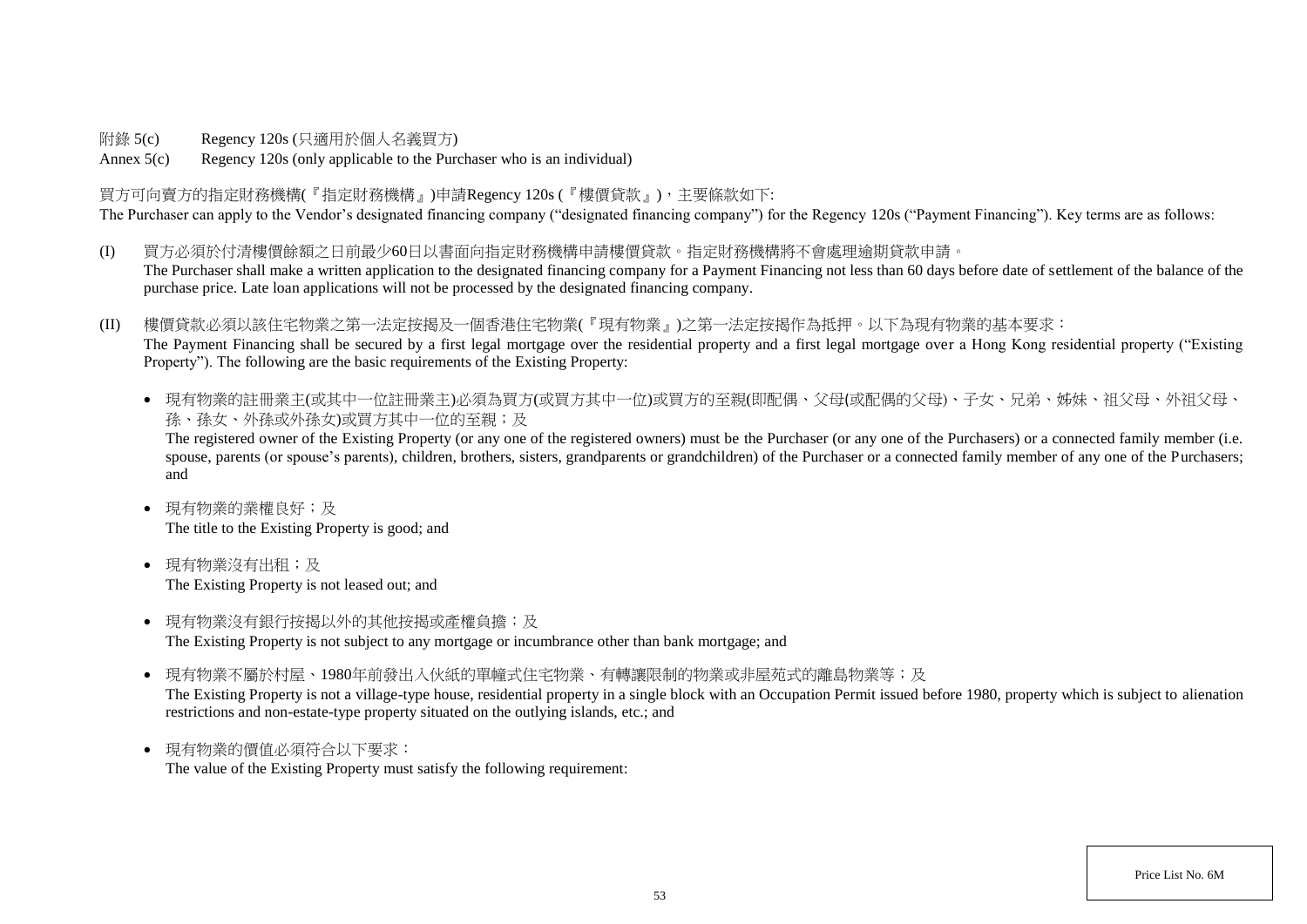附錄 5(c) Regency 120s (只適用於個人名義買方)

Annex 5(c) Regency 120s (only applicable to the Purchaser who is an individual)

買方可向賣方的指定財務機構(『指定財務機構』)申請Regency 120s (『樓價貸款』)，主要條款如下:

The Purchaser can apply to the Vendor's designated financing company ("designated financing company") for the Regency 120s ("Payment Financing"). Key terms are as follows:

(I) 買方必須於付清樓價餘額之日前最少60日以書面向指定財務機構申請樓價貸款。指定財務機構將不會處理逾期貸款申請。
The Purchaser shall make a written application to the designated financing company for a Payment Financing not less than 60 days before date of settlement of the balance of the purchase price. Late loan applications will not be processed by the designated financing company.

(II) 樓價貸款必須以該住宅物業之第一法定按揭及一個香港住宅物業(『現有物業』)之第一法定按揭作為抵押。以下為現有物業的基本要求：
The Payment Financing shall be secured by a first legal mortgage over the residential property and a first legal mortgage over a Hong Kong residential property ("Existing Property"). The following are the basic requirements of the Existing Property:

- 現有物業的註冊業主(或其中一位註冊業主)必須為買方(或買方其中一位)或買方的至親(即配偶、父母(或配偶的父母)、子女、兄弟、姊妹、祖父母、外祖父母、孫、孫女、外孫或外孫女)或買方其中一位的至親；及
The registered owner of the Existing Property (or any one of the registered owners) must be the Purchaser (or any one of the Purchasers) or a connected family member (i.e. spouse, parents (or spouse's parents), children, brothers, sisters, grandparents or grandchildren) of the Purchaser or a connected family member of any one of the Purchasers; and

- 現有物業的業權良好；及
The title to the Existing Property is good; and

- 現有物業沒有出租；及
The Existing Property is not leased out; and

- 現有物業沒有銀行按揭以外的其他按揭或產權負擔；及
The Existing Property is not subject to any mortgage or incumbrance other than bank mortgage; and

- 現有物業不屬於村屋、1980年前發出入伙紙的單幢式住宅物業、有轉讓限制的物業或非屋苑式的離島物業等；及
The Existing Property is not a village-type house, residential property in a single block with an Occupation Permit issued before 1980, property which is subject to alienation restrictions and non-estate-type property situated on the outlying islands, etc.; and

- 現有物業的價值必須符合以下要求：
The value of the Existing Property must satisfy the following requirement: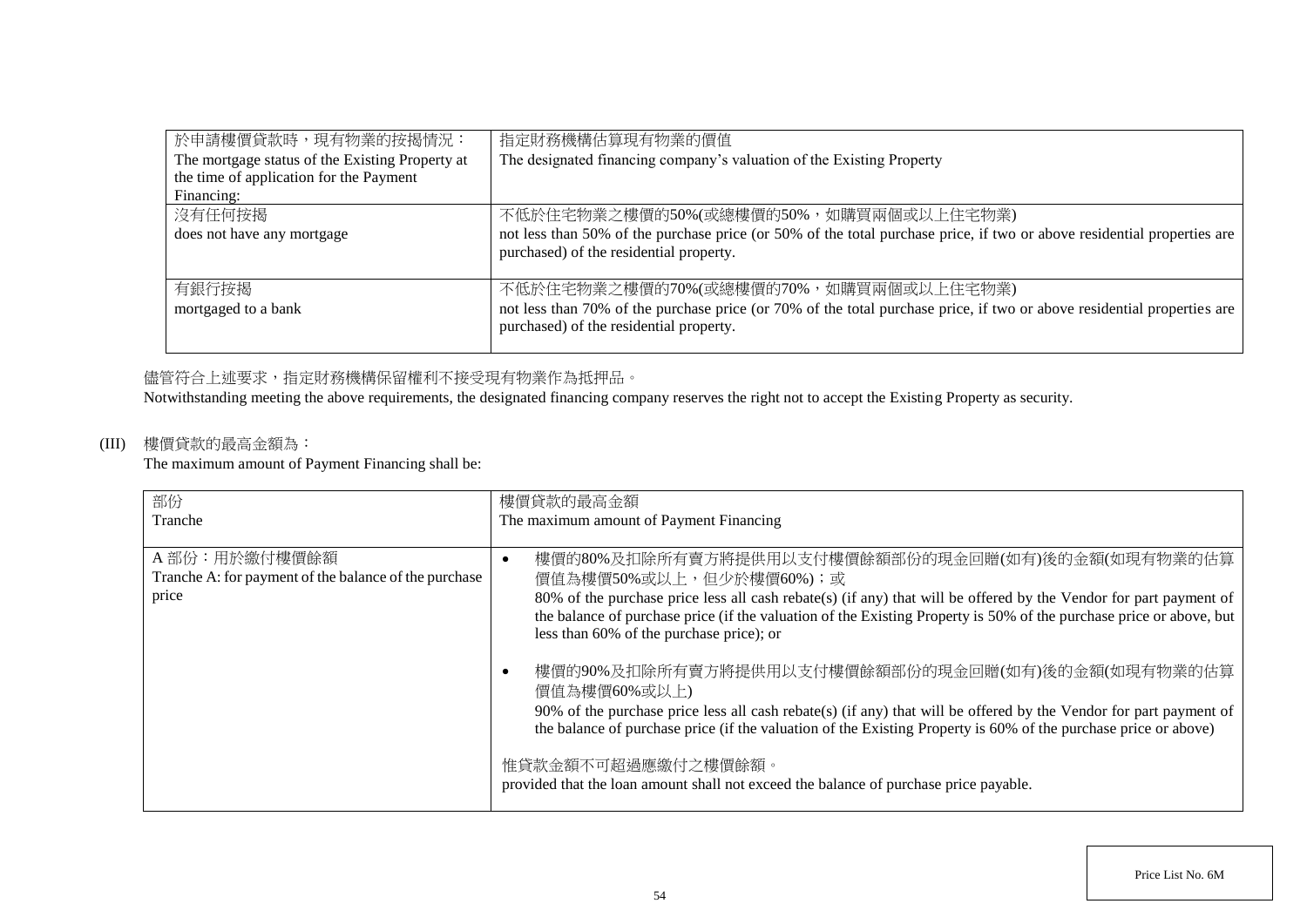| 於申請樓價貸款時，現有物業的按揭情況：<br>The mortgage status of the Existing Property at the time of application for the Payment Financing: | 指定財務機構估算現有物業的價值<br>The designated financing company's valuation of the Existing Property |
|---|---|
| 沒有任何按揭<br>does not have any mortgage | 不低於住宅物業之樓價的50%(或總樓價的50%，如購買兩個或以上住宅物業)<br>not less than 50% of the purchase price (or 50% of the total purchase price, if two or above residential properties are purchased) of the residential property. |
| 有銀行按揭<br>mortgaged to a bank | 不低於住宅物業之樓價的70%(或總樓價的70%，如購買兩個或以上住宅物業)<br>not less than 70% of the purchase price (or 70% of the total purchase price, if two or above residential properties are purchased) of the residential property. |

儘管符合上述要求，指定財務機構保留權利不接受現有物業作為抵押品。
Notwithstanding meeting the above requirements, the designated financing company reserves the right not to accept the Existing Property as security.

(III) 樓價貸款的最高金額為：
The maximum amount of Payment Financing shall be:

| 部份<br>Tranche | 樓價貸款的最高金額<br>The maximum amount of Payment Financing |
|---|---|
| A 部份：用於繳付樓價餘額<br>Tranche A: for payment of the balance of the purchase price | • 樓價的80%及扣除所有賣方將提供用以支付樓價餘額部份的現金回贈(如有)後的金額(如現有物業的估算價值為樓價50%或以上，但少於樓價60%)；或<br>80% of the purchase price less all cash rebate(s) (if any) that will be offered by the Vendor for part payment of the balance of purchase price (if the valuation of the Existing Property is 50% of the purchase price or above, but less than 60% of the purchase price); or<br><br>• 樓價的90%及扣除所有賣方將提供用以支付樓價餘額部份的現金回贈(如有)後的金額(如現有物業的估算價值為樓價60%或以上)<br>90% of the purchase price less all cash rebate(s) (if any) that will be offered by the Vendor for part payment of the balance of purchase price (if the valuation of the Existing Property is 60% of the purchase price or above)<br><br>惟貸款金額不可超過應繳付之樓價餘額。<br>provided that the loan amount shall not exceed the balance of purchase price payable. |

Price List No. 6M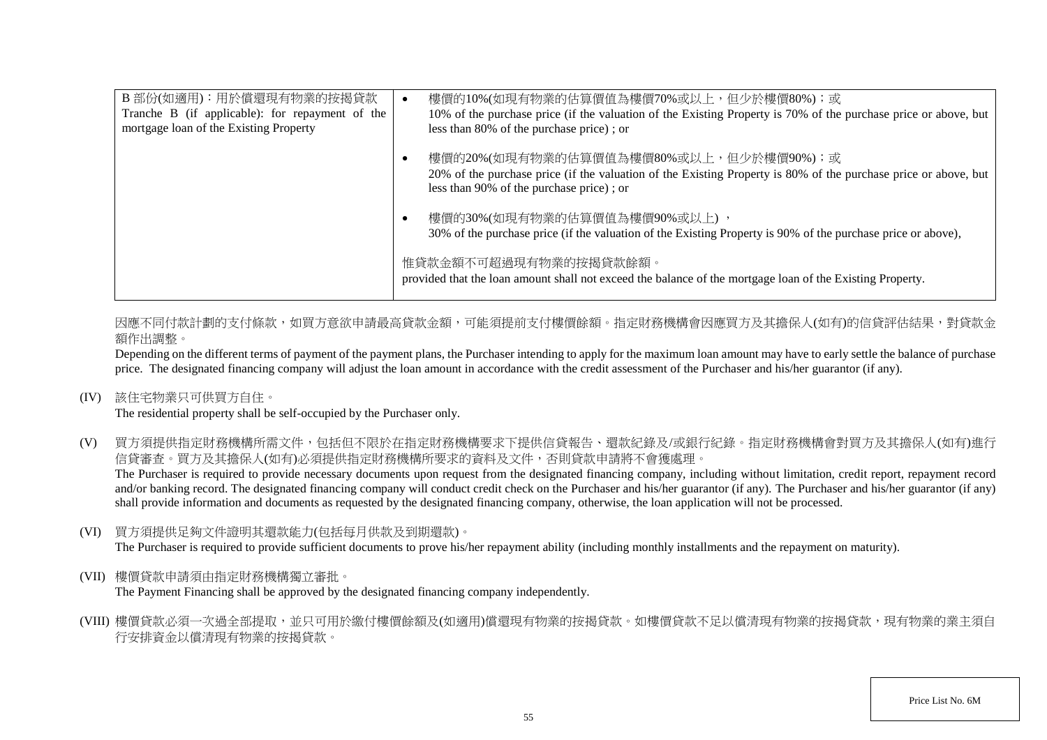| | |
|---|---|
| B 部份(如適用)：用於償還現有物業的按揭貸款<br>Tranche B (if applicable): for repayment of the mortgage loan of the Existing Property | • 樓價的10%(如現有物業的估算價值為樓價70%或以上，但少於樓價80%)；或<br>10% of the purchase price (if the valuation of the Existing Property is 70% of the purchase price or above, but less than 80% of the purchase price) ; or<br><br>• 樓價的20%(如現有物業的估算價值為樓價80%或以上，但少於樓價90%)；或<br>20% of the purchase price (if the valuation of the Existing Property is 80% of the purchase price or above, but less than 90% of the purchase price) ; or<br><br>• 樓價的30%(如現有物業的估算價值為樓價90%或以上) ，<br>30% of the purchase price (if the valuation of the Existing Property is 90% of the purchase price or above),<br><br>惟貸款金額不可超過現有物業的按揭貸款餘額。<br>provided that the loan amount shall not exceed the balance of the mortgage loan of the Existing Property. |

因應不同付款計劃的支付條款，如買方意欲申請最高貸款金額，可能須提前支付樓價餘額。指定財務機構會因應買方及其擔保人(如有)的信貸評估結果，對貸款金額作出調整。

Depending on the different terms of payment of the payment plans, the Purchaser intending to apply for the maximum loan amount may have to early settle the balance of purchase price. The designated financing company will adjust the loan amount in accordance with the credit assessment of the Purchaser and his/her guarantor (if any).

(IV) 該住宅物業只可供買方自住。
The residential property shall be self-occupied by the Purchaser only.

(V) 買方須提供指定財務機構所需文件，包括但不限於在指定財務機構要求下提供信貸報告、還款紀錄及/或銀行紀錄。指定財務機構會對買方及其擔保人(如有)進行信貸審查。買方及其擔保人(如有)必須提供指定財務機構所要求的資料及文件，否則貸款申請將不會獲處理。
The Purchaser is required to provide necessary documents upon request from the designated financing company, including without limitation, credit report, repayment record and/or banking record. The designated financing company will conduct credit check on the Purchaser and his/her guarantor (if any). The Purchaser and his/her guarantor (if any) shall provide information and documents as requested by the designated financing company, otherwise, the loan application will not be processed.

(VI) 買方須提供足夠文件證明其還款能力(包括每月供款及到期還款)。
The Purchaser is required to provide sufficient documents to prove his/her repayment ability (including monthly installments and the repayment on maturity).

(VII) 樓價貸款申請須由指定財務機構獨立審批。
The Payment Financing shall be approved by the designated financing company independently.

(VIII) 樓價貸款必須一次過全部提取，並只可用於繳付樓價餘額及(如適用)償還現有物業的按揭貸款。如樓價貸款不足以償清現有物業的按揭貸款，現有物業的業主須自行安排資金以償清現有物業的按揭貸款。

Price List No. 6M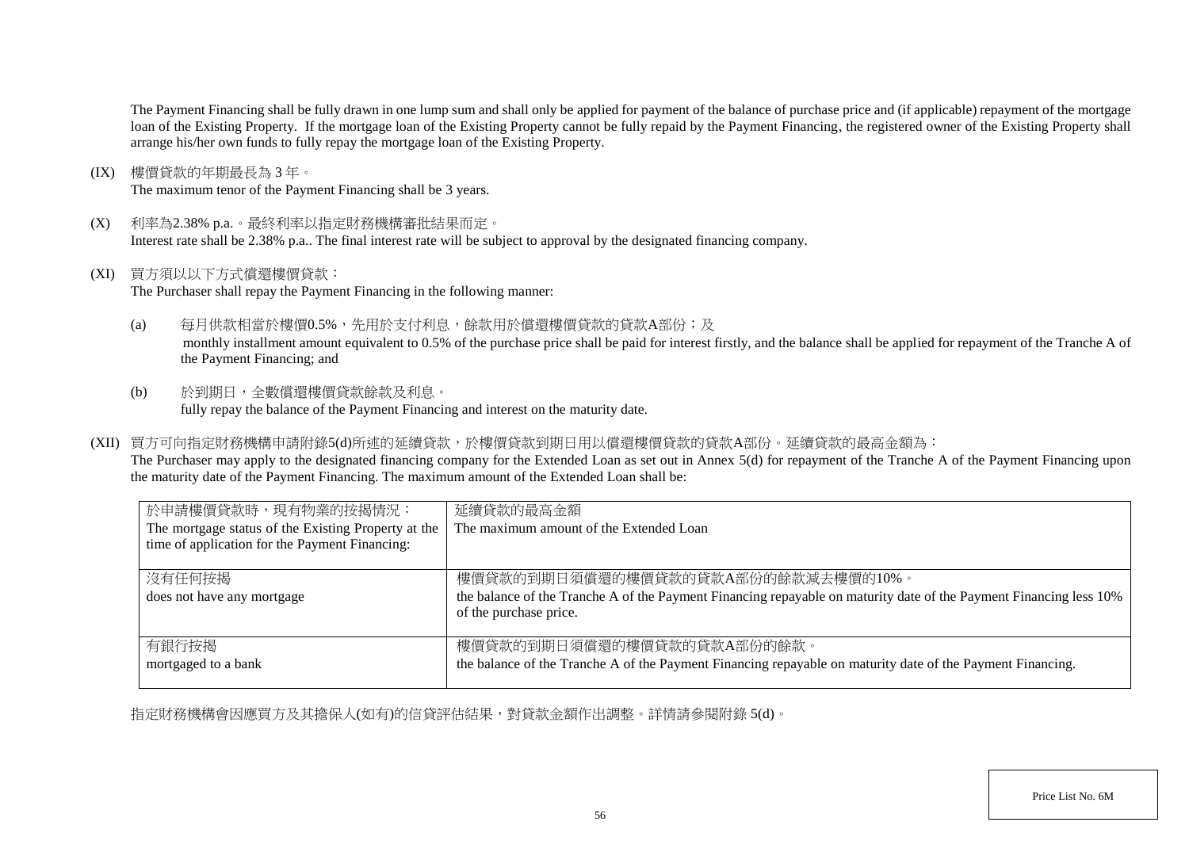The Payment Financing shall be fully drawn in one lump sum and shall only be applied for payment of the balance of purchase price and (if applicable) repayment of the mortgage loan of the Existing Property. If the mortgage loan of the Existing Property cannot be fully repaid by the Payment Financing, the registered owner of the Existing Property shall arrange his/her own funds to fully repay the mortgage loan of the Existing Property.

(IX) 樓價貸款的年期最長為 3 年。
The maximum tenor of the Payment Financing shall be 3 years.

(X) 利率為2.38% p.a.。最終利率以指定財務機構審批結果而定。
Interest rate shall be 2.38% p.a.. The final interest rate will be subject to approval by the designated financing company.

(XI) 買方須以以下方式償還樓價貸款：
The Purchaser shall repay the Payment Financing in the following manner:

(a) 每月供款相當於樓價0.5%，先用於支付利息，餘款用於償還樓價貸款的貸款A部份；及
monthly installment amount equivalent to 0.5% of the purchase price shall be paid for interest firstly, and the balance shall be applied for repayment of the Tranche A of the Payment Financing; and

(b) 於到期日，全數償還樓價貸款餘款及利息。
fully repay the balance of the Payment Financing and interest on the maturity date.

(XII) 買方可向指定財務機構申請附錄5(d)所述的延續貸款，於樓價貸款到期日用以償還樓價貸款的貸款A部份。延續貸款的最高金額為：
The Purchaser may apply to the designated financing company for the Extended Loan as set out in Annex 5(d) for repayment of the Tranche A of the Payment Financing upon the maturity date of the Payment Financing. The maximum amount of the Extended Loan shall be:

| 於申請樓價貸款時，現有物業的按揭情況：<br>The mortgage status of the Existing Property at the time of application for the Payment Financing: | 延續貸款的最高金額<br>The maximum amount of the Extended Loan |
|---|---|
| 沒有任何按揭<br>does not have any mortgage | 樓價貸款的到期日須償還的樓價貸款的貸款A部份的餘款減去樓價的10%。<br>the balance of the Tranche A of the Payment Financing repayable on maturity date of the Payment Financing less 10% of the purchase price. |
| 有銀行按揭<br>mortgaged to a bank | 樓價貸款的到期日須償還的樓價貸款的貸款A部份的餘款。<br>the balance of the Tranche A of the Payment Financing repayable on maturity date of the Payment Financing. |

指定財務機構會因應買方及其擔保人(如有)的信貸評估結果，對貸款金額作出調整。詳情請參閱附錄 5(d)。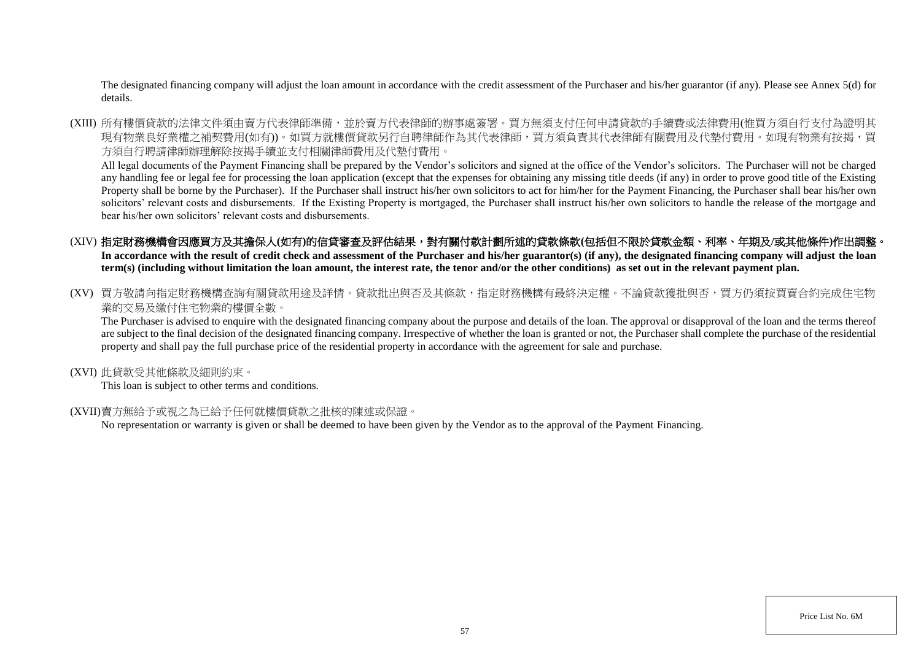The designated financing company will adjust the loan amount in accordance with the credit assessment of the Purchaser and his/her guarantor (if any). Please see Annex 5(d) for details.

(XIII) 所有樓價貸款的法律文件須由賣方代表律師準備，並於賣方代表律師的辦事處簽署。買方無須支付任何申請貸款的手續費或法律費用(惟買方須自行支付為證明其現有物業良好業權之補契費用(如有))。如買方就樓價貸款另行自聘律師作為其代表律師，買方須負責其代表律師有關費用及代墊付費用。如現有物業有按揭，買方須自行聘請律師辦理解除按揭手續並支付相關律師費用及代墊付費用。

All legal documents of the Payment Financing shall be prepared by the Vendor's solicitors and signed at the office of the Vendor's solicitors. The Purchaser will not be charged any handling fee or legal fee for processing the loan application (except that the expenses for obtaining any missing title deeds (if any) in order to prove good title of the Existing Property shall be borne by the Purchaser). If the Purchaser shall instruct his/her own solicitors to act for him/her for the Payment Financing, the Purchaser shall bear his/her own solicitors' relevant costs and disbursements. If the Existing Property is mortgaged, the Purchaser shall instruct his/her own solicitors to handle the release of the mortgage and bear his/her own solicitors' relevant costs and disbursements.

(XIV) **指定財務機構會因應買方及其擔保人(如有)的信貸審查及評估結果，對有關付款計劃所述的貸款條款(包括但不限於貸款金額、利率、年期及/或其他條件)作出調整。**
**In accordance with the result of credit check and assessment of the Purchaser and his/her guarantor(s) (if any), the designated financing company will adjust the loan term(s) (including without limitation the loan amount, the interest rate, the tenor and/or the other conditions) as set out in the relevant payment plan.**

(XV) 買方敬請向指定財務機構查詢有關貸款用途及詳情。貸款批出與否及其條款，指定財務機構有最終決定權。不論貸款獲批與否，買方仍須按買賣合約完成住宅物業的交易及繳付住宅物業的樓價全數。

The Purchaser is advised to enquire with the designated financing company about the purpose and details of the loan. The approval or disapproval of the loan and the terms thereof are subject to the final decision of the designated financing company. Irrespective of whether the loan is granted or not, the Purchaser shall complete the purchase of the residential property and shall pay the full purchase price of the residential property in accordance with the agreement for sale and purchase.

(XVI) 此貸款受其他條款及細則約束。

This loan is subject to other terms and conditions.

(XVII) 賣方無給予或視之為已給予任何就樓價貸款之批核的陳述或保證。

No representation or warranty is given or shall be deemed to have been given by the Vendor as to the approval of the Payment Financing.

Price List No. 6M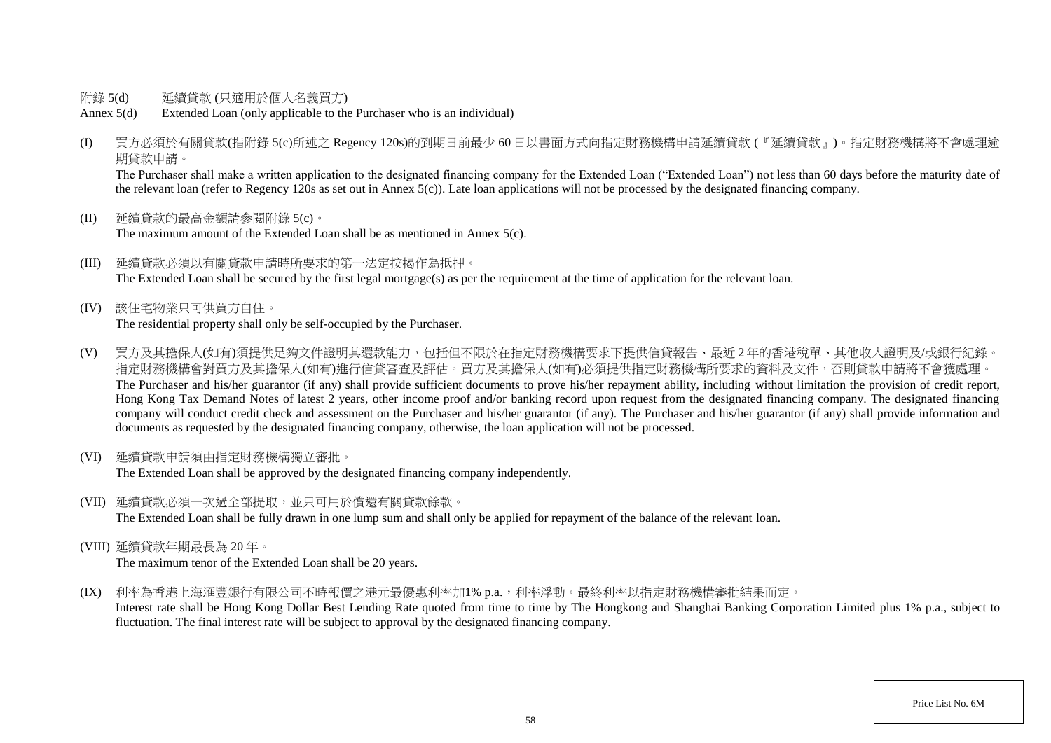附錄 5(d) 延續貸款 (只適用於個人名義買方)

Annex 5(d) Extended Loan (only applicable to the Purchaser who is an individual)

(I) 買方必須於有關貸款(指附錄 5(c)所述之 Regency 120s)的到期日前最少 60 日以書面方式向指定財務機構申請延續貸款 (『延續貸款』)。指定財務機構將不會處理逾期貸款申請。
The Purchaser shall make a written application to the designated financing company for the Extended Loan ("Extended Loan") not less than 60 days before the maturity date of the relevant loan (refer to Regency 120s as set out in Annex 5(c)). Late loan applications will not be processed by the designated financing company.

(II) 延續貸款的最高金額請參閱附錄 5(c)。
The maximum amount of the Extended Loan shall be as mentioned in Annex 5(c).

(III) 延續貸款必須以有關貸款申請時所要求的第一法定按揭作為抵押。
The Extended Loan shall be secured by the first legal mortgage(s) as per the requirement at the time of application for the relevant loan.

(IV) 該住宅物業只可供買方自住。
The residential property shall only be self-occupied by the Purchaser.

(V) 買方及其擔保人(如有)須提供足夠文件證明其還款能力，包括但不限於在指定財務機構要求下提供信貸報告、最近 2 年的香港稅單、其他收入證明及/或銀行紀錄。指定財務機構會對買方及其擔保人(如有)進行信貸審查及評估。買方及其擔保人(如有)必須提供指定財務機構所要求的資料及文件，否則貸款申請將不會獲處理。
The Purchaser and his/her guarantor (if any) shall provide sufficient documents to prove his/her repayment ability, including without limitation the provision of credit report, Hong Kong Tax Demand Notes of latest 2 years, other income proof and/or banking record upon request from the designated financing company. The designated financing company will conduct credit check and assessment on the Purchaser and his/her guarantor (if any). The Purchaser and his/her guarantor (if any) shall provide information and documents as requested by the designated financing company, otherwise, the loan application will not be processed.

(VI) 延續貸款申請須由指定財務機構獨立審批。
The Extended Loan shall be approved by the designated financing company independently.

(VII) 延續貸款必須一次過全部提取，並只可用於償還有關貸款餘款。
The Extended Loan shall be fully drawn in one lump sum and shall only be applied for repayment of the balance of the relevant loan.

(VIII) 延續貸款年期最長為 20 年。
The maximum tenor of the Extended Loan shall be 20 years.

(IX) 利率為香港上海滙豐銀行有限公司不時報價之港元最優惠利率加1% p.a.，利率浮動。最終利率以指定財務機構審批結果而定。
Interest rate shall be Hong Kong Dollar Best Lending Rate quoted from time to time by The Hongkong and Shanghai Banking Corporation Limited plus 1% p.a., subject to fluctuation. The final interest rate will be subject to approval by the designated financing company.

Price List No. 6M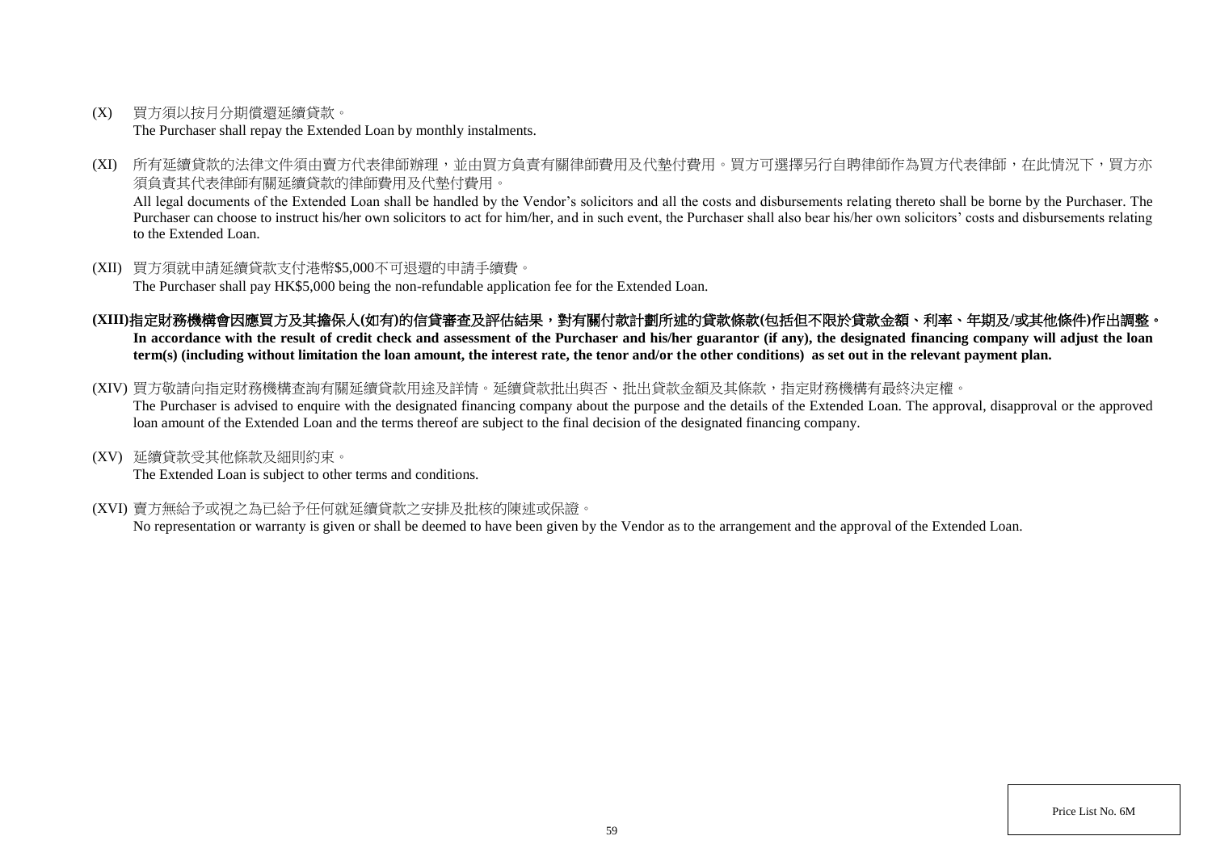(X) 買方須以按月分期償還延續貸款。
The Purchaser shall repay the Extended Loan by monthly instalments.

(XI) 所有延續貸款的法律文件須由賣方代表律師辦理，並由買方負責有關律師費用及代墊付費用。買方可選擇另行自聘律師作為買方代表律師，在此情況下，買方亦須負責其代表律師有關延續貸款的律師費用及代墊付費用。
All legal documents of the Extended Loan shall be handled by the Vendor's solicitors and all the costs and disbursements relating thereto shall be borne by the Purchaser. The Purchaser can choose to instruct his/her own solicitors to act for him/her, and in such event, the Purchaser shall also bear his/her own solicitors' costs and disbursements relating to the Extended Loan.

(XII) 買方須就申請延續貸款支付港幣$5,000不可退還的申請手續費。
The Purchaser shall pay HK$5,000 being the non-refundable application fee for the Extended Loan.

**(XIII)指定財務機構會因應買方及其擔保人(如有)的信貸審查及評估結果，對有關付款計劃所述的貸款條款(包括但不限於貸款金額、利率、年期及/或其他條件)作出調整。**
**In accordance with the result of credit check and assessment of the Purchaser and his/her guarantor (if any), the designated financing company will adjust the loan term(s) (including without limitation the loan amount, the interest rate, the tenor and/or the other conditions) as set out in the relevant payment plan.**

(XIV) 買方敬請向指定財務機構查詢有關延續貸款用途及詳情。延續貸款批出與否、批出貸款金額及其條款，指定財務機構有最終決定權。
The Purchaser is advised to enquire with the designated financing company about the purpose and the details of the Extended Loan. The approval, disapproval or the approved loan amount of the Extended Loan and the terms thereof are subject to the final decision of the designated financing company.

(XV) 延續貸款受其他條款及細則約束。
The Extended Loan is subject to other terms and conditions.

(XVI) 賣方無給予或視之為已給予任何就延續貸款之安排及批核的陳述或保證。
No representation or warranty is given or shall be deemed to have been given by the Vendor as to the arrangement and the approval of the Extended Loan.

Price List No. 6M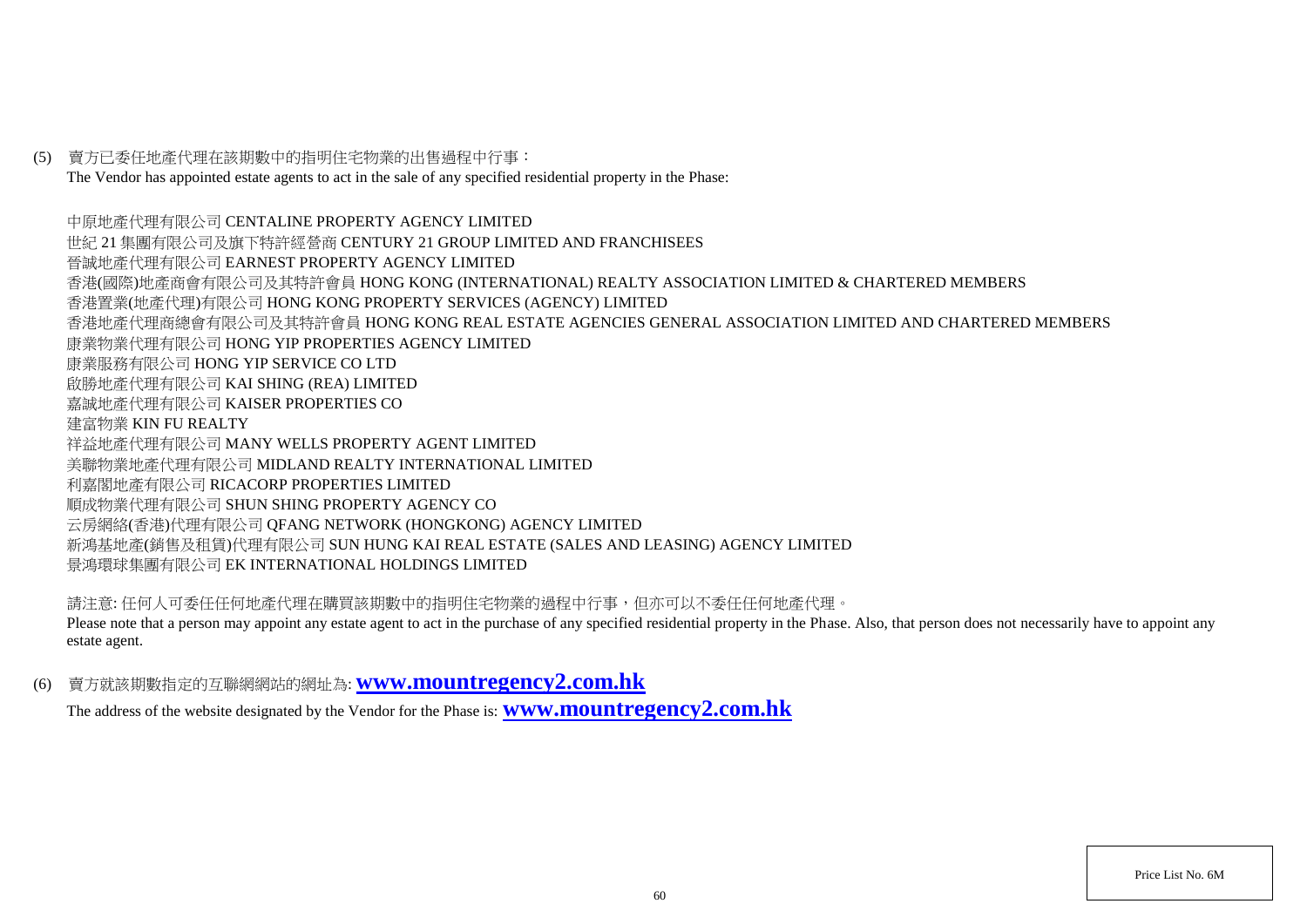(5) 賣方已委任地產代理在該期數中的指明住宅物業的出售過程中行事：
The Vendor has appointed estate agents to act in the sale of any specified residential property in the Phase:

中原地產代理有限公司 CENTALINE PROPERTY AGENCY LIMITED
世紀 21 集團有限公司及旗下特許經營商 CENTURY 21 GROUP LIMITED AND FRANCHISEES
晉誠地產代理有限公司 EARNEST PROPERTY AGENCY LIMITED
香港(國際)地產商會有限公司及其特許會員 HONG KONG (INTERNATIONAL) REALTY ASSOCIATION LIMITED & CHARTERED MEMBERS
香港置業(地產代理)有限公司 HONG KONG PROPERTY SERVICES (AGENCY) LIMITED
香港地產代理商總會有限公司及其特許會員 HONG KONG REAL ESTATE AGENCIES GENERAL ASSOCIATION LIMITED AND CHARTERED MEMBERS
康業物業代理有限公司 HONG YIP PROPERTIES AGENCY LIMITED
康業服務有限公司 HONG YIP SERVICE CO LTD
啟勝地產代理有限公司 KAI SHING (REA) LIMITED
嘉誠地產代理有限公司 KAISER PROPERTIES CO
建富物業 KIN FU REALTY
祥益地產代理有限公司 MANY WELLS PROPERTY AGENT LIMITED
美聯物業地產代理有限公司 MIDLAND REALTY INTERNATIONAL LIMITED
利嘉閣地產有限公司 RICACORP PROPERTIES LIMITED
順成物業代理有限公司 SHUN SHING PROPERTY AGENCY CO
云房網絡(香港)代理有限公司 QFANG NETWORK (HONGKONG) AGENCY LIMITED
新鴻基地產(銷售及租賃)代理有限公司 SUN HUNG KAI REAL ESTATE (SALES AND LEASING) AGENCY LIMITED
景鴻環球集團有限公司 EK INTERNATIONAL HOLDINGS LIMITED

請注意: 任何人可委任任何地產代理在購買該期數中的指明住宅物業的過程中行事，但亦可以不委任任何地產代理。
Please note that a person may appoint any estate agent to act in the purchase of any specified residential property in the Phase. Also, that person does not necessarily have to appoint any estate agent.

(6) 賣方就該期數指定的互聯網網站的網址為: **www.mountregency2.com.hk**
The address of the website designated by the Vendor for the Phase is: **www.mountregency2.com.hk**

Price List No. 6M